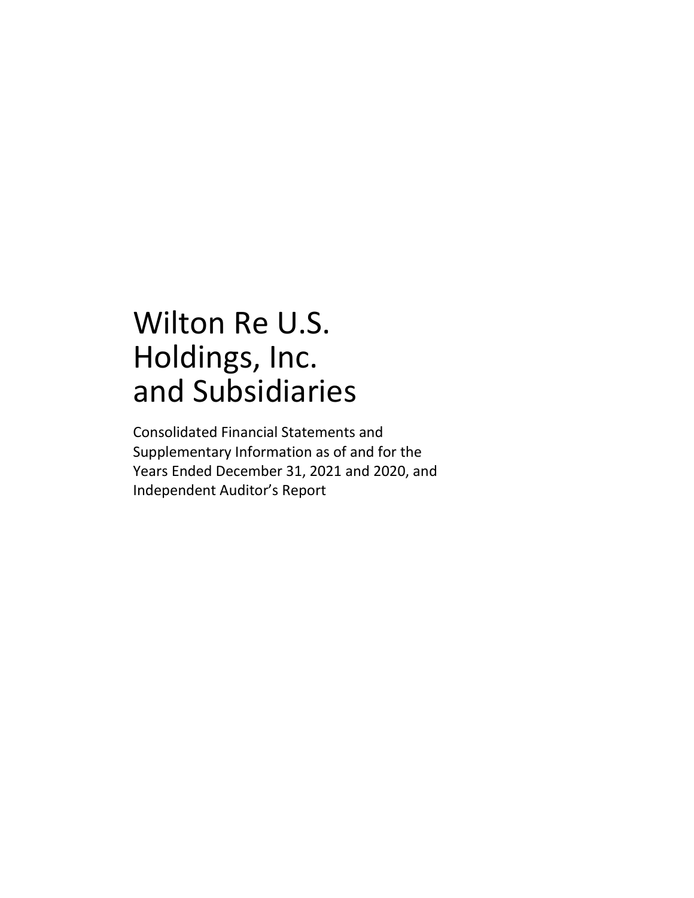# Wilton Re U.S. Holdings, Inc. and Subsidiaries

Consolidated Financial Statements and Supplementary Information as of and for the Years Ended December 31, 2021 and 2020, and Independent Auditor's Report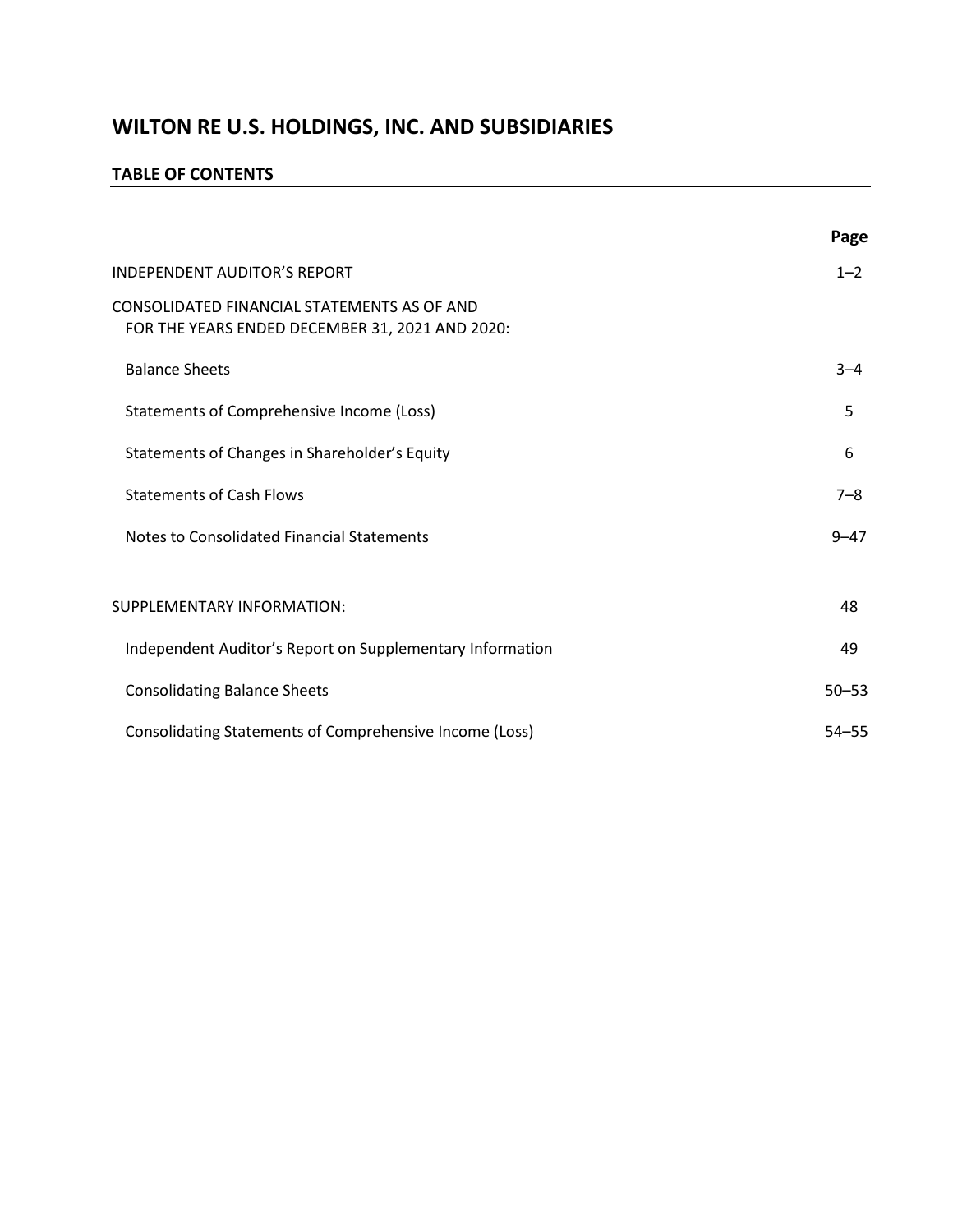# WILTON RE U.S. HOLDINGS, INC. AND SUBSIDIARIES

## TABLE OF CONTENTS

| | Page |
|---|---|
| INDEPENDENT AUDITOR'S REPORT | 1–2 |
| CONSOLIDATED FINANCIAL STATEMENTS AS OF AND FOR THE YEARS ENDED DECEMBER 31, 2021 AND 2020: | |
| Balance Sheets | 3–4 |
| Statements of Comprehensive Income (Loss) | 5 |
| Statements of Changes in Shareholder's Equity | 6 |
| Statements of Cash Flows | 7–8 |
| Notes to Consolidated Financial Statements | 9–47 |
| SUPPLEMENTARY INFORMATION: | 48 |
| Independent Auditor's Report on Supplementary Information | 49 |
| Consolidating Balance Sheets | 50–53 |
| Consolidating Statements of Comprehensive Income (Loss) | 54–55 |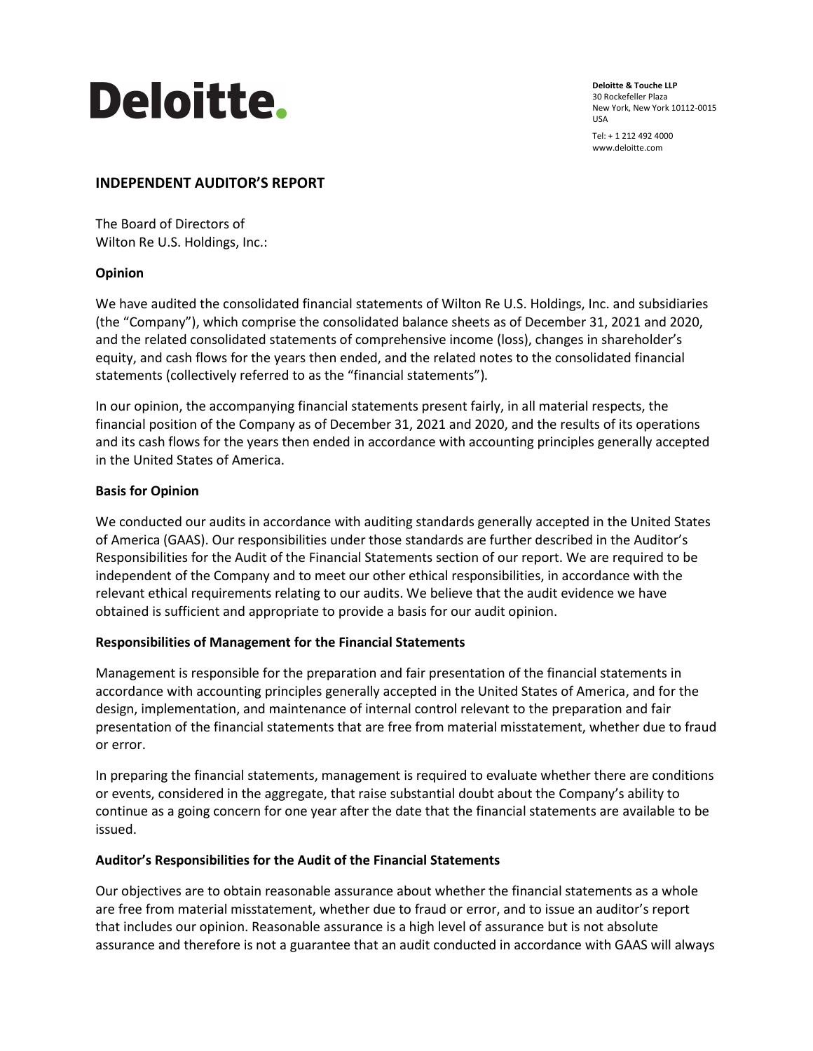Deloitte.

**Deloitte & Touche LLP**
30 Rockefeller Plaza
New York, New York 10112-0015
USA

Tel: + 1 212 492 4000
www.deloitte.com

## INDEPENDENT AUDITOR'S REPORT

The Board of Directors of
Wilton Re U.S. Holdings, Inc.:

### Opinion

We have audited the consolidated financial statements of Wilton Re U.S. Holdings, Inc. and subsidiaries (the "Company"), which comprise the consolidated balance sheets as of December 31, 2021 and 2020, and the related consolidated statements of comprehensive income (loss), changes in shareholder's equity, and cash flows for the years then ended, and the related notes to the consolidated financial statements (collectively referred to as the "financial statements").

In our opinion, the accompanying financial statements present fairly, in all material respects, the financial position of the Company as of December 31, 2021 and 2020, and the results of its operations and its cash flows for the years then ended in accordance with accounting principles generally accepted in the United States of America.

### Basis for Opinion

We conducted our audits in accordance with auditing standards generally accepted in the United States of America (GAAS). Our responsibilities under those standards are further described in the Auditor's Responsibilities for the Audit of the Financial Statements section of our report. We are required to be independent of the Company and to meet our other ethical responsibilities, in accordance with the relevant ethical requirements relating to our audits. We believe that the audit evidence we have obtained is sufficient and appropriate to provide a basis for our audit opinion.

### Responsibilities of Management for the Financial Statements

Management is responsible for the preparation and fair presentation of the financial statements in accordance with accounting principles generally accepted in the United States of America, and for the design, implementation, and maintenance of internal control relevant to the preparation and fair presentation of the financial statements that are free from material misstatement, whether due to fraud or error.

In preparing the financial statements, management is required to evaluate whether there are conditions or events, considered in the aggregate, that raise substantial doubt about the Company's ability to continue as a going concern for one year after the date that the financial statements are available to be issued.

### Auditor's Responsibilities for the Audit of the Financial Statements

Our objectives are to obtain reasonable assurance about whether the financial statements as a whole are free from material misstatement, whether due to fraud or error, and to issue an auditor's report that includes our opinion. Reasonable assurance is a high level of assurance but is not absolute assurance and therefore is not a guarantee that an audit conducted in accordance with GAAS will always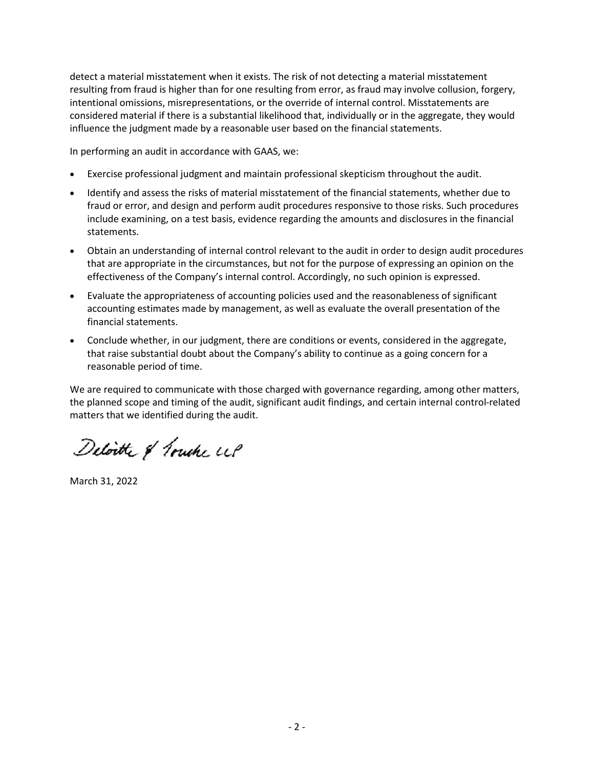detect a material misstatement when it exists. The risk of not detecting a material misstatement resulting from fraud is higher than for one resulting from error, as fraud may involve collusion, forgery, intentional omissions, misrepresentations, or the override of internal control. Misstatements are considered material if there is a substantial likelihood that, individually or in the aggregate, they would influence the judgment made by a reasonable user based on the financial statements.

In performing an audit in accordance with GAAS, we:

- Exercise professional judgment and maintain professional skepticism throughout the audit.
- Identify and assess the risks of material misstatement of the financial statements, whether due to fraud or error, and design and perform audit procedures responsive to those risks. Such procedures include examining, on a test basis, evidence regarding the amounts and disclosures in the financial statements.
- Obtain an understanding of internal control relevant to the audit in order to design audit procedures that are appropriate in the circumstances, but not for the purpose of expressing an opinion on the effectiveness of the Company's internal control. Accordingly, no such opinion is expressed.
- Evaluate the appropriateness of accounting policies used and the reasonableness of significant accounting estimates made by management, as well as evaluate the overall presentation of the financial statements.
- Conclude whether, in our judgment, there are conditions or events, considered in the aggregate, that raise substantial doubt about the Company's ability to continue as a going concern for a reasonable period of time.

We are required to communicate with those charged with governance regarding, among other matters, the planned scope and timing of the audit, significant audit findings, and certain internal control-related matters that we identified during the audit.

Deloitte & Touche LLP

March 31, 2022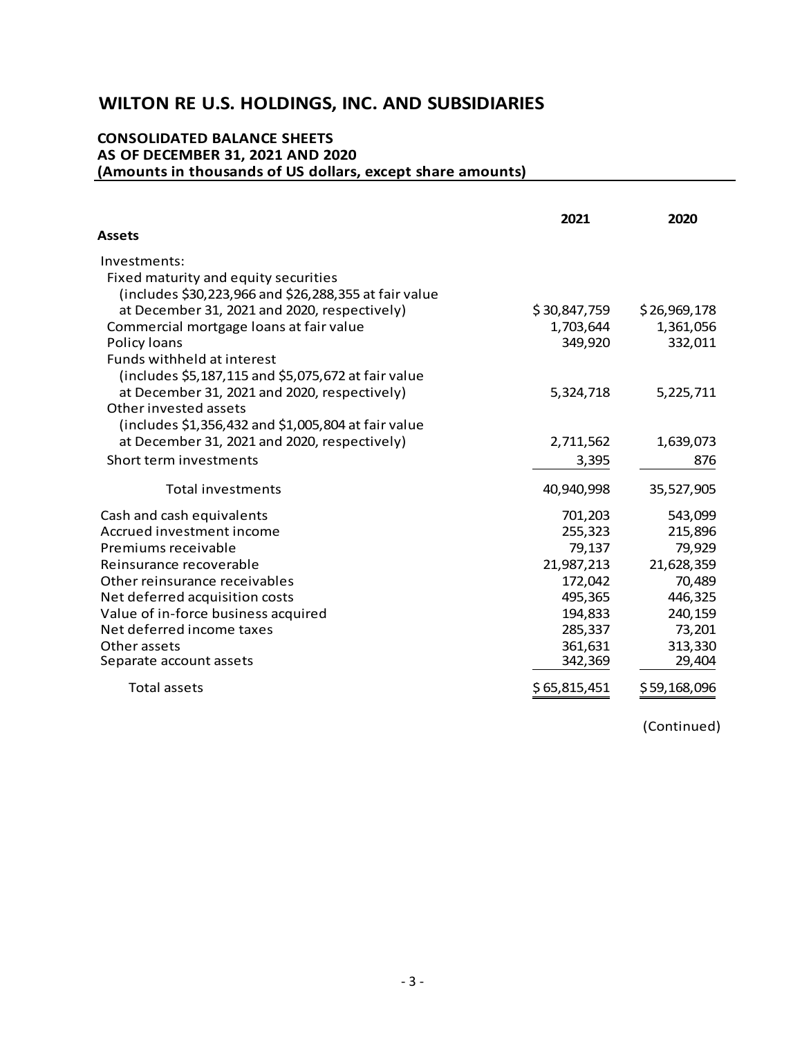# WILTON RE U.S. HOLDINGS, INC. AND SUBSIDIARIES

## CONSOLIDATED BALANCE SHEETS
## AS OF DECEMBER 31, 2021 AND 2020
## (Amounts in thousands of US dollars, except share amounts)

| | 2021 | 2020 |
|---|---|---|
| **Assets** | | |
| Investments: | | |
| Fixed maturity and equity securities (includes $30,223,966 and $26,288,355 at fair value at December 31, 2021 and 2020, respectively) | $ 30,847,759 | $ 26,969,178 |
| Commercial mortgage loans at fair value | 1,703,644 | 1,361,056 |
| Policy loans | 349,920 | 332,011 |
| Funds withheld at interest (includes $5,187,115 and $5,075,672 at fair value at December 31, 2021 and 2020, respectively) | 5,324,718 | 5,225,711 |
| Other invested assets (includes $1,356,432 and $1,005,804 at fair value at December 31, 2021 and 2020, respectively) | 2,711,562 | 1,639,073 |
| Short term investments | 3,395 | 876 |
| Total investments | 40,940,998 | 35,527,905 |
| Cash and cash equivalents | 701,203 | 543,099 |
| Accrued investment income | 255,323 | 215,896 |
| Premiums receivable | 79,137 | 79,929 |
| Reinsurance recoverable | 21,987,213 | 21,628,359 |
| Other reinsurance receivables | 172,042 | 70,489 |
| Net deferred acquisition costs | 495,365 | 446,325 |
| Value of in-force business acquired | 194,833 | 240,159 |
| Net deferred income taxes | 285,337 | 73,201 |
| Other assets | 361,631 | 313,330 |
| Separate account assets | 342,369 | 29,404 |
| Total assets | $ 65,815,451 | $ 59,168,096 |

(Continued)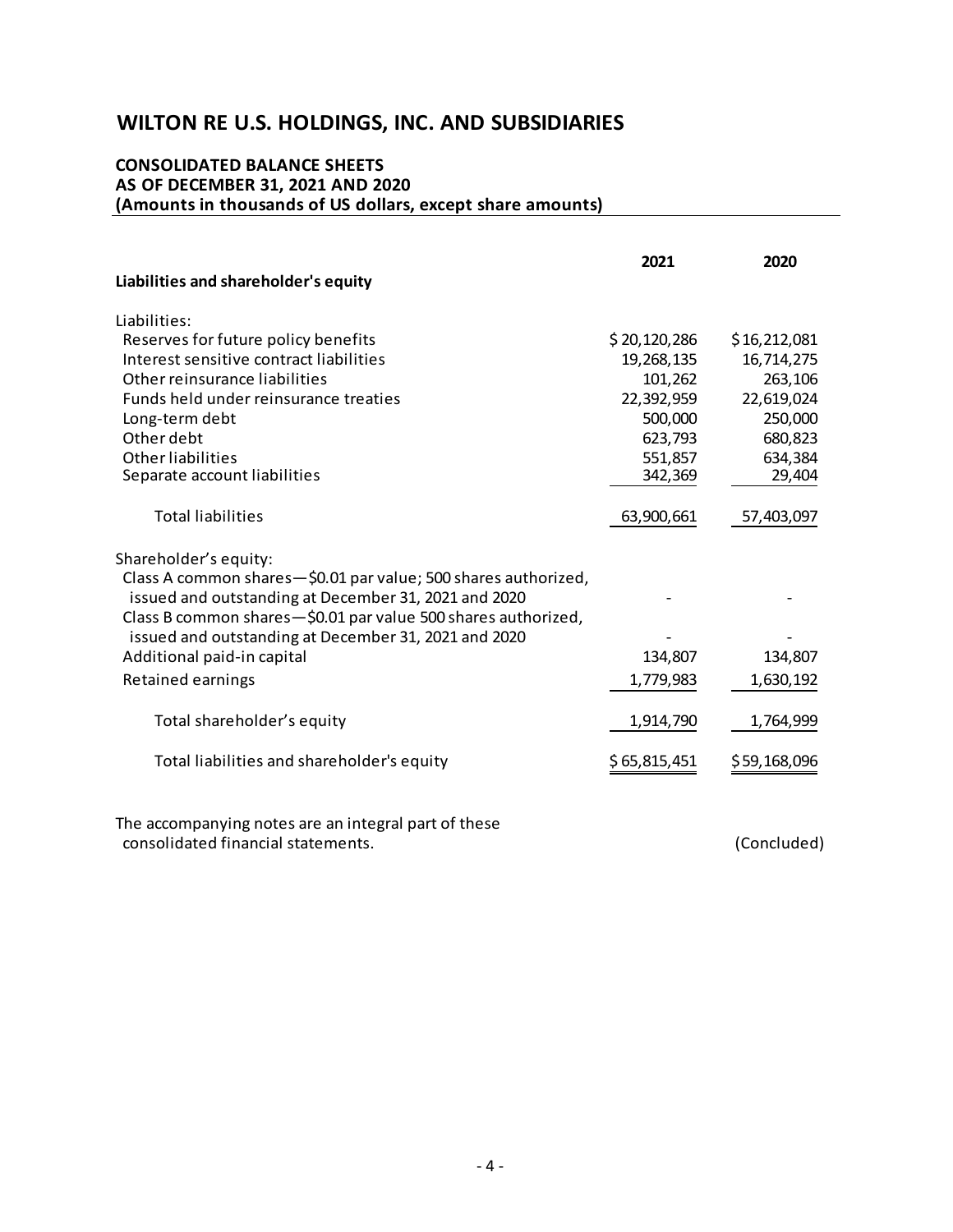# WILTON RE U.S. HOLDINGS, INC. AND SUBSIDIARIES

## CONSOLIDATED BALANCE SHEETS
## AS OF DECEMBER 31, 2021 AND 2020
## (Amounts in thousands of US dollars, except share amounts)

| Liabilities and shareholder's equity | 2021 | 2020 |
|---|---|---|
| Liabilities: | | |
| Reserves for future policy benefits | $ 20,120,286 | $ 16,212,081 |
| Interest sensitive contract liabilities | 19,268,135 | 16,714,275 |
| Other reinsurance liabilities | 101,262 | 263,106 |
| Funds held under reinsurance treaties | 22,392,959 | 22,619,024 |
| Long-term debt | 500,000 | 250,000 |
| Other debt | 623,793 | 680,823 |
| Other liabilities | 551,857 | 634,384 |
| Separate account liabilities | 342,369 | 29,404 |
| Total liabilities | 63,900,661 | 57,403,097 |
| Shareholder's equity: | | |
| Class A common shares—$0.01 par value; 500 shares authorized, issued and outstanding at December 31, 2021 and 2020 | - | - |
| Class B common shares—$0.01 par value 500 shares authorized, issued and outstanding at December 31, 2021 and 2020 | - | - |
| Additional paid-in capital | 134,807 | 134,807 |
| Retained earnings | 1,779,983 | 1,630,192 |
| Total shareholder's equity | 1,914,790 | 1,764,999 |
| Total liabilities and shareholder's equity | $ 65,815,451 | $ 59,168,096 |

The accompanying notes are an integral part of these consolidated financial statements.

(Concluded)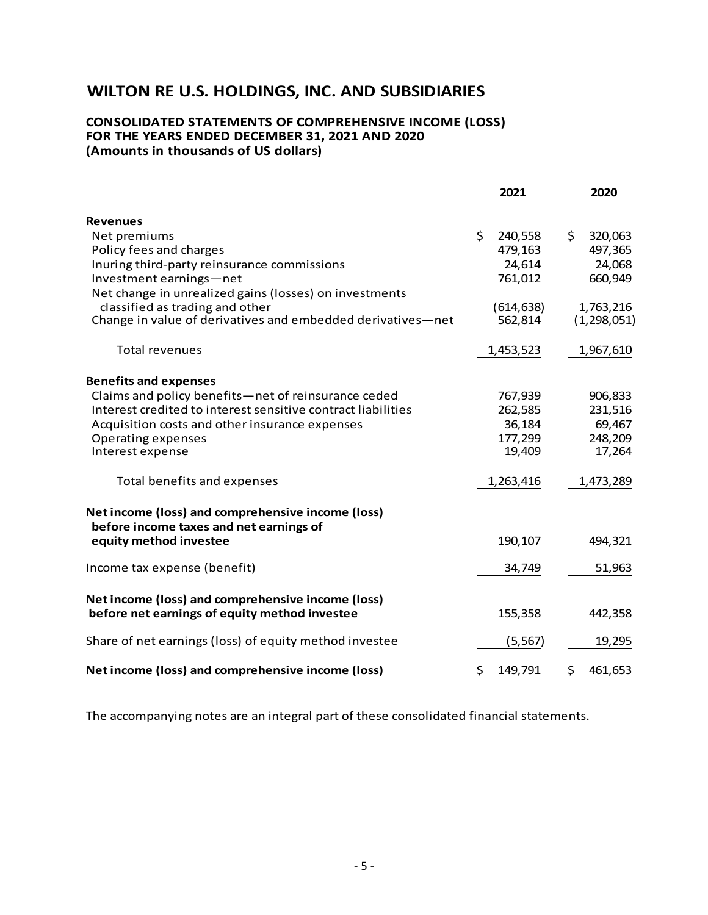# WILTON RE U.S. HOLDINGS, INC. AND SUBSIDIARIES

## CONSOLIDATED STATEMENTS OF COMPREHENSIVE INCOME (LOSS) FOR THE YEARS ENDED DECEMBER 31, 2021 AND 2020 (Amounts in thousands of US dollars)

| | 2021 | 2020 |
|---|---|---|
| **Revenues** | | |
| Net premiums | $ 240,558 | $ 320,063 |
| Policy fees and charges | 479,163 | 497,365 |
| Inuring third-party reinsurance commissions | 24,614 | 24,068 |
| Investment earnings—net | 761,012 | 660,949 |
| Net change in unrealized gains (losses) on investments classified as trading and other | (614,638) | 1,763,216 |
| Change in value of derivatives and embedded derivatives—net | 562,814 | (1,298,051) |
| Total revenues | 1,453,523 | 1,967,610 |
| **Benefits and expenses** | | |
| Claims and policy benefits—net of reinsurance ceded | 767,939 | 906,833 |
| Interest credited to interest sensitive contract liabilities | 262,585 | 231,516 |
| Acquisition costs and other insurance expenses | 36,184 | 69,467 |
| Operating expenses | 177,299 | 248,209 |
| Interest expense | 19,409 | 17,264 |
| Total benefits and expenses | 1,263,416 | 1,473,289 |
| **Net income (loss) and comprehensive income (loss) before income taxes and net earnings of equity method investee** | 190,107 | 494,321 |
| Income tax expense (benefit) | 34,749 | 51,963 |
| **Net income (loss) and comprehensive income (loss) before net earnings of equity method investee** | 155,358 | 442,358 |
| Share of net earnings (loss) of equity method investee | (5,567) | 19,295 |
| **Net income (loss) and comprehensive income (loss)** | $ 149,791 | $ 461,653 |

The accompanying notes are an integral part of these consolidated financial statements.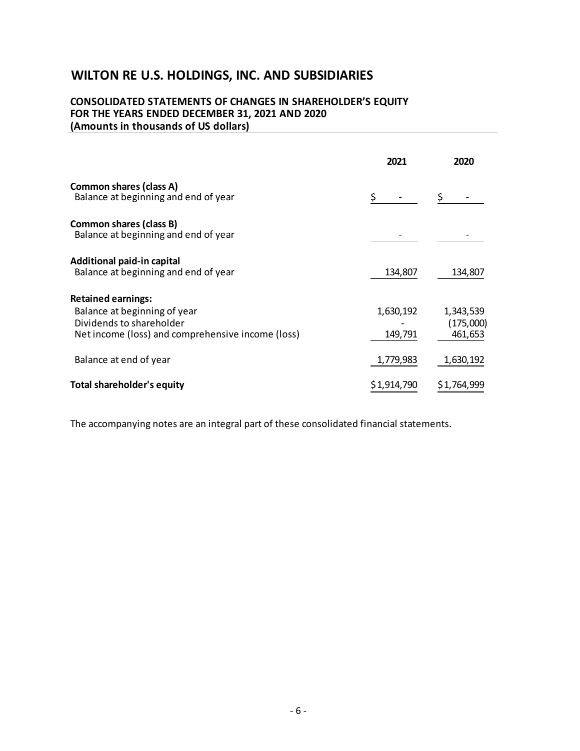# WILTON RE U.S. HOLDINGS, INC. AND SUBSIDIARIES

## CONSOLIDATED STATEMENTS OF CHANGES IN SHAREHOLDER'S EQUITY
## FOR THE YEARS ENDED DECEMBER 31, 2021 AND 2020
## (Amounts in thousands of US dollars)

| | 2021 | 2020 |
|---|---|---|
| **Common shares (class A)** | | |
| Balance at beginning and end of year | $ - | $ - |
| **Common shares (class B)** | | |
| Balance at beginning and end of year | - | - |
| **Additional paid-in capital** | | |
| Balance at beginning and end of year | 134,807 | 134,807 |
| **Retained earnings:** | | |
| Balance at beginning of year | 1,630,192 | 1,343,539 |
| Dividends to shareholder | - | (175,000) |
| Net income (loss) and comprehensive income (loss) | 149,791 | 461,653 |
| Balance at end of year | 1,779,983 | 1,630,192 |
| **Total shareholder's equity** | $1,914,790 | $1,764,999 |

The accompanying notes are an integral part of these consolidated financial statements.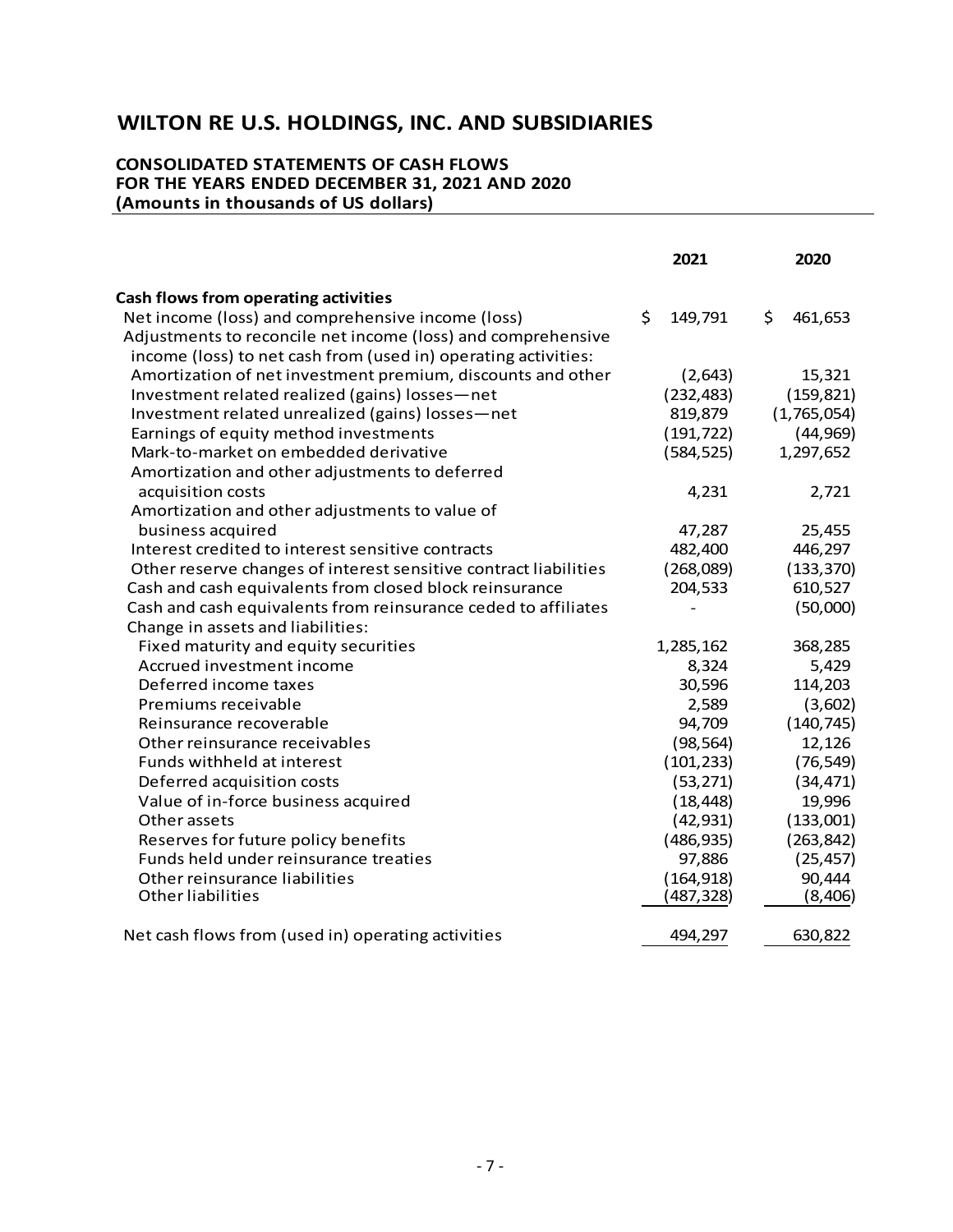# WILTON RE U.S. HOLDINGS, INC. AND SUBSIDIARIES

## CONSOLIDATED STATEMENTS OF CASH FLOWS
## FOR THE YEARS ENDED DECEMBER 31, 2021 AND 2020
## (Amounts in thousands of US dollars)

| | 2021 | 2020 |
|---|---|---|
| **Cash flows from operating activities** | | |
| Net income (loss) and comprehensive income (loss) | $ 149,791 | $ 461,653 |
| Adjustments to reconcile net income (loss) and comprehensive income (loss) to net cash from (used in) operating activities: | | |
| Amortization of net investment premium, discounts and other | (2,643) | 15,321 |
| Investment related realized (gains) losses—net | (232,483) | (159,821) |
| Investment related unrealized (gains) losses—net | 819,879 | (1,765,054) |
| Earnings of equity method investments | (191,722) | (44,969) |
| Mark-to-market on embedded derivative | (584,525) | 1,297,652 |
| Amortization and other adjustments to deferred acquisition costs | 4,231 | 2,721 |
| Amortization and other adjustments to value of business acquired | 47,287 | 25,455 |
| Interest credited to interest sensitive contracts | 482,400 | 446,297 |
| Other reserve changes of interest sensitive contract liabilities | (268,089) | (133,370) |
| Cash and cash equivalents from closed block reinsurance | 204,533 | 610,527 |
| Cash and cash equivalents from reinsurance ceded to affiliates | - | (50,000) |
| Change in assets and liabilities: | | |
| Fixed maturity and equity securities | 1,285,162 | 368,285 |
| Accrued investment income | 8,324 | 5,429 |
| Deferred income taxes | 30,596 | 114,203 |
| Premiums receivable | 2,589 | (3,602) |
| Reinsurance recoverable | 94,709 | (140,745) |
| Other reinsurance receivables | (98,564) | 12,126 |
| Funds withheld at interest | (101,233) | (76,549) |
| Deferred acquisition costs | (53,271) | (34,471) |
| Value of in-force business acquired | (18,448) | 19,996 |
| Other assets | (42,931) | (133,001) |
| Reserves for future policy benefits | (486,935) | (263,842) |
| Funds held under reinsurance treaties | 97,886 | (25,457) |
| Other reinsurance liabilities | (164,918) | 90,444 |
| Other liabilities | (487,328) | (8,406) |
| Net cash flows from (used in) operating activities | 494,297 | 630,822 |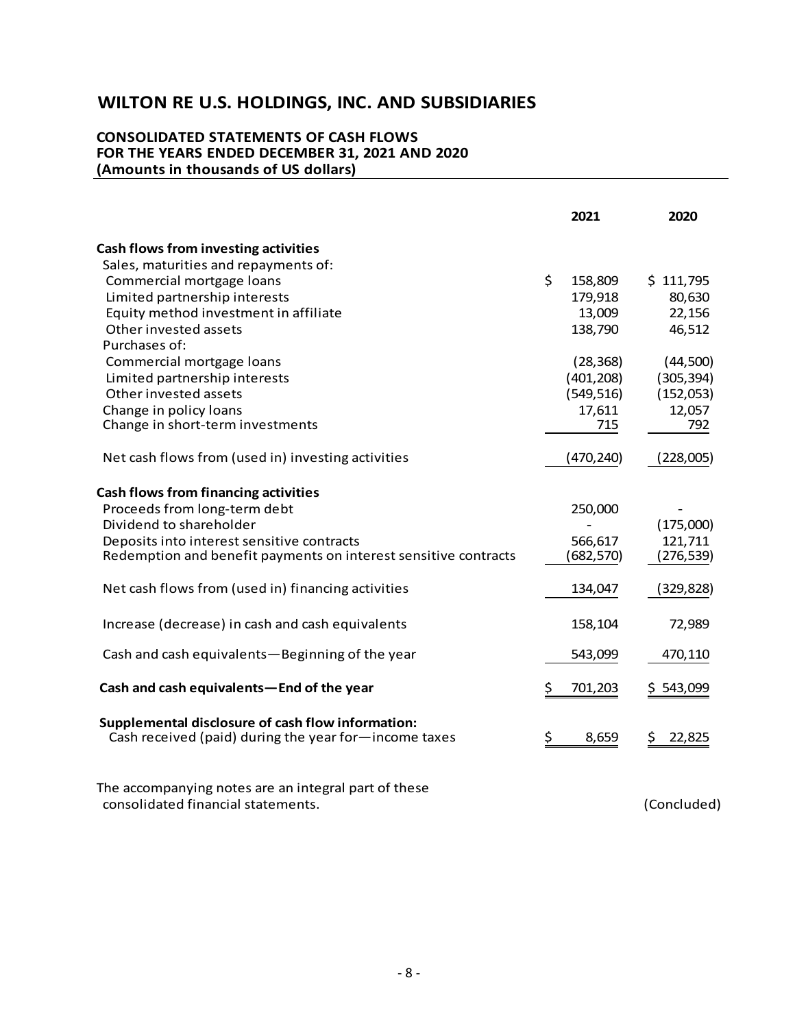# WILTON RE U.S. HOLDINGS, INC. AND SUBSIDIARIES

## CONSOLIDATED STATEMENTS OF CASH FLOWS
## FOR THE YEARS ENDED DECEMBER 31, 2021 AND 2020
## (Amounts in thousands of US dollars)

| | 2021 | 2020 |
|---|---|---|
| **Cash flows from investing activities** | | |
| Sales, maturities and repayments of: | | |
| Commercial mortgage loans | $ 158,809 | $ 111,795 |
| Limited partnership interests | 179,918 | 80,630 |
| Equity method investment in affiliate | 13,009 | 22,156 |
| Other invested assets | 138,790 | 46,512 |
| Purchases of: | | |
| Commercial mortgage loans | (28,368) | (44,500) |
| Limited partnership interests | (401,208) | (305,394) |
| Other invested assets | (549,516) | (152,053) |
| Change in policy loans | 17,611 | 12,057 |
| Change in short-term investments | 715 | 792 |
| Net cash flows from (used in) investing activities | (470,240) | (228,005) |
| **Cash flows from financing activities** | | |
| Proceeds from long-term debt | 250,000 | - |
| Dividend to shareholder | - | (175,000) |
| Deposits into interest sensitive contracts | 566,617 | 121,711 |
| Redemption and benefit payments on interest sensitive contracts | (682,570) | (276,539) |
| Net cash flows from (used in) financing activities | 134,047 | (329,828) |
| Increase (decrease) in cash and cash equivalents | 158,104 | 72,989 |
| Cash and cash equivalents—Beginning of the year | 543,099 | 470,110 |
| **Cash and cash equivalents—End of the year** | $ 701,203 | $ 543,099 |
| **Supplemental disclosure of cash flow information:** | | |
| Cash received (paid) during the year for—income taxes | $ 8,659 | $ 22,825 |

The accompanying notes are an integral part of these consolidated financial statements.

(Concluded)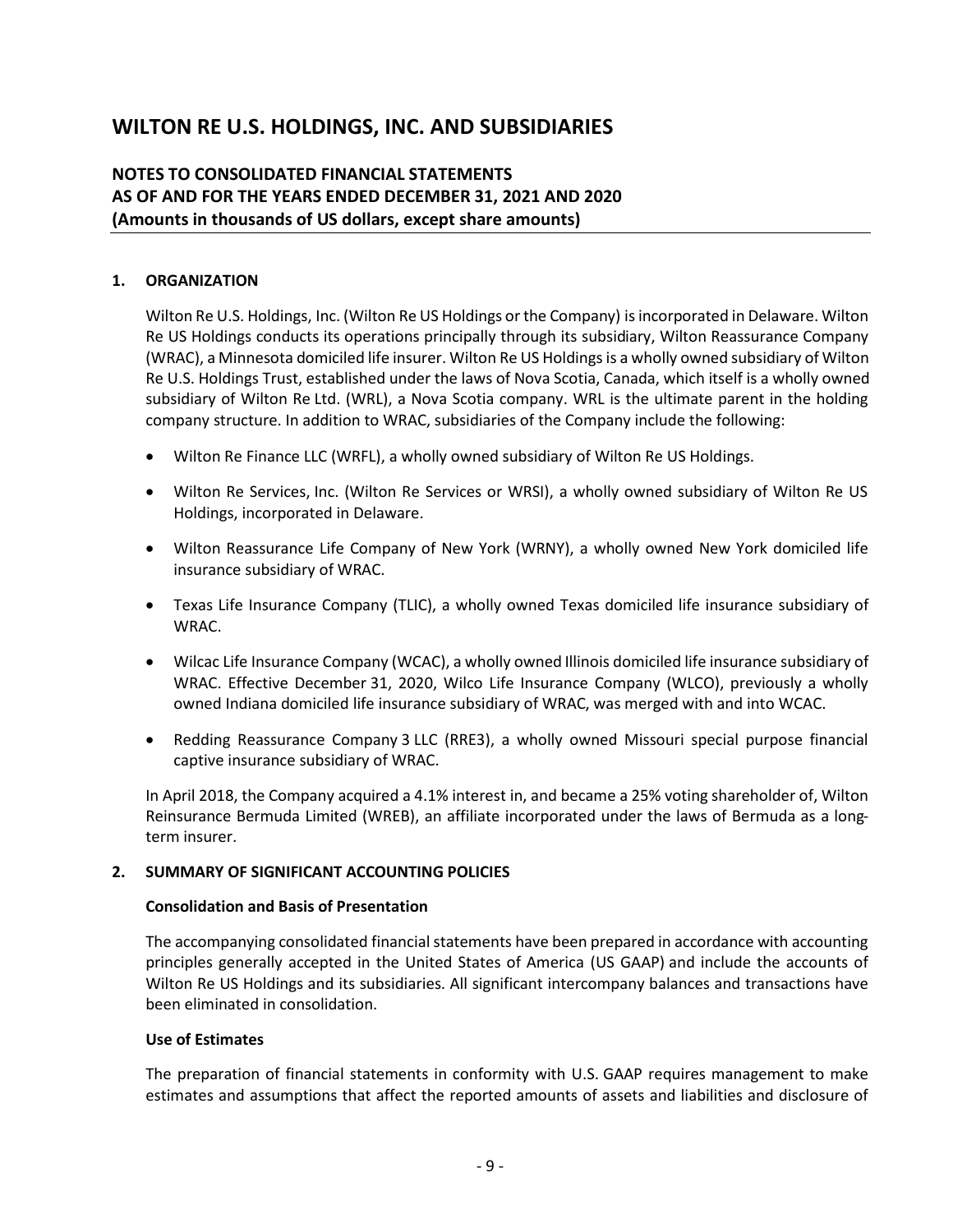# WILTON RE U.S. HOLDINGS, INC. AND SUBSIDIARIES

## NOTES TO CONSOLIDATED FINANCIAL STATEMENTS
## AS OF AND FOR THE YEARS ENDED DECEMBER 31, 2021 AND 2020
## (Amounts in thousands of US dollars, except share amounts)

### 1. ORGANIZATION

Wilton Re U.S. Holdings, Inc. (Wilton Re US Holdings or the Company) is incorporated in Delaware. Wilton Re US Holdings conducts its operations principally through its subsidiary, Wilton Reassurance Company (WRAC), a Minnesota domiciled life insurer. Wilton Re US Holdings is a wholly owned subsidiary of Wilton Re U.S. Holdings Trust, established under the laws of Nova Scotia, Canada, which itself is a wholly owned subsidiary of Wilton Re Ltd. (WRL), a Nova Scotia company. WRL is the ultimate parent in the holding company structure. In addition to WRAC, subsidiaries of the Company include the following:

- Wilton Re Finance LLC (WRFL), a wholly owned subsidiary of Wilton Re US Holdings.
- Wilton Re Services, Inc. (Wilton Re Services or WRSI), a wholly owned subsidiary of Wilton Re US Holdings, incorporated in Delaware.
- Wilton Reassurance Life Company of New York (WRNY), a wholly owned New York domiciled life insurance subsidiary of WRAC.
- Texas Life Insurance Company (TLIC), a wholly owned Texas domiciled life insurance subsidiary of WRAC.
- Wilcac Life Insurance Company (WCAC), a wholly owned Illinois domiciled life insurance subsidiary of WRAC. Effective December 31, 2020, Wilco Life Insurance Company (WLCO), previously a wholly owned Indiana domiciled life insurance subsidiary of WRAC, was merged with and into WCAC.
- Redding Reassurance Company 3 LLC (RRE3), a wholly owned Missouri special purpose financial captive insurance subsidiary of WRAC.

In April 2018, the Company acquired a 4.1% interest in, and became a 25% voting shareholder of, Wilton Reinsurance Bermuda Limited (WREB), an affiliate incorporated under the laws of Bermuda as a long-term insurer.

### 2. SUMMARY OF SIGNIFICANT ACCOUNTING POLICIES

#### Consolidation and Basis of Presentation

The accompanying consolidated financial statements have been prepared in accordance with accounting principles generally accepted in the United States of America (US GAAP) and include the accounts of Wilton Re US Holdings and its subsidiaries. All significant intercompany balances and transactions have been eliminated in consolidation.

#### Use of Estimates

The preparation of financial statements in conformity with U.S. GAAP requires management to make estimates and assumptions that affect the reported amounts of assets and liabilities and disclosure of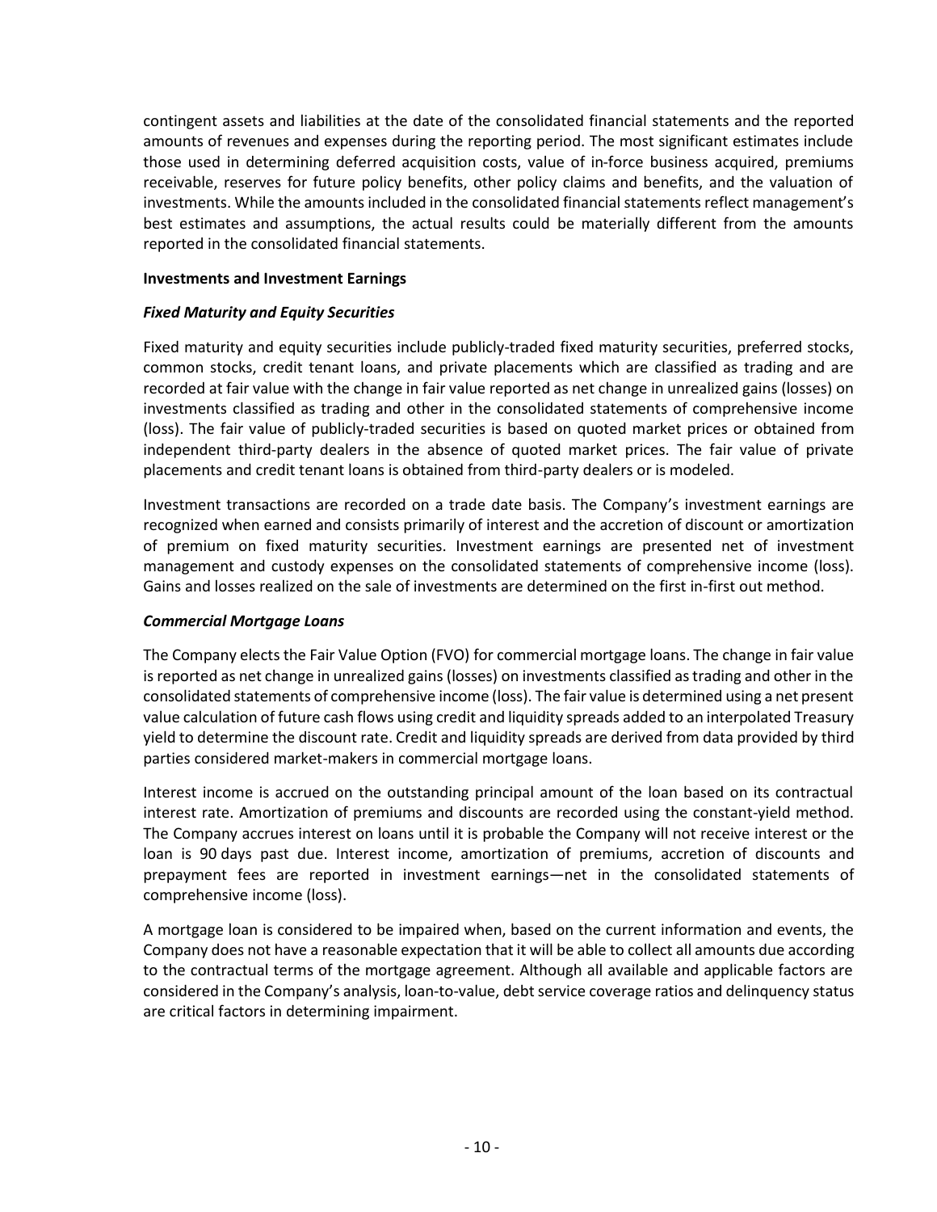contingent assets and liabilities at the date of the consolidated financial statements and the reported amounts of revenues and expenses during the reporting period. The most significant estimates include those used in determining deferred acquisition costs, value of in-force business acquired, premiums receivable, reserves for future policy benefits, other policy claims and benefits, and the valuation of investments. While the amounts included in the consolidated financial statements reflect management's best estimates and assumptions, the actual results could be materially different from the amounts reported in the consolidated financial statements.

**Investments and Investment Earnings**

***Fixed Maturity and Equity Securities***

Fixed maturity and equity securities include publicly-traded fixed maturity securities, preferred stocks, common stocks, credit tenant loans, and private placements which are classified as trading and are recorded at fair value with the change in fair value reported as net change in unrealized gains (losses) on investments classified as trading and other in the consolidated statements of comprehensive income (loss). The fair value of publicly-traded securities is based on quoted market prices or obtained from independent third-party dealers in the absence of quoted market prices. The fair value of private placements and credit tenant loans is obtained from third-party dealers or is modeled.

Investment transactions are recorded on a trade date basis. The Company's investment earnings are recognized when earned and consists primarily of interest and the accretion of discount or amortization of premium on fixed maturity securities. Investment earnings are presented net of investment management and custody expenses on the consolidated statements of comprehensive income (loss). Gains and losses realized on the sale of investments are determined on the first in-first out method.

***Commercial Mortgage Loans***

The Company elects the Fair Value Option (FVO) for commercial mortgage loans. The change in fair value is reported as net change in unrealized gains (losses) on investments classified as trading and other in the consolidated statements of comprehensive income (loss). The fair value is determined using a net present value calculation of future cash flows using credit and liquidity spreads added to an interpolated Treasury yield to determine the discount rate. Credit and liquidity spreads are derived from data provided by third parties considered market-makers in commercial mortgage loans.

Interest income is accrued on the outstanding principal amount of the loan based on its contractual interest rate. Amortization of premiums and discounts are recorded using the constant-yield method. The Company accrues interest on loans until it is probable the Company will not receive interest or the loan is 90 days past due. Interest income, amortization of premiums, accretion of discounts and prepayment fees are reported in investment earnings—net in the consolidated statements of comprehensive income (loss).

A mortgage loan is considered to be impaired when, based on the current information and events, the Company does not have a reasonable expectation that it will be able to collect all amounts due according to the contractual terms of the mortgage agreement. Although all available and applicable factors are considered in the Company's analysis, loan-to-value, debt service coverage ratios and delinquency status are critical factors in determining impairment.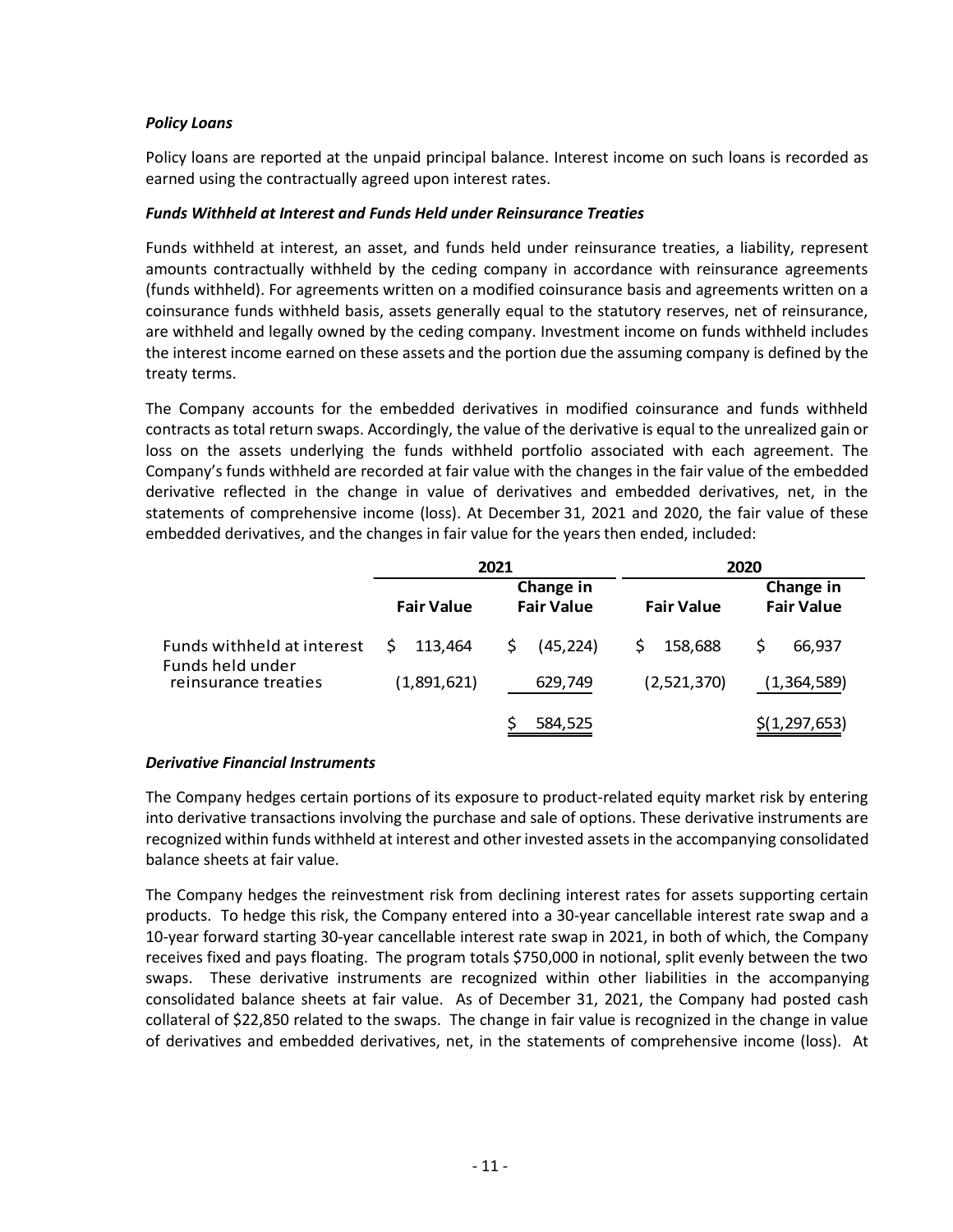### *Policy Loans*

Policy loans are reported at the unpaid principal balance. Interest income on such loans is recorded as earned using the contractually agreed upon interest rates.

### *Funds Withheld at Interest and Funds Held under Reinsurance Treaties*

Funds withheld at interest, an asset, and funds held under reinsurance treaties, a liability, represent amounts contractually withheld by the ceding company in accordance with reinsurance agreements (funds withheld). For agreements written on a modified coinsurance basis and agreements written on a coinsurance funds withheld basis, assets generally equal to the statutory reserves, net of reinsurance, are withheld and legally owned by the ceding company. Investment income on funds withheld includes the interest income earned on these assets and the portion due the assuming company is defined by the treaty terms.

The Company accounts for the embedded derivatives in modified coinsurance and funds withheld contracts as total return swaps. Accordingly, the value of the derivative is equal to the unrealized gain or loss on the assets underlying the funds withheld portfolio associated with each agreement. The Company's funds withheld are recorded at fair value with the changes in the fair value of the embedded derivative reflected in the change in value of derivatives and embedded derivatives, net, in the statements of comprehensive income (loss). At December 31, 2021 and 2020, the fair value of these embedded derivatives, and the changes in fair value for the years then ended, included:

| | 2021 | | 2020 | |
|---|---|---|---|---|
| | Fair Value | Change in Fair Value | Fair Value | Change in Fair Value |
| Funds withheld at interest | $ 113,464 | $ (45,224) | $ 158,688 | $ 66,937 |
| Funds held under reinsurance treaties | (1,891,621) | 629,749 | (2,521,370) | (1,364,589) |
| | | $ 584,525 | | $(1,297,653) |

### *Derivative Financial Instruments*

The Company hedges certain portions of its exposure to product-related equity market risk by entering into derivative transactions involving the purchase and sale of options. These derivative instruments are recognized within funds withheld at interest and other invested assets in the accompanying consolidated balance sheets at fair value.

The Company hedges the reinvestment risk from declining interest rates for assets supporting certain products. To hedge this risk, the Company entered into a 30-year cancellable interest rate swap and a 10-year forward starting 30-year cancellable interest rate swap in 2021, in both of which, the Company receives fixed and pays floating. The program totals $750,000 in notional, split evenly between the two swaps. These derivative instruments are recognized within other liabilities in the accompanying consolidated balance sheets at fair value. As of December 31, 2021, the Company had posted cash collateral of $22,850 related to the swaps. The change in fair value is recognized in the change in value of derivatives and embedded derivatives, net, in the statements of comprehensive income (loss). At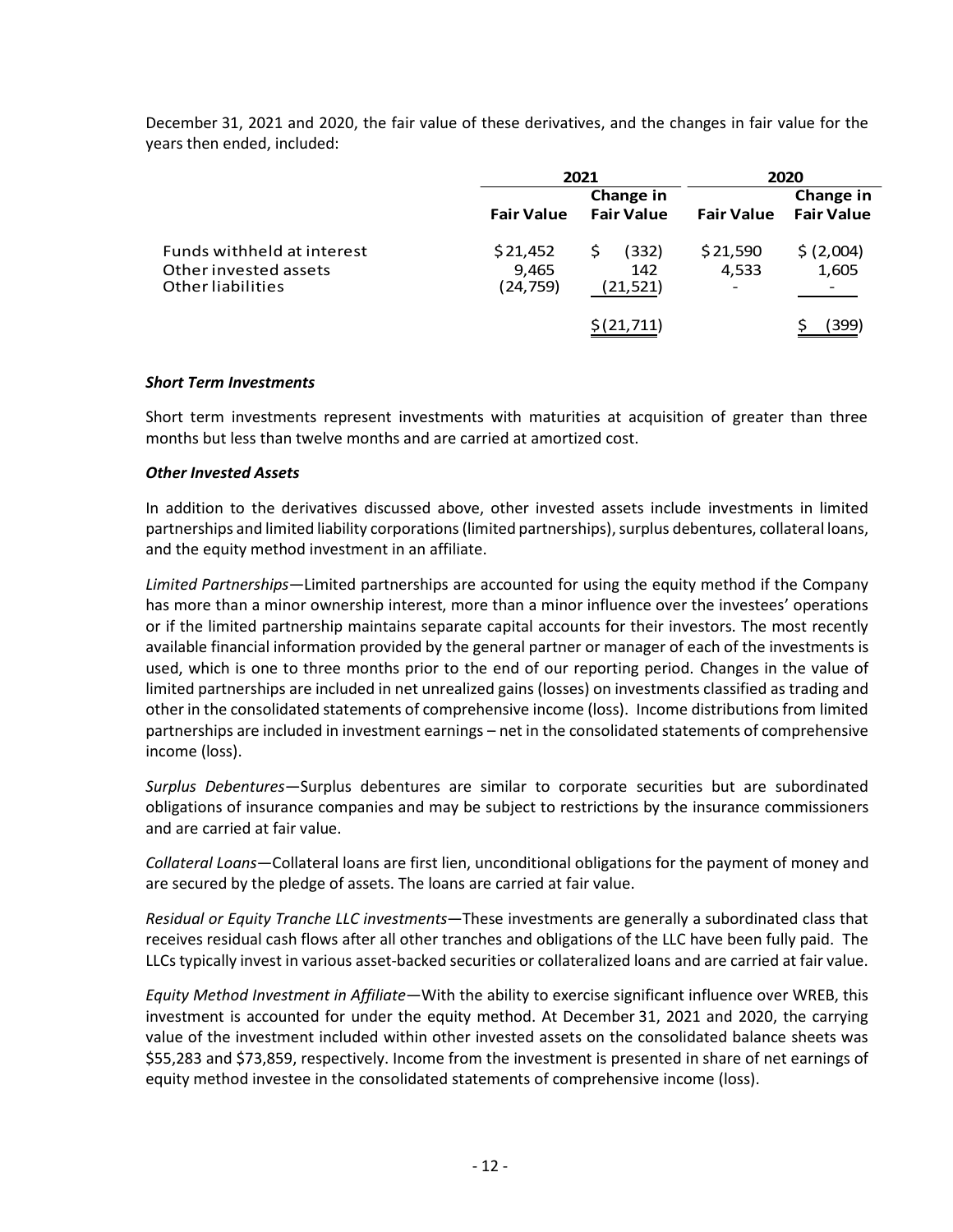December 31, 2021 and 2020, the fair value of these derivatives, and the changes in fair value for the years then ended, included:

| | 2021 | | 2020 | |
|---|---|---|---|---|
| | Fair Value | Change in Fair Value | Fair Value | Change in Fair Value |
| Funds withheld at interest | $21,452 | $ (332) | $21,590 | $ (2,004) |
| Other invested assets | 9,465 | 142 | 4,533 | 1,605 |
| Other liabilities | (24,759) | (21,521) | - | - |
| | | $(21,711) | | $ (399) |

***Short Term Investments***

Short term investments represent investments with maturities at acquisition of greater than three months but less than twelve months and are carried at amortized cost.

***Other Invested Assets***

In addition to the derivatives discussed above, other invested assets include investments in limited partnerships and limited liability corporations (limited partnerships), surplus debentures, collateral loans, and the equity method investment in an affiliate.

*Limited Partnerships*—Limited partnerships are accounted for using the equity method if the Company has more than a minor ownership interest, more than a minor influence over the investees' operations or if the limited partnership maintains separate capital accounts for their investors. The most recently available financial information provided by the general partner or manager of each of the investments is used, which is one to three months prior to the end of our reporting period. Changes in the value of limited partnerships are included in net unrealized gains (losses) on investments classified as trading and other in the consolidated statements of comprehensive income (loss). Income distributions from limited partnerships are included in investment earnings – net in the consolidated statements of comprehensive income (loss).

*Surplus Debentures*—Surplus debentures are similar to corporate securities but are subordinated obligations of insurance companies and may be subject to restrictions by the insurance commissioners and are carried at fair value.

*Collateral Loans*—Collateral loans are first lien, unconditional obligations for the payment of money and are secured by the pledge of assets. The loans are carried at fair value.

*Residual or Equity Tranche LLC investments*—These investments are generally a subordinated class that receives residual cash flows after all other tranches and obligations of the LLC have been fully paid. The LLCs typically invest in various asset-backed securities or collateralized loans and are carried at fair value.

*Equity Method Investment in Affiliate*—With the ability to exercise significant influence over WREB, this investment is accounted for under the equity method. At December 31, 2021 and 2020, the carrying value of the investment included within other invested assets on the consolidated balance sheets was $55,283 and $73,859, respectively. Income from the investment is presented in share of net earnings of equity method investee in the consolidated statements of comprehensive income (loss).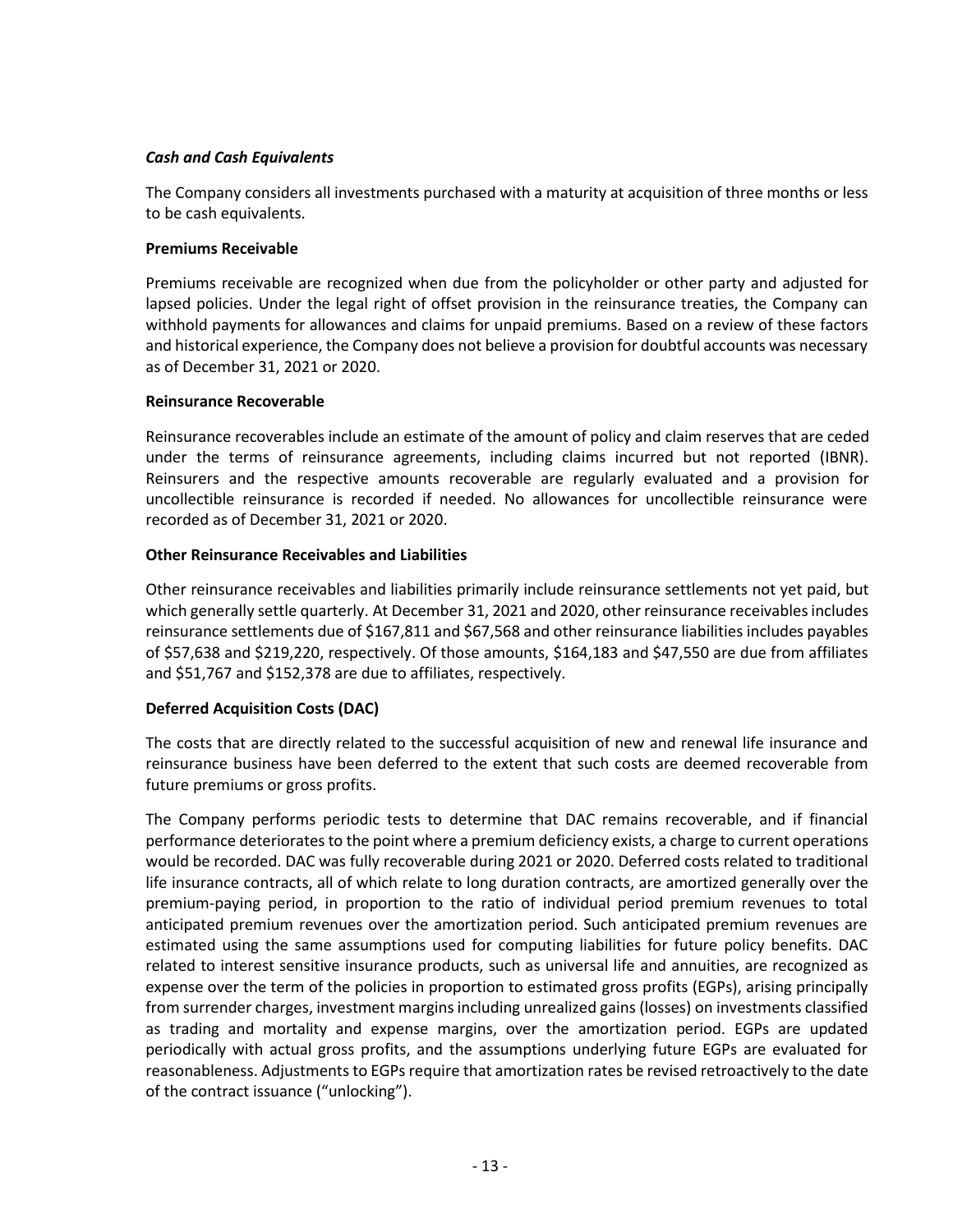***Cash and Cash Equivalents***

The Company considers all investments purchased with a maturity at acquisition of three months or less to be cash equivalents.

**Premiums Receivable**

Premiums receivable are recognized when due from the policyholder or other party and adjusted for lapsed policies. Under the legal right of offset provision in the reinsurance treaties, the Company can withhold payments for allowances and claims for unpaid premiums. Based on a review of these factors and historical experience, the Company does not believe a provision for doubtful accounts was necessary as of December 31, 2021 or 2020.

**Reinsurance Recoverable**

Reinsurance recoverables include an estimate of the amount of policy and claim reserves that are ceded under the terms of reinsurance agreements, including claims incurred but not reported (IBNR). Reinsurers and the respective amounts recoverable are regularly evaluated and a provision for uncollectible reinsurance is recorded if needed. No allowances for uncollectible reinsurance were recorded as of December 31, 2021 or 2020.

**Other Reinsurance Receivables and Liabilities**

Other reinsurance receivables and liabilities primarily include reinsurance settlements not yet paid, but which generally settle quarterly. At December 31, 2021 and 2020, other reinsurance receivables includes reinsurance settlements due of $167,811 and $67,568 and other reinsurance liabilities includes payables of $57,638 and $219,220, respectively. Of those amounts, $164,183 and $47,550 are due from affiliates and $51,767 and $152,378 are due to affiliates, respectively.

**Deferred Acquisition Costs (DAC)**

The costs that are directly related to the successful acquisition of new and renewal life insurance and reinsurance business have been deferred to the extent that such costs are deemed recoverable from future premiums or gross profits.

The Company performs periodic tests to determine that DAC remains recoverable, and if financial performance deteriorates to the point where a premium deficiency exists, a charge to current operations would be recorded. DAC was fully recoverable during 2021 or 2020. Deferred costs related to traditional life insurance contracts, all of which relate to long duration contracts, are amortized generally over the premium-paying period, in proportion to the ratio of individual period premium revenues to total anticipated premium revenues over the amortization period. Such anticipated premium revenues are estimated using the same assumptions used for computing liabilities for future policy benefits. DAC related to interest sensitive insurance products, such as universal life and annuities, are recognized as expense over the term of the policies in proportion to estimated gross profits (EGPs), arising principally from surrender charges, investment margins including unrealized gains (losses) on investments classified as trading and mortality and expense margins, over the amortization period. EGPs are updated periodically with actual gross profits, and the assumptions underlying future EGPs are evaluated for reasonableness. Adjustments to EGPs require that amortization rates be revised retroactively to the date of the contract issuance ("unlocking").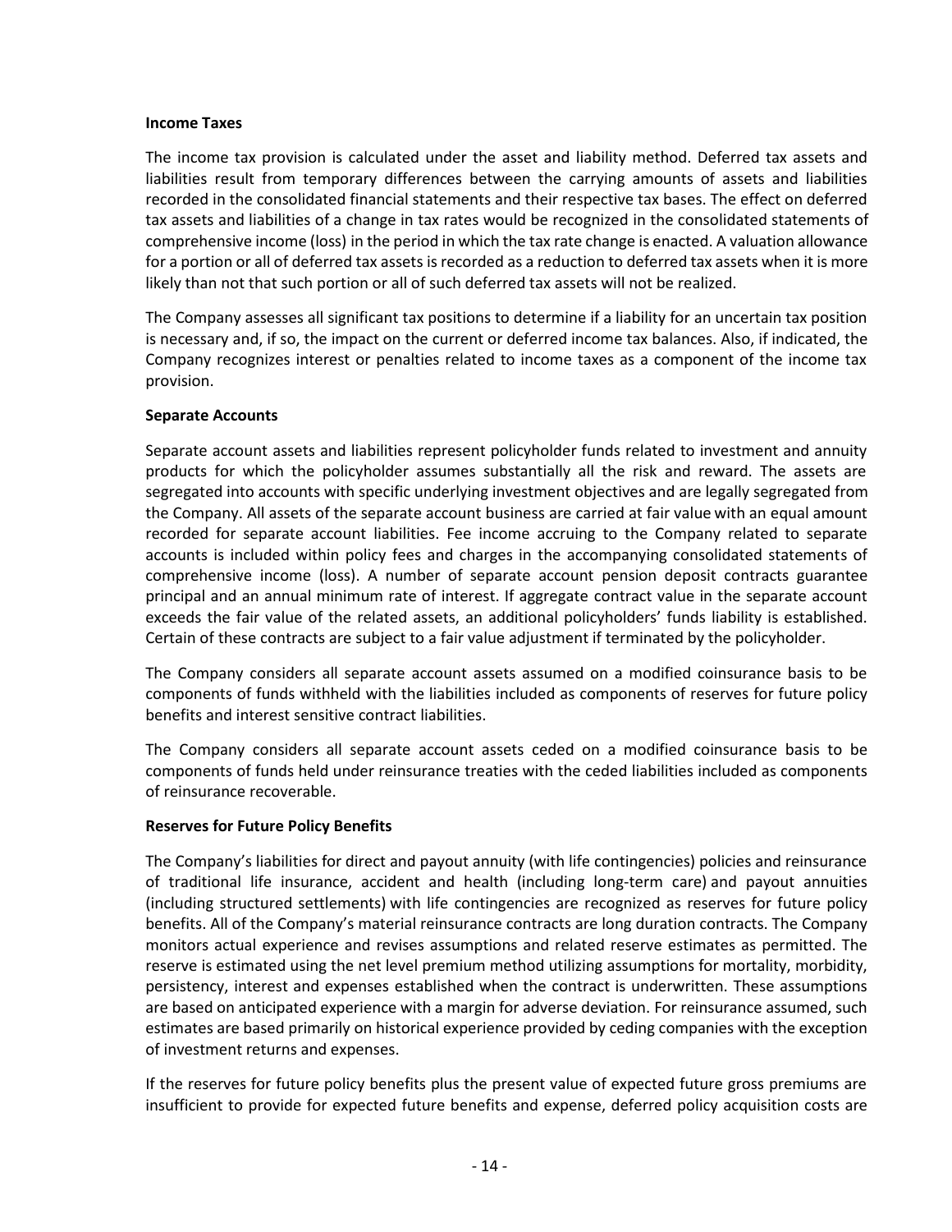**Income Taxes**

The income tax provision is calculated under the asset and liability method. Deferred tax assets and liabilities result from temporary differences between the carrying amounts of assets and liabilities recorded in the consolidated financial statements and their respective tax bases. The effect on deferred tax assets and liabilities of a change in tax rates would be recognized in the consolidated statements of comprehensive income (loss) in the period in which the tax rate change is enacted. A valuation allowance for a portion or all of deferred tax assets is recorded as a reduction to deferred tax assets when it is more likely than not that such portion or all of such deferred tax assets will not be realized.

The Company assesses all significant tax positions to determine if a liability for an uncertain tax position is necessary and, if so, the impact on the current or deferred income tax balances. Also, if indicated, the Company recognizes interest or penalties related to income taxes as a component of the income tax provision.

**Separate Accounts**

Separate account assets and liabilities represent policyholder funds related to investment and annuity products for which the policyholder assumes substantially all the risk and reward. The assets are segregated into accounts with specific underlying investment objectives and are legally segregated from the Company. All assets of the separate account business are carried at fair value with an equal amount recorded for separate account liabilities. Fee income accruing to the Company related to separate accounts is included within policy fees and charges in the accompanying consolidated statements of comprehensive income (loss). A number of separate account pension deposit contracts guarantee principal and an annual minimum rate of interest. If aggregate contract value in the separate account exceeds the fair value of the related assets, an additional policyholders' funds liability is established. Certain of these contracts are subject to a fair value adjustment if terminated by the policyholder.

The Company considers all separate account assets assumed on a modified coinsurance basis to be components of funds withheld with the liabilities included as components of reserves for future policy benefits and interest sensitive contract liabilities.

The Company considers all separate account assets ceded on a modified coinsurance basis to be components of funds held under reinsurance treaties with the ceded liabilities included as components of reinsurance recoverable.

**Reserves for Future Policy Benefits**

The Company's liabilities for direct and payout annuity (with life contingencies) policies and reinsurance of traditional life insurance, accident and health (including long-term care) and payout annuities (including structured settlements) with life contingencies are recognized as reserves for future policy benefits. All of the Company's material reinsurance contracts are long duration contracts. The Company monitors actual experience and revises assumptions and related reserve estimates as permitted. The reserve is estimated using the net level premium method utilizing assumptions for mortality, morbidity, persistency, interest and expenses established when the contract is underwritten. These assumptions are based on anticipated experience with a margin for adverse deviation. For reinsurance assumed, such estimates are based primarily on historical experience provided by ceding companies with the exception of investment returns and expenses.

If the reserves for future policy benefits plus the present value of expected future gross premiums are insufficient to provide for expected future benefits and expense, deferred policy acquisition costs are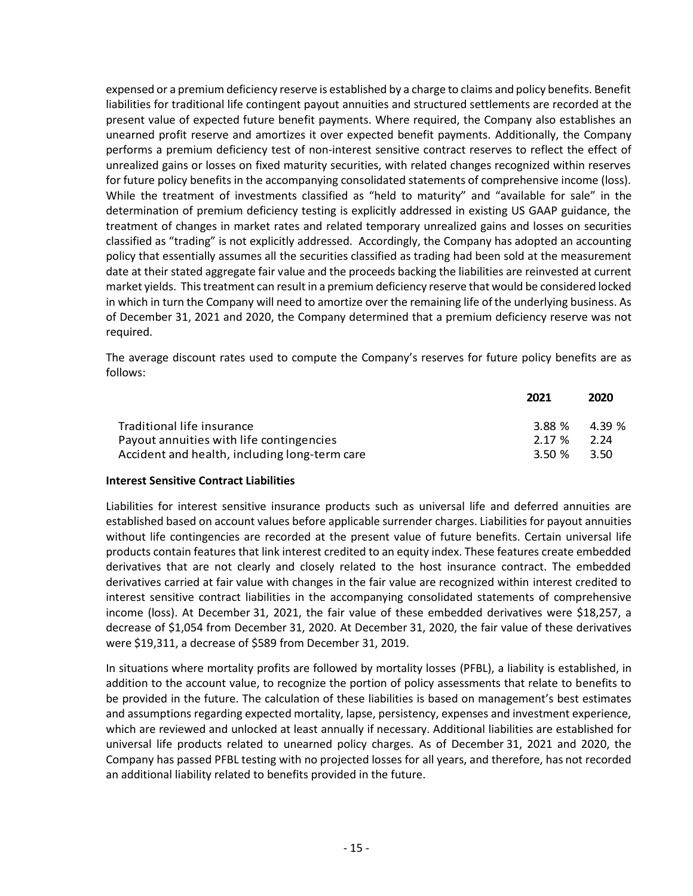expensed or a premium deficiency reserve is established by a charge to claims and policy benefits. Benefit liabilities for traditional life contingent payout annuities and structured settlements are recorded at the present value of expected future benefit payments. Where required, the Company also establishes an unearned profit reserve and amortizes it over expected benefit payments. Additionally, the Company performs a premium deficiency test of non-interest sensitive contract reserves to reflect the effect of unrealized gains or losses on fixed maturity securities, with related changes recognized within reserves for future policy benefits in the accompanying consolidated statements of comprehensive income (loss). While the treatment of investments classified as "held to maturity" and "available for sale" in the determination of premium deficiency testing is explicitly addressed in existing US GAAP guidance, the treatment of changes in market rates and related temporary unrealized gains and losses on securities classified as "trading" is not explicitly addressed. Accordingly, the Company has adopted an accounting policy that essentially assumes all the securities classified as trading had been sold at the measurement date at their stated aggregate fair value and the proceeds backing the liabilities are reinvested at current market yields. This treatment can result in a premium deficiency reserve that would be considered locked in which in turn the Company will need to amortize over the remaining life of the underlying business. As of December 31, 2021 and 2020, the Company determined that a premium deficiency reserve was not required.

The average discount rates used to compute the Company's reserves for future policy benefits are as follows:

| | 2021 | 2020 |
|---|---|---|
| Traditional life insurance | 3.88 % | 4.39 % |
| Payout annuities with life contingencies | 2.17 % | 2.24 |
| Accident and health, including long-term care | 3.50 % | 3.50 |

**Interest Sensitive Contract Liabilities**

Liabilities for interest sensitive insurance products such as universal life and deferred annuities are established based on account values before applicable surrender charges. Liabilities for payout annuities without life contingencies are recorded at the present value of future benefits. Certain universal life products contain features that link interest credited to an equity index. These features create embedded derivatives that are not clearly and closely related to the host insurance contract. The embedded derivatives carried at fair value with changes in the fair value are recognized within interest credited to interest sensitive contract liabilities in the accompanying consolidated statements of comprehensive income (loss). At December 31, 2021, the fair value of these embedded derivatives were \$18,257, a decrease of \$1,054 from December 31, 2020. At December 31, 2020, the fair value of these derivatives were \$19,311, a decrease of \$589 from December 31, 2019.

In situations where mortality profits are followed by mortality losses (PFBL), a liability is established, in addition to the account value, to recognize the portion of policy assessments that relate to benefits to be provided in the future. The calculation of these liabilities is based on management's best estimates and assumptions regarding expected mortality, lapse, persistency, expenses and investment experience, which are reviewed and unlocked at least annually if necessary. Additional liabilities are established for universal life products related to unearned policy charges. As of December 31, 2021 and 2020, the Company has passed PFBL testing with no projected losses for all years, and therefore, has not recorded an additional liability related to benefits provided in the future.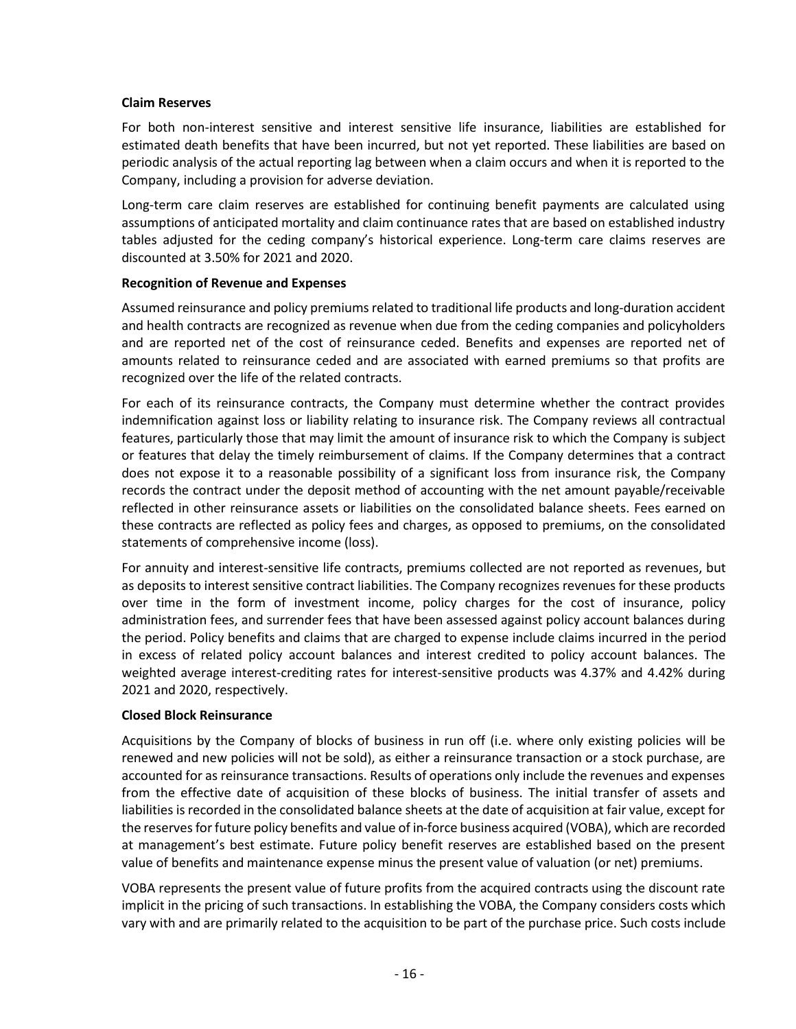**Claim Reserves**

For both non-interest sensitive and interest sensitive life insurance, liabilities are established for estimated death benefits that have been incurred, but not yet reported. These liabilities are based on periodic analysis of the actual reporting lag between when a claim occurs and when it is reported to the Company, including a provision for adverse deviation.

Long-term care claim reserves are established for continuing benefit payments are calculated using assumptions of anticipated mortality and claim continuance rates that are based on established industry tables adjusted for the ceding company's historical experience. Long-term care claims reserves are discounted at 3.50% for 2021 and 2020.

**Recognition of Revenue and Expenses**

Assumed reinsurance and policy premiums related to traditional life products and long-duration accident and health contracts are recognized as revenue when due from the ceding companies and policyholders and are reported net of the cost of reinsurance ceded. Benefits and expenses are reported net of amounts related to reinsurance ceded and are associated with earned premiums so that profits are recognized over the life of the related contracts.

For each of its reinsurance contracts, the Company must determine whether the contract provides indemnification against loss or liability relating to insurance risk. The Company reviews all contractual features, particularly those that may limit the amount of insurance risk to which the Company is subject or features that delay the timely reimbursement of claims. If the Company determines that a contract does not expose it to a reasonable possibility of a significant loss from insurance risk, the Company records the contract under the deposit method of accounting with the net amount payable/receivable reflected in other reinsurance assets or liabilities on the consolidated balance sheets. Fees earned on these contracts are reflected as policy fees and charges, as opposed to premiums, on the consolidated statements of comprehensive income (loss).

For annuity and interest-sensitive life contracts, premiums collected are not reported as revenues, but as deposits to interest sensitive contract liabilities. The Company recognizes revenues for these products over time in the form of investment income, policy charges for the cost of insurance, policy administration fees, and surrender fees that have been assessed against policy account balances during the period. Policy benefits and claims that are charged to expense include claims incurred in the period in excess of related policy account balances and interest credited to policy account balances. The weighted average interest-crediting rates for interest-sensitive products was 4.37% and 4.42% during 2021 and 2020, respectively.

**Closed Block Reinsurance**

Acquisitions by the Company of blocks of business in run off (i.e. where only existing policies will be renewed and new policies will not be sold), as either a reinsurance transaction or a stock purchase, are accounted for as reinsurance transactions. Results of operations only include the revenues and expenses from the effective date of acquisition of these blocks of business. The initial transfer of assets and liabilities is recorded in the consolidated balance sheets at the date of acquisition at fair value, except for the reserves for future policy benefits and value of in-force business acquired (VOBA), which are recorded at management's best estimate. Future policy benefit reserves are established based on the present value of benefits and maintenance expense minus the present value of valuation (or net) premiums.

VOBA represents the present value of future profits from the acquired contracts using the discount rate implicit in the pricing of such transactions. In establishing the VOBA, the Company considers costs which vary with and are primarily related to the acquisition to be part of the purchase price. Such costs include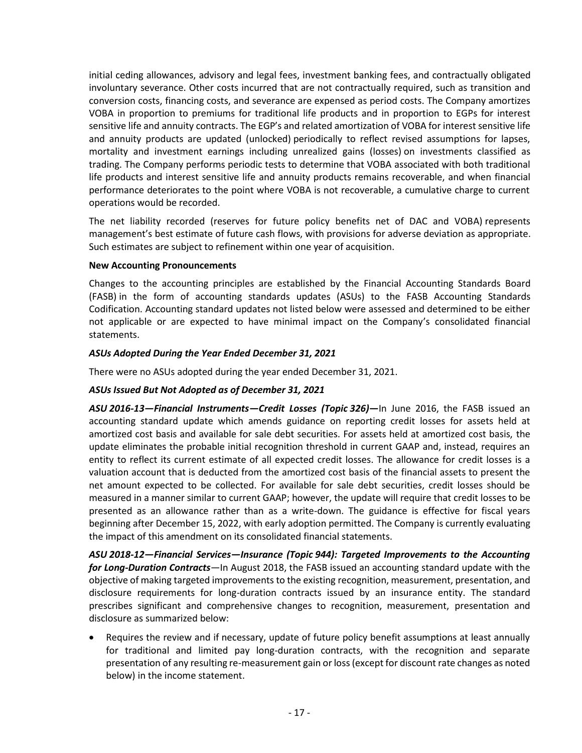initial ceding allowances, advisory and legal fees, investment banking fees, and contractually obligated involuntary severance. Other costs incurred that are not contractually required, such as transition and conversion costs, financing costs, and severance are expensed as period costs. The Company amortizes VOBA in proportion to premiums for traditional life products and in proportion to EGPs for interest sensitive life and annuity contracts. The EGP's and related amortization of VOBA for interest sensitive life and annuity products are updated (unlocked) periodically to reflect revised assumptions for lapses, mortality and investment earnings including unrealized gains (losses) on investments classified as trading. The Company performs periodic tests to determine that VOBA associated with both traditional life products and interest sensitive life and annuity products remains recoverable, and when financial performance deteriorates to the point where VOBA is not recoverable, a cumulative charge to current operations would be recorded.

The net liability recorded (reserves for future policy benefits net of DAC and VOBA) represents management's best estimate of future cash flows, with provisions for adverse deviation as appropriate. Such estimates are subject to refinement within one year of acquisition.

**New Accounting Pronouncements**

Changes to the accounting principles are established by the Financial Accounting Standards Board (FASB) in the form of accounting standards updates (ASUs) to the FASB Accounting Standards Codification. Accounting standard updates not listed below were assessed and determined to be either not applicable or are expected to have minimal impact on the Company's consolidated financial statements.

***ASUs Adopted During the Year Ended December 31, 2021***

There were no ASUs adopted during the year ended December 31, 2021.

***ASUs Issued But Not Adopted as of December 31, 2021***

***ASU 2016-13—Financial Instruments—Credit Losses (Topic 326)—***In June 2016, the FASB issued an accounting standard update which amends guidance on reporting credit losses for assets held at amortized cost basis and available for sale debt securities. For assets held at amortized cost basis, the update eliminates the probable initial recognition threshold in current GAAP and, instead, requires an entity to reflect its current estimate of all expected credit losses. The allowance for credit losses is a valuation account that is deducted from the amortized cost basis of the financial assets to present the net amount expected to be collected. For available for sale debt securities, credit losses should be measured in a manner similar to current GAAP; however, the update will require that credit losses to be presented as an allowance rather than as a write-down. The guidance is effective for fiscal years beginning after December 15, 2022, with early adoption permitted. The Company is currently evaluating the impact of this amendment on its consolidated financial statements.

***ASU 2018-12—Financial Services—Insurance (Topic 944): Targeted Improvements to the Accounting for Long-Duration Contracts***—In August 2018, the FASB issued an accounting standard update with the objective of making targeted improvements to the existing recognition, measurement, presentation, and disclosure requirements for long-duration contracts issued by an insurance entity. The standard prescribes significant and comprehensive changes to recognition, measurement, presentation and disclosure as summarized below:

- Requires the review and if necessary, update of future policy benefit assumptions at least annually for traditional and limited pay long-duration contracts, with the recognition and separate presentation of any resulting re-measurement gain or loss (except for discount rate changes as noted below) in the income statement.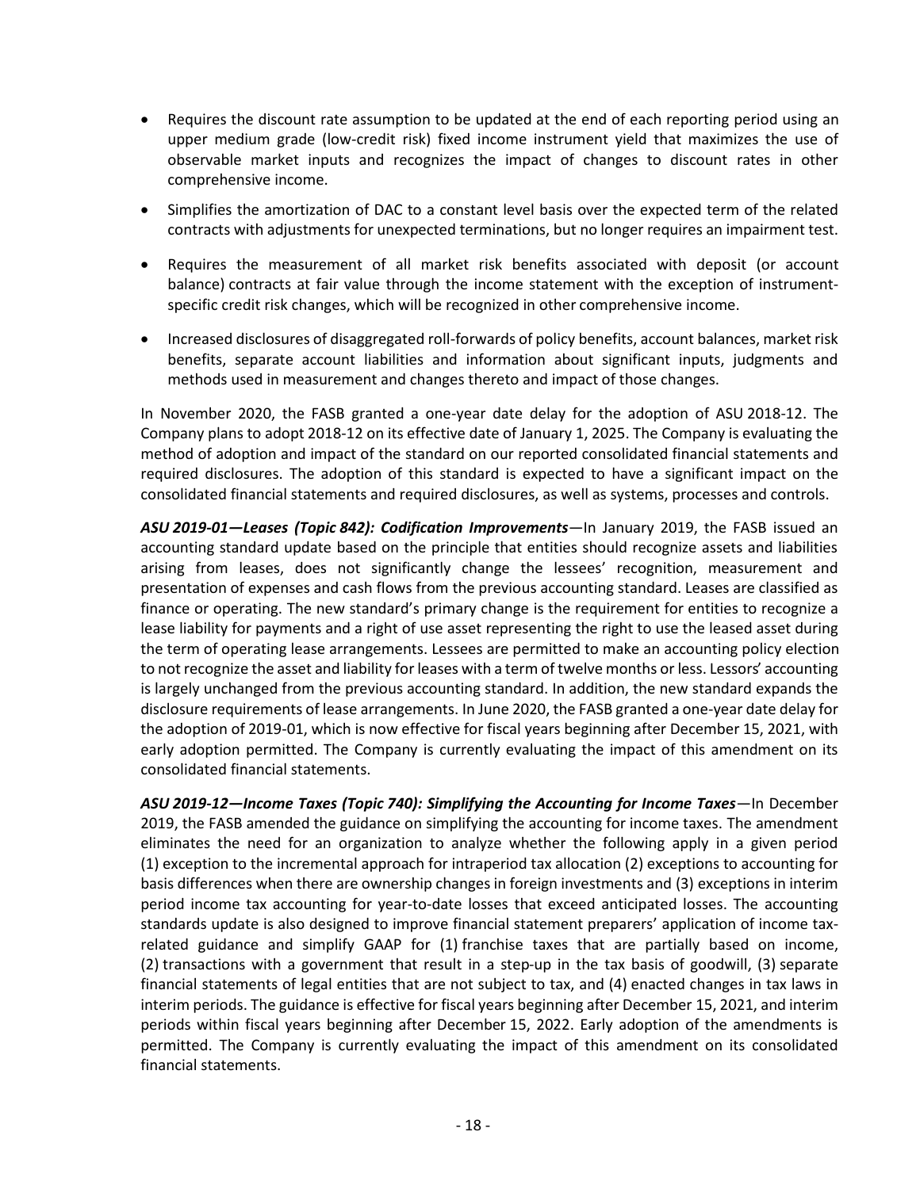- Requires the discount rate assumption to be updated at the end of each reporting period using an upper medium grade (low-credit risk) fixed income instrument yield that maximizes the use of observable market inputs and recognizes the impact of changes to discount rates in other comprehensive income.
- Simplifies the amortization of DAC to a constant level basis over the expected term of the related contracts with adjustments for unexpected terminations, but no longer requires an impairment test.
- Requires the measurement of all market risk benefits associated with deposit (or account balance) contracts at fair value through the income statement with the exception of instrument-specific credit risk changes, which will be recognized in other comprehensive income.
- Increased disclosures of disaggregated roll-forwards of policy benefits, account balances, market risk benefits, separate account liabilities and information about significant inputs, judgments and methods used in measurement and changes thereto and impact of those changes.

In November 2020, the FASB granted a one-year date delay for the adoption of ASU 2018-12. The Company plans to adopt 2018-12 on its effective date of January 1, 2025. The Company is evaluating the method of adoption and impact of the standard on our reported consolidated financial statements and required disclosures. The adoption of this standard is expected to have a significant impact on the consolidated financial statements and required disclosures, as well as systems, processes and controls.

***ASU 2019-01—Leases (Topic 842): Codification Improvements***—In January 2019, the FASB issued an accounting standard update based on the principle that entities should recognize assets and liabilities arising from leases, does not significantly change the lessees' recognition, measurement and presentation of expenses and cash flows from the previous accounting standard. Leases are classified as finance or operating. The new standard's primary change is the requirement for entities to recognize a lease liability for payments and a right of use asset representing the right to use the leased asset during the term of operating lease arrangements. Lessees are permitted to make an accounting policy election to not recognize the asset and liability for leases with a term of twelve months or less. Lessors' accounting is largely unchanged from the previous accounting standard. In addition, the new standard expands the disclosure requirements of lease arrangements. In June 2020, the FASB granted a one-year date delay for the adoption of 2019-01, which is now effective for fiscal years beginning after December 15, 2021, with early adoption permitted. The Company is currently evaluating the impact of this amendment on its consolidated financial statements.

***ASU 2019-12—Income Taxes (Topic 740): Simplifying the Accounting for Income Taxes***—In December 2019, the FASB amended the guidance on simplifying the accounting for income taxes. The amendment eliminates the need for an organization to analyze whether the following apply in a given period (1) exception to the incremental approach for intraperiod tax allocation (2) exceptions to accounting for basis differences when there are ownership changes in foreign investments and (3) exceptions in interim period income tax accounting for year-to-date losses that exceed anticipated losses. The accounting standards update is also designed to improve financial statement preparers' application of income tax-related guidance and simplify GAAP for (1) franchise taxes that are partially based on income, (2) transactions with a government that result in a step-up in the tax basis of goodwill, (3) separate financial statements of legal entities that are not subject to tax, and (4) enacted changes in tax laws in interim periods. The guidance is effective for fiscal years beginning after December 15, 2021, and interim periods within fiscal years beginning after December 15, 2022. Early adoption of the amendments is permitted. The Company is currently evaluating the impact of this amendment on its consolidated financial statements.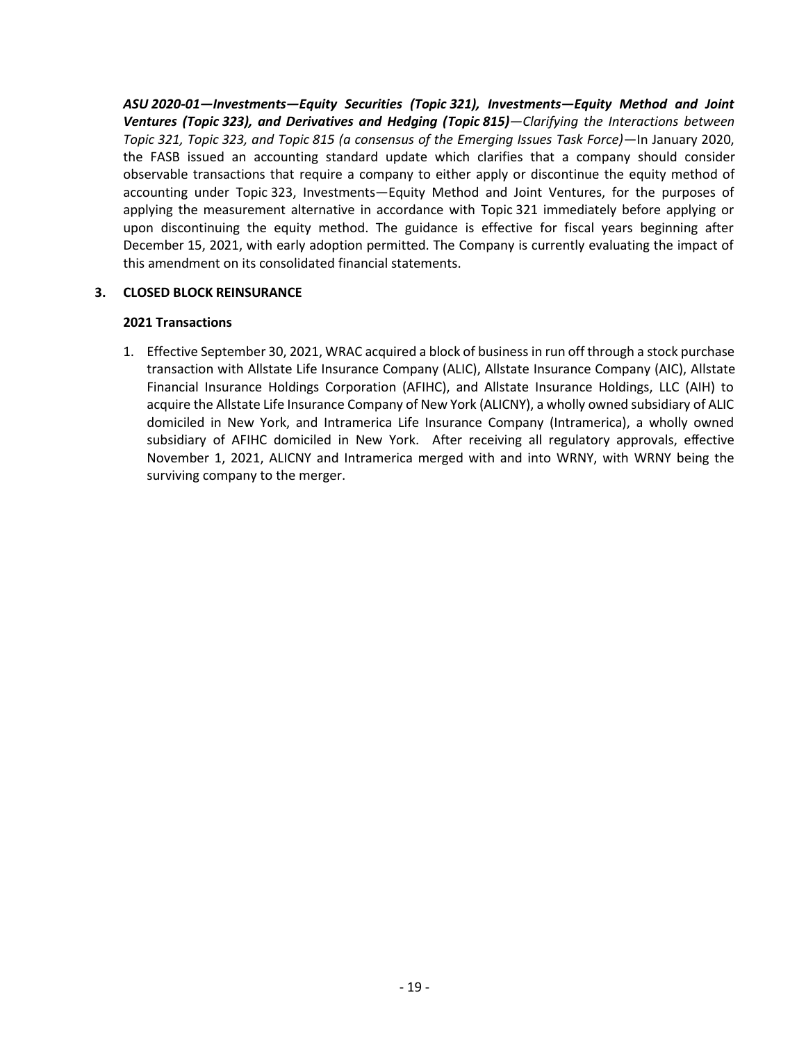***ASU 2020-01—Investments—Equity Securities (Topic 321), Investments—Equity Method and Joint Ventures (Topic 323), and Derivatives and Hedging (Topic 815)****—Clarifying the Interactions between Topic 321, Topic 323, and Topic 815 (a consensus of the Emerging Issues Task Force)*—In January 2020, the FASB issued an accounting standard update which clarifies that a company should consider observable transactions that require a company to either apply or discontinue the equity method of accounting under Topic 323, Investments—Equity Method and Joint Ventures, for the purposes of applying the measurement alternative in accordance with Topic 321 immediately before applying or upon discontinuing the equity method. The guidance is effective for fiscal years beginning after December 15, 2021, with early adoption permitted. The Company is currently evaluating the impact of this amendment on its consolidated financial statements.

## 3. CLOSED BLOCK REINSURANCE

### 2021 Transactions

1. Effective September 30, 2021, WRAC acquired a block of business in run off through a stock purchase transaction with Allstate Life Insurance Company (ALIC), Allstate Insurance Company (AIC), Allstate Financial Insurance Holdings Corporation (AFIHC), and Allstate Insurance Holdings, LLC (AIH) to acquire the Allstate Life Insurance Company of New York (ALICNY), a wholly owned subsidiary of ALIC domiciled in New York, and Intramerica Life Insurance Company (Intramerica), a wholly owned subsidiary of AFIHC domiciled in New York. After receiving all regulatory approvals, effective November 1, 2021, ALICNY and Intramerica merged with and into WRNY, with WRNY being the surviving company to the merger.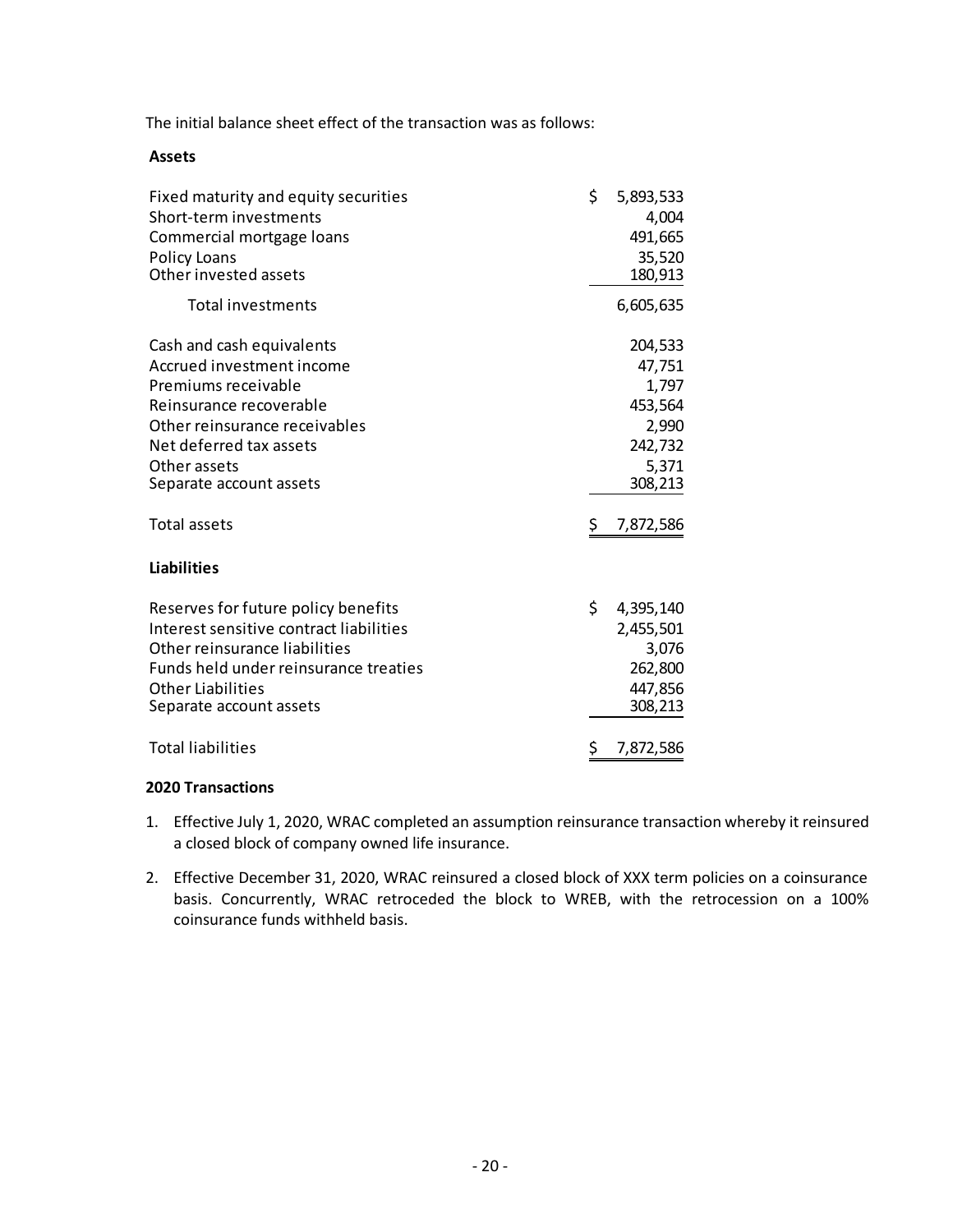The initial balance sheet effect of the transaction was as follows:

**Assets**

| | |
|---|---|
| Fixed maturity and equity securities | $ 5,893,533 |
| Short-term investments | 4,004 |
| Commercial mortgage loans | 491,665 |
| Policy Loans | 35,520 |
| Other invested assets | 180,913 |
| Total investments | 6,605,635 |
| Cash and cash equivalents | 204,533 |
| Accrued investment income | 47,751 |
| Premiums receivable | 1,797 |
| Reinsurance recoverable | 453,564 |
| Other reinsurance receivables | 2,990 |
| Net deferred tax assets | 242,732 |
| Other assets | 5,371 |
| Separate account assets | 308,213 |
| Total assets | $ 7,872,586 |

**Liabilities**

| | |
|---|---|
| Reserves for future policy benefits | $ 4,395,140 |
| Interest sensitive contract liabilities | 2,455,501 |
| Other reinsurance liabilities | 3,076 |
| Funds held under reinsurance treaties | 262,800 |
| Other Liabilities | 447,856 |
| Separate account assets | 308,213 |
| Total liabilities | $ 7,872,586 |

**2020 Transactions**

1. Effective July 1, 2020, WRAC completed an assumption reinsurance transaction whereby it reinsured a closed block of company owned life insurance.
2. Effective December 31, 2020, WRAC reinsured a closed block of XXX term policies on a coinsurance basis. Concurrently, WRAC retroceded the block to WREB, with the retrocession on a 100% coinsurance funds withheld basis.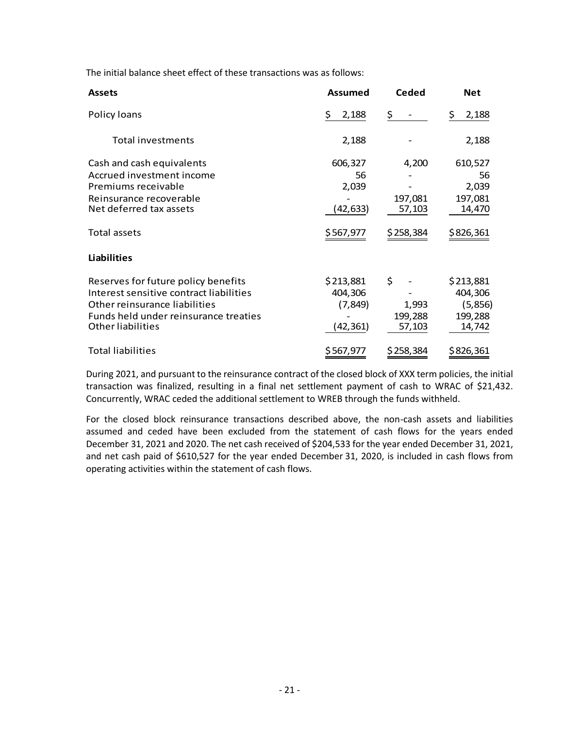The initial balance sheet effect of these transactions was as follows:

| **Assets** | **Assumed** | **Ceded** | **Net** |
|---|---|---|---|
| Policy loans | $ 2,188 | $ - | $ 2,188 |
| Total investments | 2,188 | - | 2,188 |
| Cash and cash equivalents | 606,327 | 4,200 | 610,527 |
| Accrued investment income | 56 | - | 56 |
| Premiums receivable | 2,039 | - | 2,039 |
| Reinsurance recoverable | - | 197,081 | 197,081 |
| Net deferred tax assets | (42,633) | 57,103 | 14,470 |
| Total assets | $ 567,977 | $ 258,384 | $ 826,361 |
| **Liabilities** | | | |
| Reserves for future policy benefits | $ 213,881 | $ - | $ 213,881 |
| Interest sensitive contract liabilities | 404,306 | - | 404,306 |
| Other reinsurance liabilities | (7,849) | 1,993 | (5,856) |
| Funds held under reinsurance treaties | - | 199,288 | 199,288 |
| Other liabilities | (42,361) | 57,103 | 14,742 |
| Total liabilities | $ 567,977 | $ 258,384 | $ 826,361 |

During 2021, and pursuant to the reinsurance contract of the closed block of XXX term policies, the initial transaction was finalized, resulting in a final net settlement payment of cash to WRAC of $21,432. Concurrently, WRAC ceded the additional settlement to WREB through the funds withheld.

For the closed block reinsurance transactions described above, the non-cash assets and liabilities assumed and ceded have been excluded from the statement of cash flows for the years ended December 31, 2021 and 2020. The net cash received of $204,533 for the year ended December 31, 2021, and net cash paid of $610,527 for the year ended December 31, 2020, is included in cash flows from operating activities within the statement of cash flows.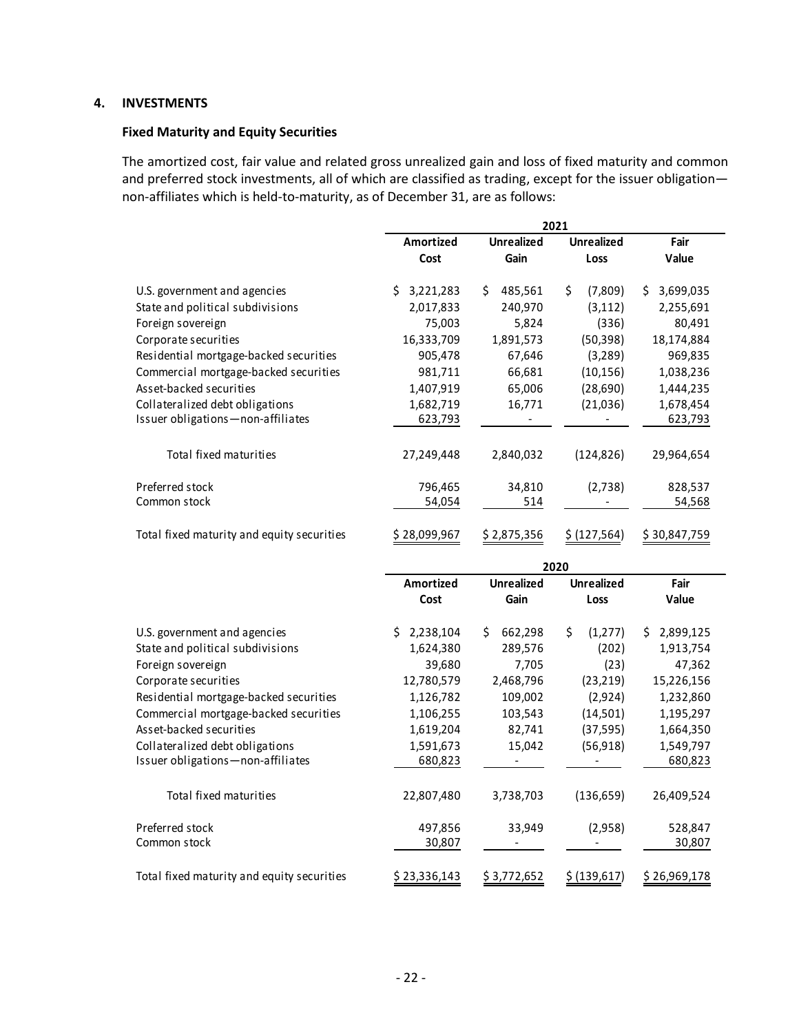## 4. INVESTMENTS

### Fixed Maturity and Equity Securities

The amortized cost, fair value and related gross unrealized gain and loss of fixed maturity and common and preferred stock investments, all of which are classified as trading, except for the issuer obligation—non-affiliates which is held-to-maturity, as of December 31, are as follows:

| | 2021 | | | |
|---|---|---|---|---|
| | Amortized Cost | Unrealized Gain | Unrealized Loss | Fair Value |
| U.S. government and agencies | $ 3,221,283 | $ 485,561 | $ (7,809) | $ 3,699,035 |
| State and political subdivisions | 2,017,833 | 240,970 | (3,112) | 2,255,691 |
| Foreign sovereign | 75,003 | 5,824 | (336) | 80,491 |
| Corporate securities | 16,333,709 | 1,891,573 | (50,398) | 18,174,884 |
| Residential mortgage-backed securities | 905,478 | 67,646 | (3,289) | 969,835 |
| Commercial mortgage-backed securities | 981,711 | 66,681 | (10,156) | 1,038,236 |
| Asset-backed securities | 1,407,919 | 65,006 | (28,690) | 1,444,235 |
| Collateralized debt obligations | 1,682,719 | 16,771 | (21,036) | 1,678,454 |
| Issuer obligations—non-affiliates | 623,793 | - | - | 623,793 |
| Total fixed maturities | 27,249,448 | 2,840,032 | (124,826) | 29,964,654 |
| Preferred stock | 796,465 | 34,810 | (2,738) | 828,537 |
| Common stock | 54,054 | 514 | - | 54,568 |
| Total fixed maturity and equity securities | $ 28,099,967 | $ 2,875,356 | $ (127,564) | $ 30,847,759 |

| | 2020 | | | |
|---|---|---|---|---|
| | Amortized Cost | Unrealized Gain | Unrealized Loss | Fair Value |
| U.S. government and agencies | $ 2,238,104 | $ 662,298 | $ (1,277) | $ 2,899,125 |
| State and political subdivisions | 1,624,380 | 289,576 | (202) | 1,913,754 |
| Foreign sovereign | 39,680 | 7,705 | (23) | 47,362 |
| Corporate securities | 12,780,579 | 2,468,796 | (23,219) | 15,226,156 |
| Residential mortgage-backed securities | 1,126,782 | 109,002 | (2,924) | 1,232,860 |
| Commercial mortgage-backed securities | 1,106,255 | 103,543 | (14,501) | 1,195,297 |
| Asset-backed securities | 1,619,204 | 82,741 | (37,595) | 1,664,350 |
| Collateralized debt obligations | 1,591,673 | 15,042 | (56,918) | 1,549,797 |
| Issuer obligations—non-affiliates | 680,823 | - | - | 680,823 |
| Total fixed maturities | 22,807,480 | 3,738,703 | (136,659) | 26,409,524 |
| Preferred stock | 497,856 | 33,949 | (2,958) | 528,847 |
| Common stock | 30,807 | - | - | 30,807 |
| Total fixed maturity and equity securities | $ 23,336,143 | $ 3,772,652 | $ (139,617) | $ 26,969,178 |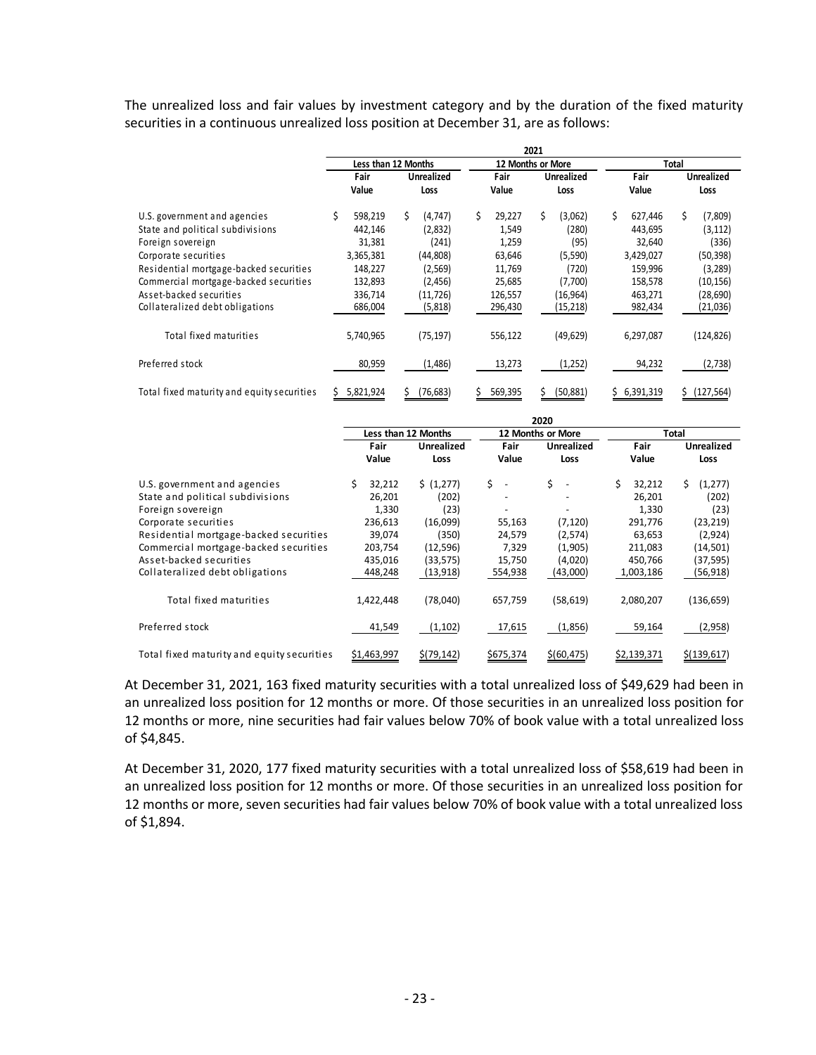The unrealized loss and fair values by investment category and by the duration of the fixed maturity securities in a continuous unrealized loss position at December 31, are as follows:

| | 2021 | | | | | |
|---|---|---|---|---|---|---|
| | Less than 12 Months | | 12 Months or More | | Total | |
| | Fair Value | Unrealized Loss | Fair Value | Unrealized Loss | Fair Value | Unrealized Loss |
| U.S. government and agencies | $ 598,219 | $ (4,747) | $ 29,227 | $ (3,062) | $ 627,446 | $ (7,809) |
| State and political subdivisions | 442,146 | (2,832) | 1,549 | (280) | 443,695 | (3,112) |
| Foreign sovereign | 31,381 | (241) | 1,259 | (95) | 32,640 | (336) |
| Corporate securities | 3,365,381 | (44,808) | 63,646 | (5,590) | 3,429,027 | (50,398) |
| Residential mortgage-backed securities | 148,227 | (2,569) | 11,769 | (720) | 159,996 | (3,289) |
| Commercial mortgage-backed securities | 132,893 | (2,456) | 25,685 | (7,700) | 158,578 | (10,156) |
| Asset-backed securities | 336,714 | (11,726) | 126,557 | (16,964) | 463,271 | (28,690) |
| Collateralized debt obligations | 686,004 | (5,818) | 296,430 | (15,218) | 982,434 | (21,036) |
| Total fixed maturities | 5,740,965 | (75,197) | 556,122 | (49,629) | 6,297,087 | (124,826) |
| Preferred stock | 80,959 | (1,486) | 13,273 | (1,252) | 94,232 | (2,738) |
| Total fixed maturity and equity securities | $ 5,821,924 | $ (76,683) | $ 569,395 | $ (50,881) | $ 6,391,319 | $ (127,564) |

| | 2020 | | | | | |
|---|---|---|---|---|---|---|
| | Less than 12 Months | | 12 Months or More | | Total | |
| | Fair Value | Unrealized Loss | Fair Value | Unrealized Loss | Fair Value | Unrealized Loss |
| U.S. government and agencies | $ 32,212 | $ (1,277) | $ - | $ - | $ 32,212 | $ (1,277) |
| State and political subdivisions | 26,201 | (202) | - | - | 26,201 | (202) |
| Foreign sovereign | 1,330 | (23) | - | - | 1,330 | (23) |
| Corporate securities | 236,613 | (16,099) | 55,163 | (7,120) | 291,776 | (23,219) |
| Residential mortgage-backed securities | 39,074 | (350) | 24,579 | (2,574) | 63,653 | (2,924) |
| Commercial mortgage-backed securities | 203,754 | (12,596) | 7,329 | (1,905) | 211,083 | (14,501) |
| Asset-backed securities | 435,016 | (33,575) | 15,750 | (4,020) | 450,766 | (37,595) |
| Collateralized debt obligations | 448,248 | (13,918) | 554,938 | (43,000) | 1,003,186 | (56,918) |
| Total fixed maturities | 1,422,448 | (78,040) | 657,759 | (58,619) | 2,080,207 | (136,659) |
| Preferred stock | 41,549 | (1,102) | 17,615 | (1,856) | 59,164 | (2,958) |
| Total fixed maturity and equity securities | $1,463,997 | $(79,142) | $675,374 | $(60,475) | $2,139,371 | $(139,617) |

At December 31, 2021, 163 fixed maturity securities with a total unrealized loss of $49,629 had been in an unrealized loss position for 12 months or more. Of those securities in an unrealized loss position for 12 months or more, nine securities had fair values below 70% of book value with a total unrealized loss of $4,845.

At December 31, 2020, 177 fixed maturity securities with a total unrealized loss of $58,619 had been in an unrealized loss position for 12 months or more. Of those securities in an unrealized loss position for 12 months or more, seven securities had fair values below 70% of book value with a total unrealized loss of $1,894.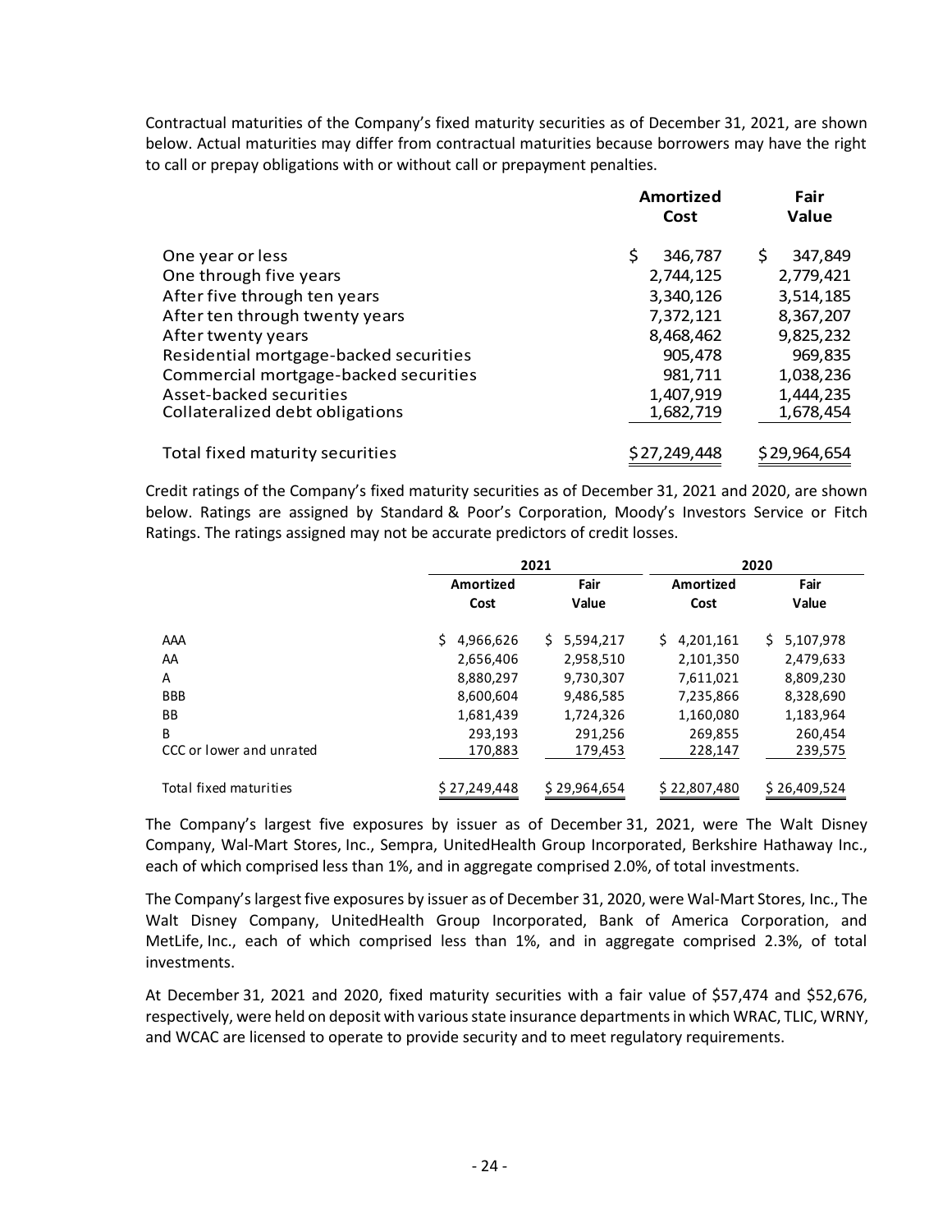Contractual maturities of the Company's fixed maturity securities as of December 31, 2021, are shown below. Actual maturities may differ from contractual maturities because borrowers may have the right to call or prepay obligations with or without call or prepayment penalties.

| | Amortized Cost | Fair Value |
|---|---|---|
| One year or less | $ 346,787 | $ 347,849 |
| One through five years | 2,744,125 | 2,779,421 |
| After five through ten years | 3,340,126 | 3,514,185 |
| After ten through twenty years | 7,372,121 | 8,367,207 |
| After twenty years | 8,468,462 | 9,825,232 |
| Residential mortgage-backed securities | 905,478 | 969,835 |
| Commercial mortgage-backed securities | 981,711 | 1,038,236 |
| Asset-backed securities | 1,407,919 | 1,444,235 |
| Collateralized debt obligations | 1,682,719 | 1,678,454 |
| Total fixed maturity securities | $27,249,448 | $29,964,654 |

Credit ratings of the Company's fixed maturity securities as of December 31, 2021 and 2020, are shown below. Ratings are assigned by Standard & Poor's Corporation, Moody's Investors Service or Fitch Ratings. The ratings assigned may not be accurate predictors of credit losses.

| | 2021 | | 2020 | |
|---|---|---|---|---|
| | Amortized Cost | Fair Value | Amortized Cost | Fair Value |
| AAA | $ 4,966,626 | $ 5,594,217 | $ 4,201,161 | $ 5,107,978 |
| AA | 2,656,406 | 2,958,510 | 2,101,350 | 2,479,633 |
| A | 8,880,297 | 9,730,307 | 7,611,021 | 8,809,230 |
| BBB | 8,600,604 | 9,486,585 | 7,235,866 | 8,328,690 |
| BB | 1,681,439 | 1,724,326 | 1,160,080 | 1,183,964 |
| B | 293,193 | 291,256 | 269,855 | 260,454 |
| CCC or lower and unrated | 170,883 | 179,453 | 228,147 | 239,575 |
| Total fixed maturities | $ 27,249,448 | $ 29,964,654 | $ 22,807,480 | $ 26,409,524 |

The Company's largest five exposures by issuer as of December 31, 2021, were The Walt Disney Company, Wal-Mart Stores, Inc., Sempra, UnitedHealth Group Incorporated, Berkshire Hathaway Inc., each of which comprised less than 1%, and in aggregate comprised 2.0%, of total investments.

The Company's largest five exposures by issuer as of December 31, 2020, were Wal-Mart Stores, Inc., The Walt Disney Company, UnitedHealth Group Incorporated, Bank of America Corporation, and MetLife, Inc., each of which comprised less than 1%, and in aggregate comprised 2.3%, of total investments.

At December 31, 2021 and 2020, fixed maturity securities with a fair value of $57,474 and $52,676, respectively, were held on deposit with various state insurance departments in which WRAC, TLIC, WRNY, and WCAC are licensed to operate to provide security and to meet regulatory requirements.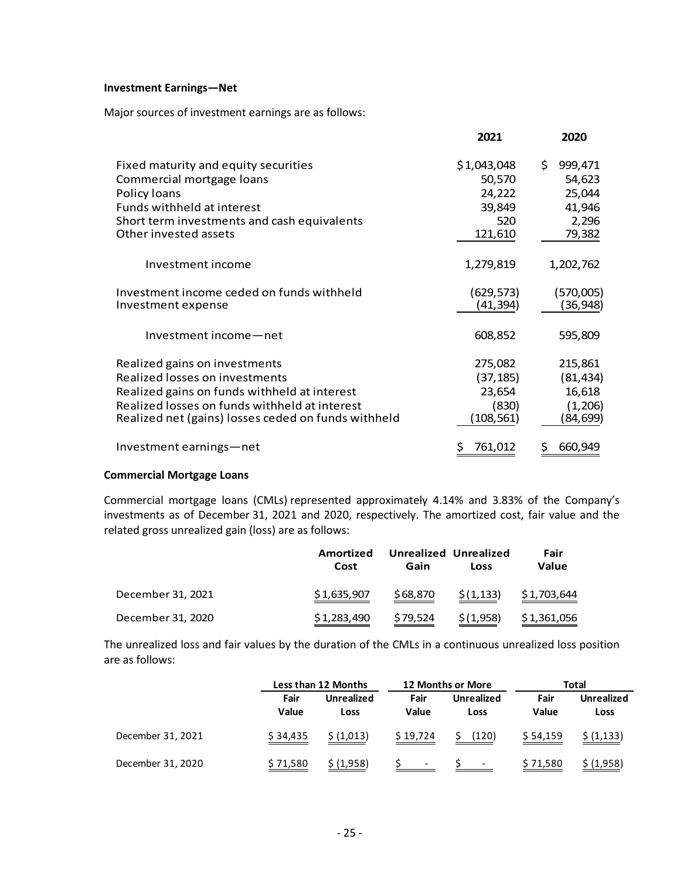**Investment Earnings—Net**

Major sources of investment earnings are as follows:

| | 2021 | 2020 |
|---|---|---|
| Fixed maturity and equity securities | $1,043,048 | $ 999,471 |
| Commercial mortgage loans | 50,570 | 54,623 |
| Policy loans | 24,222 | 25,044 |
| Funds withheld at interest | 39,849 | 41,946 |
| Short term investments and cash equivalents | 520 | 2,296 |
| Other invested assets | 121,610 | 79,382 |
| Investment income | 1,279,819 | 1,202,762 |
| Investment income ceded on funds withheld | (629,573) | (570,005) |
| Investment expense | (41,394) | (36,948) |
| Investment income—net | 608,852 | 595,809 |
| Realized gains on investments | 275,082 | 215,861 |
| Realized losses on investments | (37,185) | (81,434) |
| Realized gains on funds withheld at interest | 23,654 | 16,618 |
| Realized losses on funds withheld at interest | (830) | (1,206) |
| Realized net (gains) losses ceded on funds withheld | (108,561) | (84,699) |
| Investment earnings—net | $ 761,012 | $ 660,949 |

**Commercial Mortgage Loans**

Commercial mortgage loans (CMLs) represented approximately 4.14% and 3.83% of the Company's investments as of December 31, 2021 and 2020, respectively. The amortized cost, fair value and the related gross unrealized gain (loss) are as follows:

| | Amortized Cost | Unrealized Gain | Unrealized Loss | Fair Value |
|---|---|---|---|---|
| December 31, 2021 | $1,635,907 | $68,870 | $(1,133) | $1,703,644 |
| December 31, 2020 | $1,283,490 | $79,524 | $(1,958) | $1,361,056 |

The unrealized loss and fair values by the duration of the CMLs in a continuous unrealized loss position are as follows:

| | Less than 12 Months | | 12 Months or More | | Total | |
|---|---|---|---|---|---|---|
| | Fair Value | Unrealized Loss | Fair Value | Unrealized Loss | Fair Value | Unrealized Loss |
| December 31, 2021 | $ 34,435 | $ (1,013) | $ 19,724 | $ (120) | $ 54,159 | $ (1,133) |
| December 31, 2020 | $ 71,580 | $ (1,958) | $ - | $ - | $ 71,580 | $ (1,958) |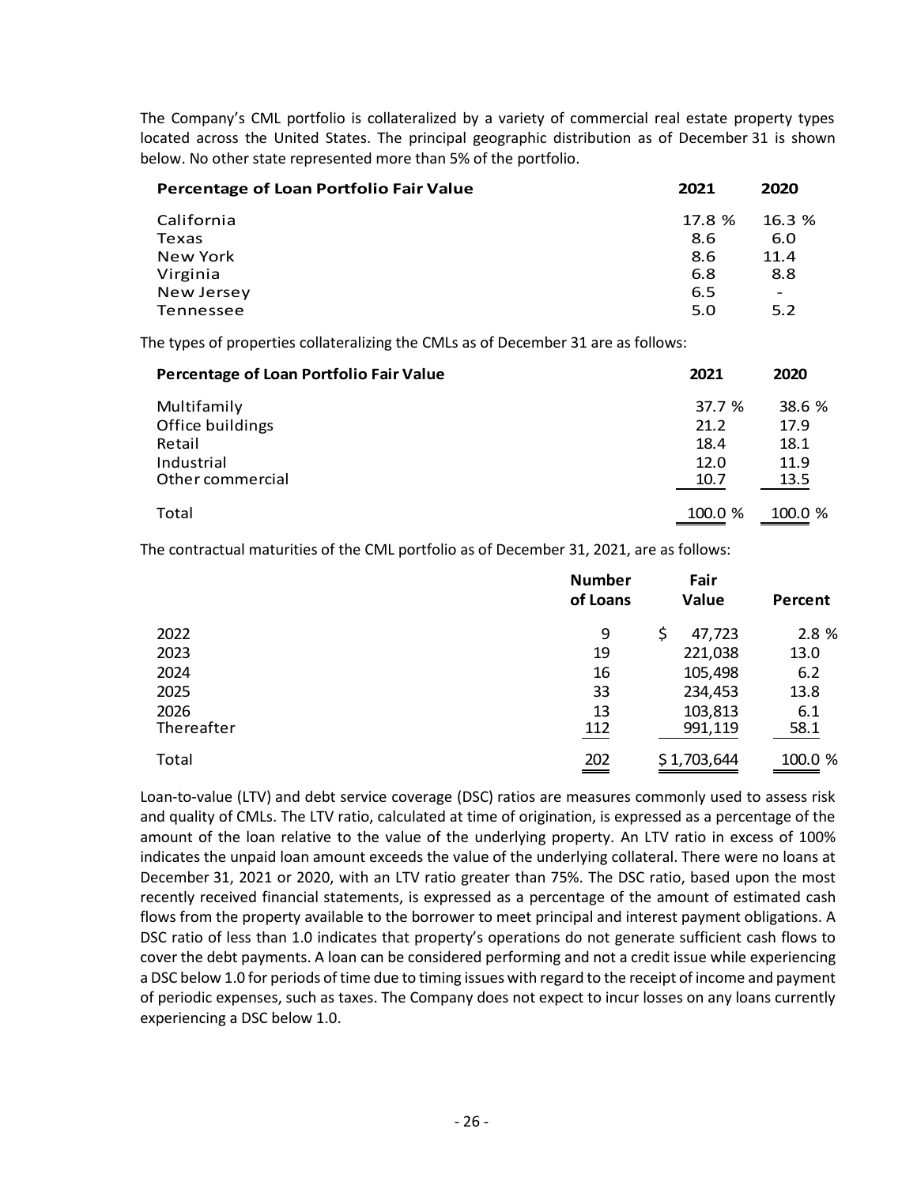The Company's CML portfolio is collateralized by a variety of commercial real estate property types located across the United States. The principal geographic distribution as of December 31 is shown below. No other state represented more than 5% of the portfolio.

| Percentage of Loan Portfolio Fair Value | 2021 | 2020 |
|---|---|---|
| California | 17.8 % | 16.3 % |
| Texas | 8.6 | 6.0 |
| New York | 8.6 | 11.4 |
| Virginia | 6.8 | 8.8 |
| New Jersey | 6.5 | - |
| Tennessee | 5.0 | 5.2 |

The types of properties collateralizing the CMLs as of December 31 are as follows:

| Percentage of Loan Portfolio Fair Value | 2021 | 2020 |
|---|---|---|
| Multifamily | 37.7 % | 38.6 % |
| Office buildings | 21.2 | 17.9 |
| Retail | 18.4 | 18.1 |
| Industrial | 12.0 | 11.9 |
| Other commercial | 10.7 | 13.5 |
| Total | 100.0 % | 100.0 % |

The contractual maturities of the CML portfolio as of December 31, 2021, are as follows:

| | Number of Loans | Fair Value | Percent |
|---|---|---|---|
| 2022 | 9 | $ 47,723 | 2.8 % |
| 2023 | 19 | 221,038 | 13.0 |
| 2024 | 16 | 105,498 | 6.2 |
| 2025 | 33 | 234,453 | 13.8 |
| 2026 | 13 | 103,813 | 6.1 |
| Thereafter | 112 | 991,119 | 58.1 |
| Total | 202 | $ 1,703,644 | 100.0 % |

Loan-to-value (LTV) and debt service coverage (DSC) ratios are measures commonly used to assess risk and quality of CMLs. The LTV ratio, calculated at time of origination, is expressed as a percentage of the amount of the loan relative to the value of the underlying property. An LTV ratio in excess of 100% indicates the unpaid loan amount exceeds the value of the underlying collateral. There were no loans at December 31, 2021 or 2020, with an LTV ratio greater than 75%. The DSC ratio, based upon the most recently received financial statements, is expressed as a percentage of the amount of estimated cash flows from the property available to the borrower to meet principal and interest payment obligations. A DSC ratio of less than 1.0 indicates that property's operations do not generate sufficient cash flows to cover the debt payments. A loan can be considered performing and not a credit issue while experiencing a DSC below 1.0 for periods of time due to timing issues with regard to the receipt of income and payment of periodic expenses, such as taxes. The Company does not expect to incur losses on any loans currently experiencing a DSC below 1.0.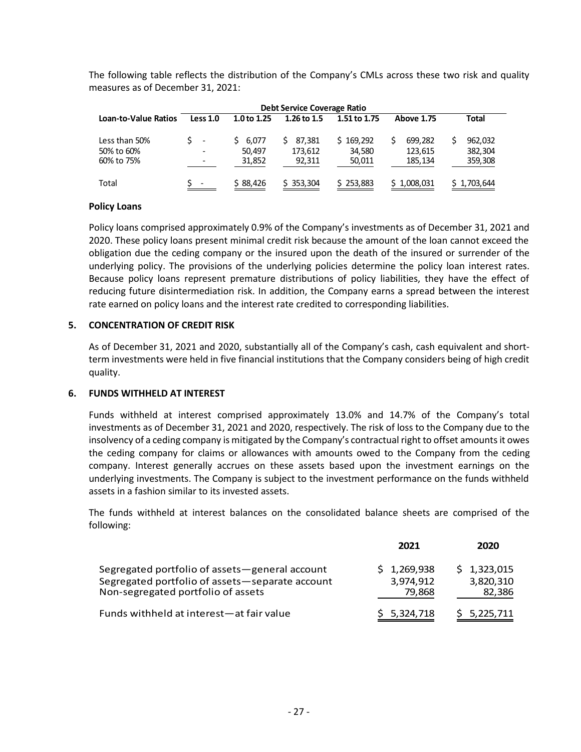The following table reflects the distribution of the Company's CMLs across these two risk and quality measures as of December 31, 2021:

| | Debt Service Coverage Ratio | | | | | |
|---|---|---|---|---|---|---|
| **Loan-to-Value Ratios** | **Less 1.0** | **1.0 to 1.25** | **1.26 to 1.5** | **1.51 to 1.75** | **Above 1.75** | **Total** |
| Less than 50% | $ - | $ 6,077 | $ 87,381 | $ 169,292 | $ 699,282 | $ 962,032 |
| 50% to 60% | - | 50,497 | 173,612 | 34,580 | 123,615 | 382,304 |
| 60% to 75% | - | 31,852 | 92,311 | 50,011 | 185,134 | 359,308 |
| Total | $ - | $ 88,426 | $ 353,304 | $ 253,883 | $ 1,008,031 | $ 1,703,644 |

**Policy Loans**

Policy loans comprised approximately 0.9% of the Company's investments as of December 31, 2021 and 2020. These policy loans present minimal credit risk because the amount of the loan cannot exceed the obligation due the ceding company or the insured upon the death of the insured or surrender of the underlying policy. The provisions of the underlying policies determine the policy loan interest rates. Because policy loans represent premature distributions of policy liabilities, they have the effect of reducing future disintermediation risk. In addition, the Company earns a spread between the interest rate earned on policy loans and the interest rate credited to corresponding liabilities.

## 5. CONCENTRATION OF CREDIT RISK

As of December 31, 2021 and 2020, substantially all of the Company's cash, cash equivalent and short-term investments were held in five financial institutions that the Company considers being of high credit quality.

## 6. FUNDS WITHHELD AT INTEREST

Funds withheld at interest comprised approximately 13.0% and 14.7% of the Company's total investments as of December 31, 2021 and 2020, respectively. The risk of loss to the Company due to the insolvency of a ceding company is mitigated by the Company's contractual right to offset amounts it owes the ceding company for claims or allowances with amounts owed to the Company from the ceding company. Interest generally accrues on these assets based upon the investment earnings on the underlying investments. The Company is subject to the investment performance on the funds withheld assets in a fashion similar to its invested assets.

The funds withheld at interest balances on the consolidated balance sheets are comprised of the following:

| | **2021** | **2020** |
|---|---|---|
| Segregated portfolio of assets—general account | $ 1,269,938 | $ 1,323,015 |
| Segregated portfolio of assets—separate account | 3,974,912 | 3,820,310 |
| Non-segregated portfolio of assets | 79,868 | 82,386 |
| Funds withheld at interest—at fair value | $ 5,324,718 | $ 5,225,711 |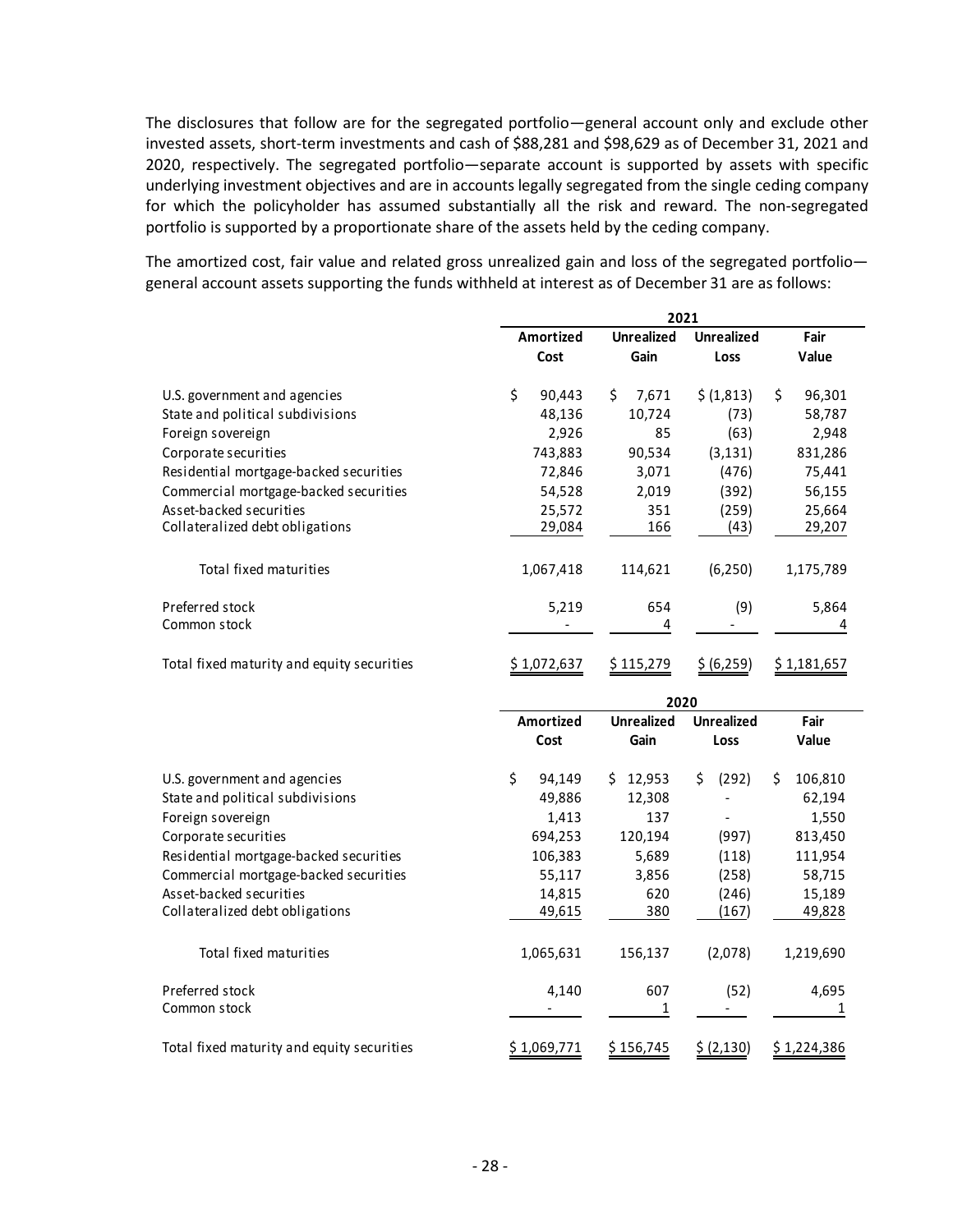The disclosures that follow are for the segregated portfolio—general account only and exclude other invested assets, short-term investments and cash of $88,281 and $98,629 as of December 31, 2021 and 2020, respectively. The segregated portfolio—separate account is supported by assets with specific underlying investment objectives and are in accounts legally segregated from the single ceding company for which the policyholder has assumed substantially all the risk and reward. The non-segregated portfolio is supported by a proportionate share of the assets held by the ceding company.

The amortized cost, fair value and related gross unrealized gain and loss of the segregated portfolio—general account assets supporting the funds withheld at interest as of December 31 are as follows:

| | 2021 | | | |
|---|---|---|---|---|
| | Amortized Cost | Unrealized Gain | Unrealized Loss | Fair Value |
| U.S. government and agencies | $ 90,443 | $ 7,671 | $ (1,813) | $ 96,301 |
| State and political subdivisions | 48,136 | 10,724 | (73) | 58,787 |
| Foreign sovereign | 2,926 | 85 | (63) | 2,948 |
| Corporate securities | 743,883 | 90,534 | (3,131) | 831,286 |
| Residential mortgage-backed securities | 72,846 | 3,071 | (476) | 75,441 |
| Commercial mortgage-backed securities | 54,528 | 2,019 | (392) | 56,155 |
| Asset-backed securities | 25,572 | 351 | (259) | 25,664 |
| Collateralized debt obligations | 29,084 | 166 | (43) | 29,207 |
| Total fixed maturities | 1,067,418 | 114,621 | (6,250) | 1,175,789 |
| Preferred stock | 5,219 | 654 | (9) | 5,864 |
| Common stock | - | 4 | - | 4 |
| Total fixed maturity and equity securities | $ 1,072,637 | $ 115,279 | $ (6,259) | $ 1,181,657 |

| | 2020 | | | |
|---|---|---|---|---|
| | Amortized Cost | Unrealized Gain | Unrealized Loss | Fair Value |
| U.S. government and agencies | $ 94,149 | $ 12,953 | $ (292) | $ 106,810 |
| State and political subdivisions | 49,886 | 12,308 | - | 62,194 |
| Foreign sovereign | 1,413 | 137 | - | 1,550 |
| Corporate securities | 694,253 | 120,194 | (997) | 813,450 |
| Residential mortgage-backed securities | 106,383 | 5,689 | (118) | 111,954 |
| Commercial mortgage-backed securities | 55,117 | 3,856 | (258) | 58,715 |
| Asset-backed securities | 14,815 | 620 | (246) | 15,189 |
| Collateralized debt obligations | 49,615 | 380 | (167) | 49,828 |
| Total fixed maturities | 1,065,631 | 156,137 | (2,078) | 1,219,690 |
| Preferred stock | 4,140 | 607 | (52) | 4,695 |
| Common stock | - | 1 | - | 1 |
| Total fixed maturity and equity securities | $ 1,069,771 | $ 156,745 | $ (2,130) | $ 1,224,386 |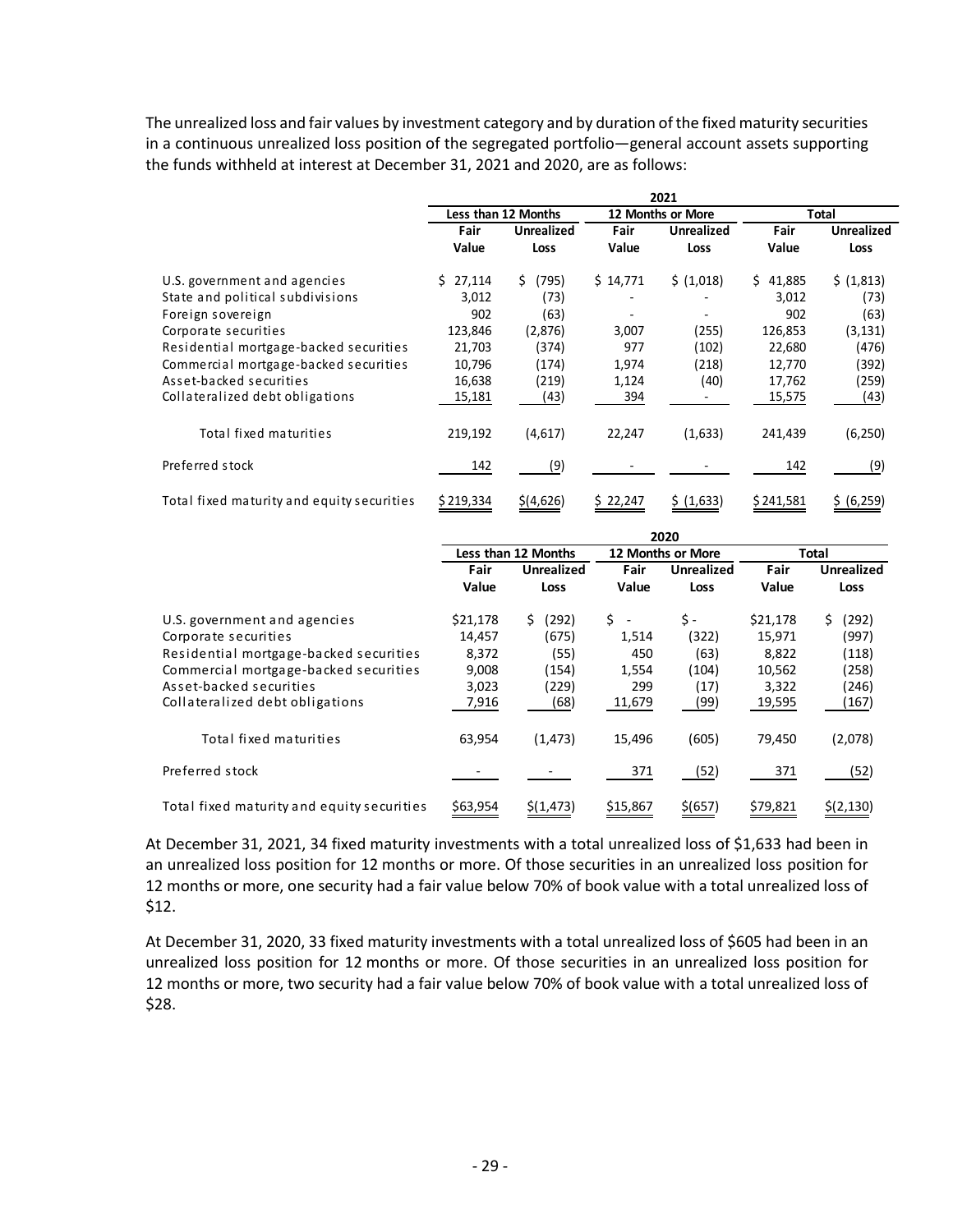The unrealized loss and fair values by investment category and by duration of the fixed maturity securities in a continuous unrealized loss position of the segregated portfolio—general account assets supporting the funds withheld at interest at December 31, 2021 and 2020, are as follows:

| | 2021 | | | | | |
|---|---|---|---|---|---|---|
| | Less than 12 Months | | 12 Months or More | | Total | |
| | Fair Value | Unrealized Loss | Fair Value | Unrealized Loss | Fair Value | Unrealized Loss |
| U.S. government and agencies | $ 27,114 | $ (795) | $ 14,771 | $ (1,018) | $ 41,885 | $ (1,813) |
| State and political subdivisions | 3,012 | (73) | - | - | 3,012 | (73) |
| Foreign sovereign | 902 | (63) | - | - | 902 | (63) |
| Corporate securities | 123,846 | (2,876) | 3,007 | (255) | 126,853 | (3,131) |
| Residential mortgage-backed securities | 21,703 | (374) | 977 | (102) | 22,680 | (476) |
| Commercial mortgage-backed securities | 10,796 | (174) | 1,974 | (218) | 12,770 | (392) |
| Asset-backed securities | 16,638 | (219) | 1,124 | (40) | 17,762 | (259) |
| Collateralized debt obligations | 15,181 | (43) | 394 | - | 15,575 | (43) |
| Total fixed maturities | 219,192 | (4,617) | 22,247 | (1,633) | 241,439 | (6,250) |
| Preferred stock | 142 | (9) | - | - | 142 | (9) |
| Total fixed maturity and equity securities | $ 219,334 | $(4,626) | $ 22,247 | $ (1,633) | $ 241,581 | $ (6,259) |

| | 2020 | | | | | |
|---|---|---|---|---|---|---|
| | Less than 12 Months | | 12 Months or More | | Total | |
| | Fair Value | Unrealized Loss | Fair Value | Unrealized Loss | Fair Value | Unrealized Loss |
| U.S. government and agencies | $21,178 | $ (292) | $ - | $ - | $21,178 | $ (292) |
| Corporate securities | 14,457 | (675) | 1,514 | (322) | 15,971 | (997) |
| Residential mortgage-backed securities | 8,372 | (55) | 450 | (63) | 8,822 | (118) |
| Commercial mortgage-backed securities | 9,008 | (154) | 1,554 | (104) | 10,562 | (258) |
| Asset-backed securities | 3,023 | (229) | 299 | (17) | 3,322 | (246) |
| Collateralized debt obligations | 7,916 | (68) | 11,679 | (99) | 19,595 | (167) |
| Total fixed maturities | 63,954 | (1,473) | 15,496 | (605) | 79,450 | (2,078) |
| Preferred stock | - | - | 371 | (52) | 371 | (52) |
| Total fixed maturity and equity securities | $63,954 | $(1,473) | $15,867 | $(657) | $79,821 | $(2,130) |

At December 31, 2021, 34 fixed maturity investments with a total unrealized loss of $1,633 had been in an unrealized loss position for 12 months or more. Of those securities in an unrealized loss position for 12 months or more, one security had a fair value below 70% of book value with a total unrealized loss of $12.

At December 31, 2020, 33 fixed maturity investments with a total unrealized loss of $605 had been in an unrealized loss position for 12 months or more. Of those securities in an unrealized loss position for 12 months or more, two security had a fair value below 70% of book value with a total unrealized loss of $28.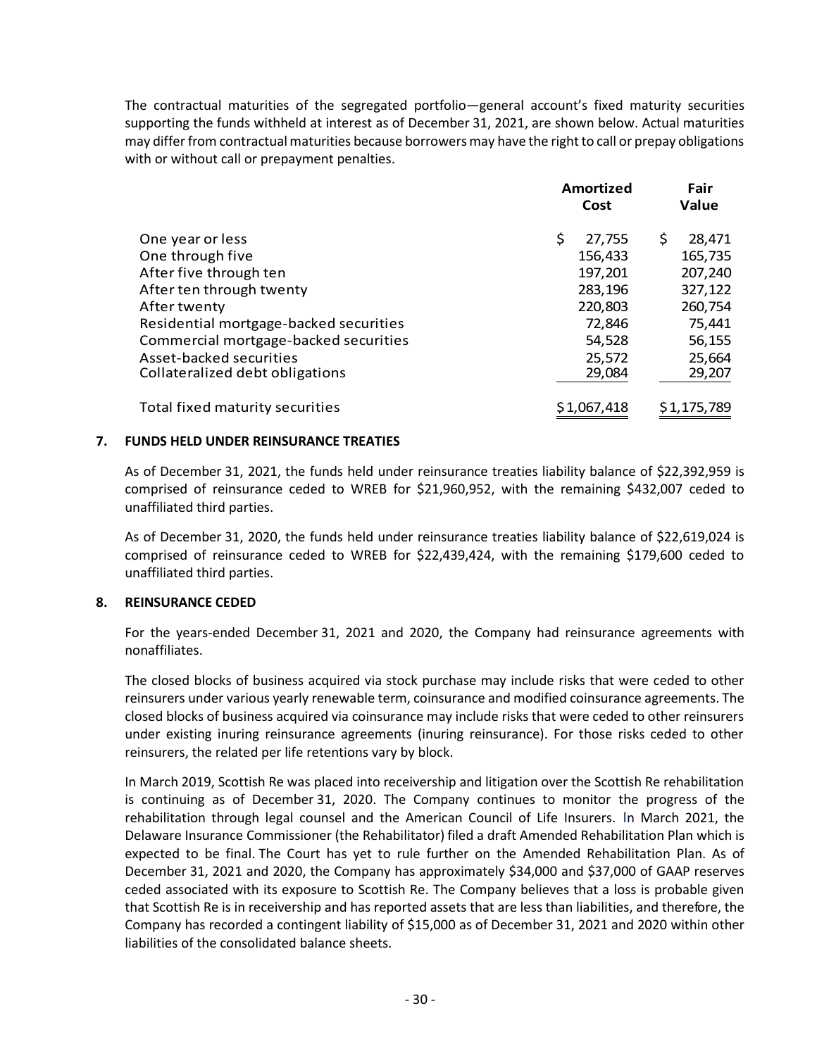The contractual maturities of the segregated portfolio—general account's fixed maturity securities supporting the funds withheld at interest as of December 31, 2021, are shown below. Actual maturities may differ from contractual maturities because borrowers may have the right to call or prepay obligations with or without call or prepayment penalties.

| | Amortized Cost | Fair Value |
|---|---|---|
| One year or less | $ 27,755 | $ 28,471 |
| One through five | 156,433 | 165,735 |
| After five through ten | 197,201 | 207,240 |
| After ten through twenty | 283,196 | 327,122 |
| After twenty | 220,803 | 260,754 |
| Residential mortgage-backed securities | 72,846 | 75,441 |
| Commercial mortgage-backed securities | 54,528 | 56,155 |
| Asset-backed securities | 25,572 | 25,664 |
| Collateralized debt obligations | 29,084 | 29,207 |
| Total fixed maturity securities | $1,067,418 | $1,175,789 |

## 7. FUNDS HELD UNDER REINSURANCE TREATIES

As of December 31, 2021, the funds held under reinsurance treaties liability balance of $22,392,959 is comprised of reinsurance ceded to WREB for $21,960,952, with the remaining $432,007 ceded to unaffiliated third parties.

As of December 31, 2020, the funds held under reinsurance treaties liability balance of $22,619,024 is comprised of reinsurance ceded to WREB for $22,439,424, with the remaining $179,600 ceded to unaffiliated third parties.

## 8. REINSURANCE CEDED

For the years-ended December 31, 2021 and 2020, the Company had reinsurance agreements with nonaffiliates.

The closed blocks of business acquired via stock purchase may include risks that were ceded to other reinsurers under various yearly renewable term, coinsurance and modified coinsurance agreements. The closed blocks of business acquired via coinsurance may include risks that were ceded to other reinsurers under existing inuring reinsurance agreements (inuring reinsurance). For those risks ceded to other reinsurers, the related per life retentions vary by block.

In March 2019, Scottish Re was placed into receivership and litigation over the Scottish Re rehabilitation is continuing as of December 31, 2020. The Company continues to monitor the progress of the rehabilitation through legal counsel and the American Council of Life Insurers. In March 2021, the Delaware Insurance Commissioner (the Rehabilitator) filed a draft Amended Rehabilitation Plan which is expected to be final. The Court has yet to rule further on the Amended Rehabilitation Plan. As of December 31, 2021 and 2020, the Company has approximately $34,000 and $37,000 of GAAP reserves ceded associated with its exposure to Scottish Re. The Company believes that a loss is probable given that Scottish Re is in receivership and has reported assets that are less than liabilities, and therefore, the Company has recorded a contingent liability of $15,000 as of December 31, 2021 and 2020 within other liabilities of the consolidated balance sheets.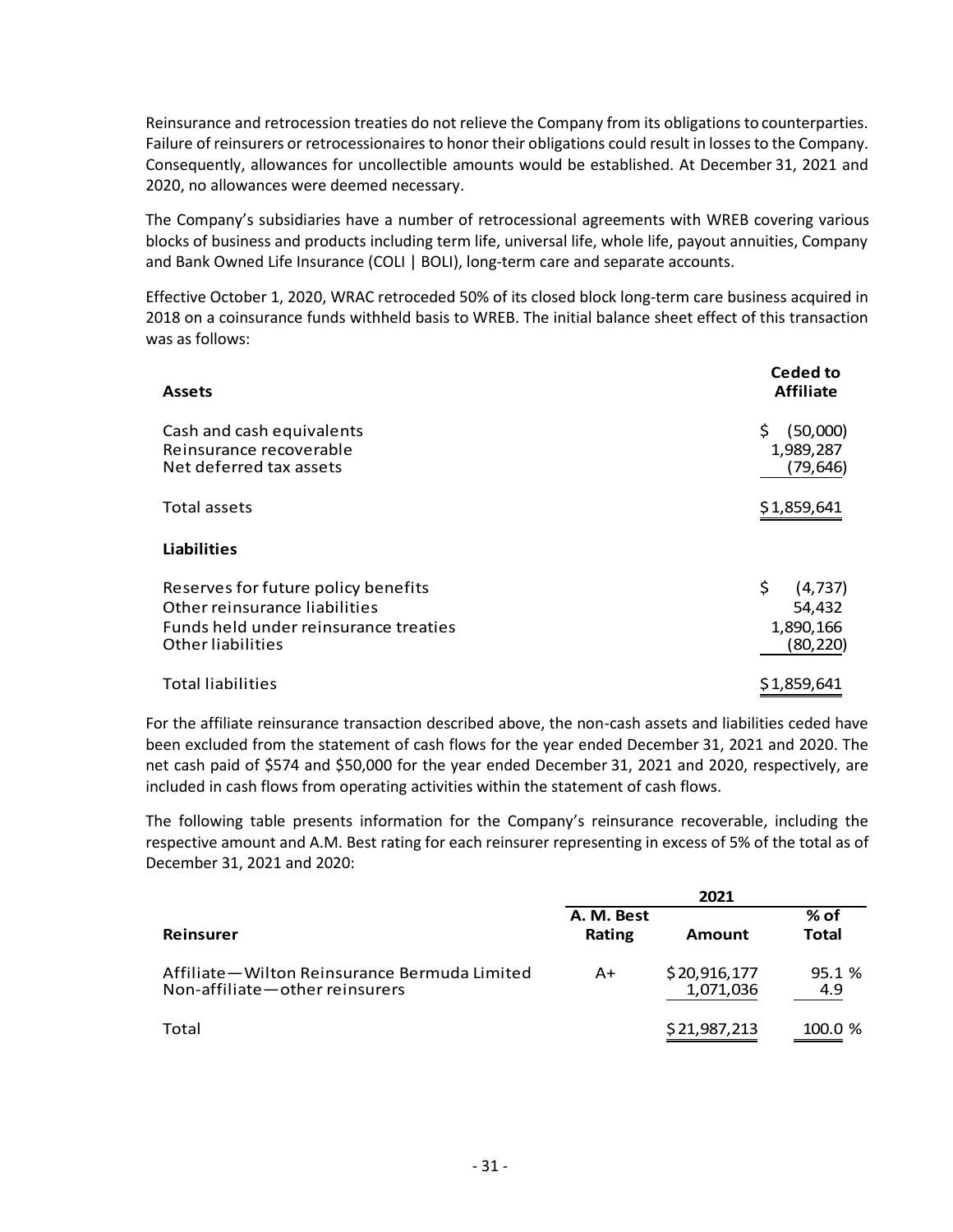Reinsurance and retrocession treaties do not relieve the Company from its obligations to counterparties. Failure of reinsurers or retrocessionaires to honor their obligations could result in losses to the Company. Consequently, allowances for uncollectible amounts would be established. At December 31, 2021 and 2020, no allowances were deemed necessary.

The Company's subsidiaries have a number of retrocessional agreements with WREB covering various blocks of business and products including term life, universal life, whole life, payout annuities, Company and Bank Owned Life Insurance (COLI | BOLI), long-term care and separate accounts.

Effective October 1, 2020, WRAC retroceded 50% of its closed block long-term care business acquired in 2018 on a coinsurance funds withheld basis to WREB. The initial balance sheet effect of this transaction was as follows:

| **Assets** | **Ceded to Affiliate** |
|---|---|
| Cash and cash equivalents | $ (50,000) |
| Reinsurance recoverable | 1,989,287 |
| Net deferred tax assets | (79,646) |
| Total assets | $ 1,859,641 |
| **Liabilities** | |
| Reserves for future policy benefits | $ (4,737) |
| Other reinsurance liabilities | 54,432 |
| Funds held under reinsurance treaties | 1,890,166 |
| Other liabilities | (80,220) |
| Total liabilities | $ 1,859,641 |

For the affiliate reinsurance transaction described above, the non-cash assets and liabilities ceded have been excluded from the statement of cash flows for the year ended December 31, 2021 and 2020. The net cash paid of $574 and $50,000 for the year ended December 31, 2021 and 2020, respectively, are included in cash flows from operating activities within the statement of cash flows.

The following table presents information for the Company's reinsurance recoverable, including the respective amount and A.M. Best rating for each reinsurer representing in excess of 5% of the total as of December 31, 2021 and 2020:

| | 2021 | | |
|---|---|---|---|
| **Reinsurer** | **A. M. Best Rating** | **Amount** | **% of Total** |
| Affiliate—Wilton Reinsurance Bermuda Limited | A+ | $ 20,916,177 | 95.1 % |
| Non-affiliate—other reinsurers | | 1,071,036 | 4.9 |
| Total | | $ 21,987,213 | 100.0 % |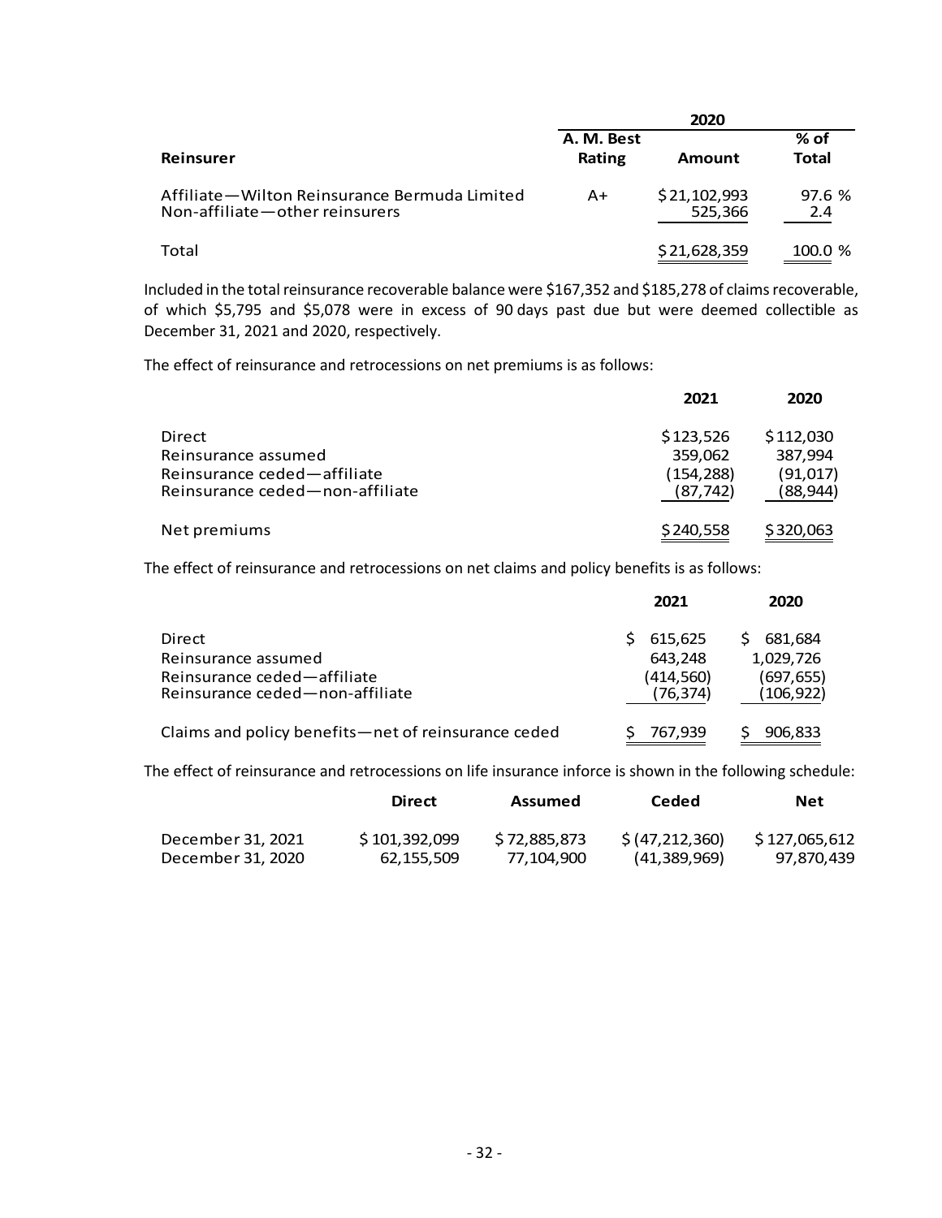| Reinsurer | 2020 | | |
|---|---|---|---|
| | A. M. Best Rating | Amount | % of Total |
| Affiliate—Wilton Reinsurance Bermuda Limited | A+ | $ 21,102,993 | 97.6 % |
| Non-affiliate—other reinsurers | | 525,366 | 2.4 |
| Total | | $ 21,628,359 | 100.0 % |

Included in the total reinsurance recoverable balance were $167,352 and $185,278 of claims recoverable, of which $5,795 and $5,078 were in excess of 90 days past due but were deemed collectible as December 31, 2021 and 2020, respectively.

The effect of reinsurance and retrocessions on net premiums is as follows:

| | 2021 | 2020 |
|---|---|---|
| Direct | $ 123,526 | $ 112,030 |
| Reinsurance assumed | 359,062 | 387,994 |
| Reinsurance ceded—affiliate | (154,288) | (91,017) |
| Reinsurance ceded—non-affiliate | (87,742) | (88,944) |
| Net premiums | $ 240,558 | $ 320,063 |

The effect of reinsurance and retrocessions on net claims and policy benefits is as follows:

| | 2021 | 2020 |
|---|---|---|
| Direct | $ 615,625 | $ 681,684 |
| Reinsurance assumed | 643,248 | 1,029,726 |
| Reinsurance ceded—affiliate | (414,560) | (697,655) |
| Reinsurance ceded—non-affiliate | (76,374) | (106,922) |
| Claims and policy benefits—net of reinsurance ceded | $ 767,939 | $ 906,833 |

The effect of reinsurance and retrocessions on life insurance inforce is shown in the following schedule:

| | Direct | Assumed | Ceded | Net |
|---|---|---|---|---|
| December 31, 2021 | $ 101,392,099 | $ 72,885,873 | $ (47,212,360) | $ 127,065,612 |
| December 31, 2020 | 62,155,509 | 77,104,900 | (41,389,969) | 97,870,439 |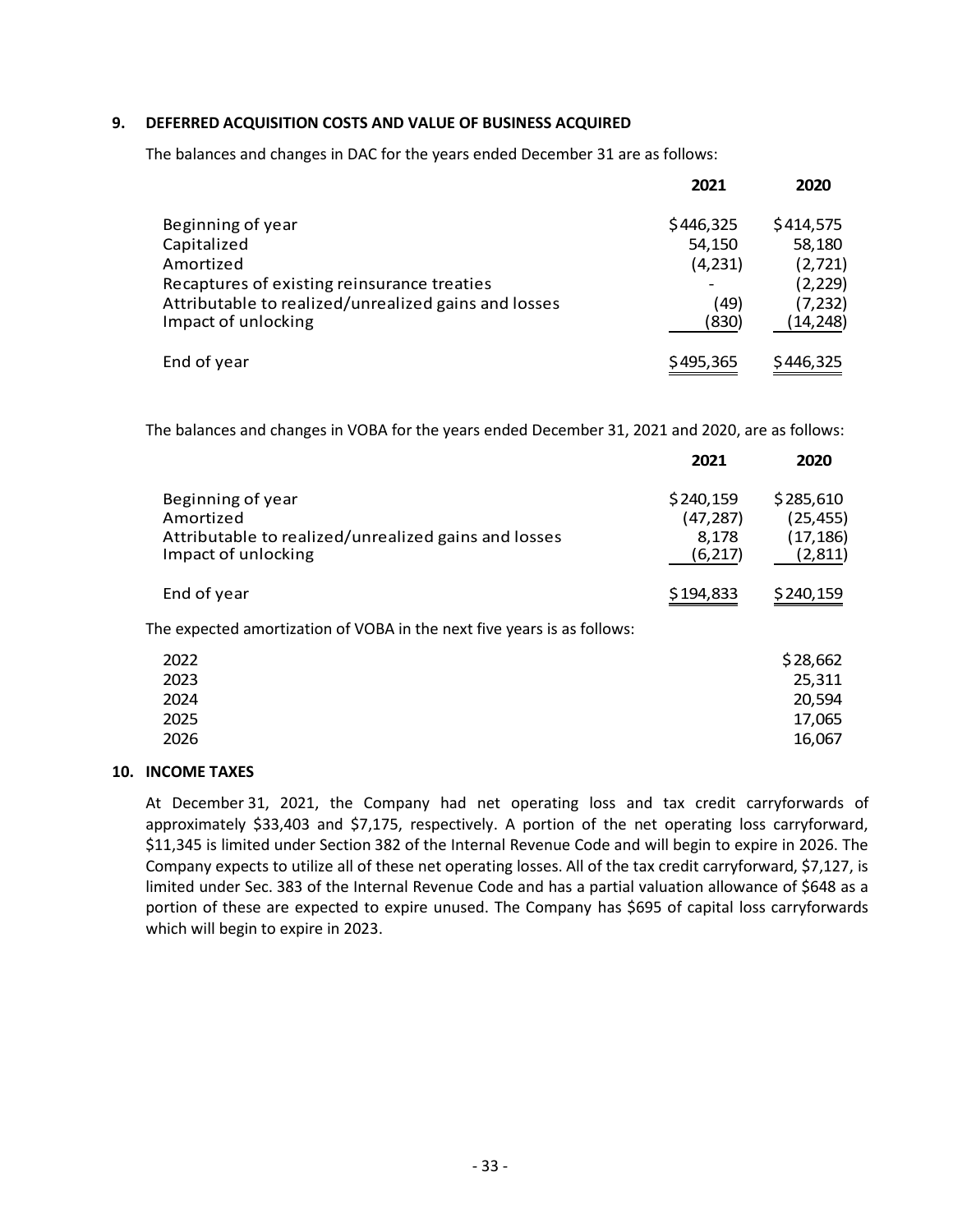## 9. DEFERRED ACQUISITION COSTS AND VALUE OF BUSINESS ACQUIRED

The balances and changes in DAC for the years ended December 31 are as follows:

| | 2021 | 2020 |
|---|---|---|
| Beginning of year | $446,325 | $414,575 |
| Capitalized | 54,150 | 58,180 |
| Amortized | (4,231) | (2,721) |
| Recaptures of existing reinsurance treaties | - | (2,229) |
| Attributable to realized/unrealized gains and losses | (49) | (7,232) |
| Impact of unlocking | (830) | (14,248) |
| End of year | $495,365 | $446,325 |

The balances and changes in VOBA for the years ended December 31, 2021 and 2020, are as follows:

| | 2021 | 2020 |
|---|---|---|
| Beginning of year | $240,159 | $285,610 |
| Amortized | (47,287) | (25,455) |
| Attributable to realized/unrealized gains and losses | 8,178 | (17,186) |
| Impact of unlocking | (6,217) | (2,811) |
| End of year | $194,833 | $240,159 |

The expected amortization of VOBA in the next five years is as follows:

| | |
|---|---|
| 2022 | $28,662 |
| 2023 | 25,311 |
| 2024 | 20,594 |
| 2025 | 17,065 |
| 2026 | 16,067 |

## 10. INCOME TAXES

At December 31, 2021, the Company had net operating loss and tax credit carryforwards of approximately $33,403 and $7,175, respectively. A portion of the net operating loss carryforward, $11,345 is limited under Section 382 of the Internal Revenue Code and will begin to expire in 2026. The Company expects to utilize all of these net operating losses. All of the tax credit carryforward, $7,127, is limited under Sec. 383 of the Internal Revenue Code and has a partial valuation allowance of $648 as a portion of these are expected to expire unused. The Company has $695 of capital loss carryforwards which will begin to expire in 2023.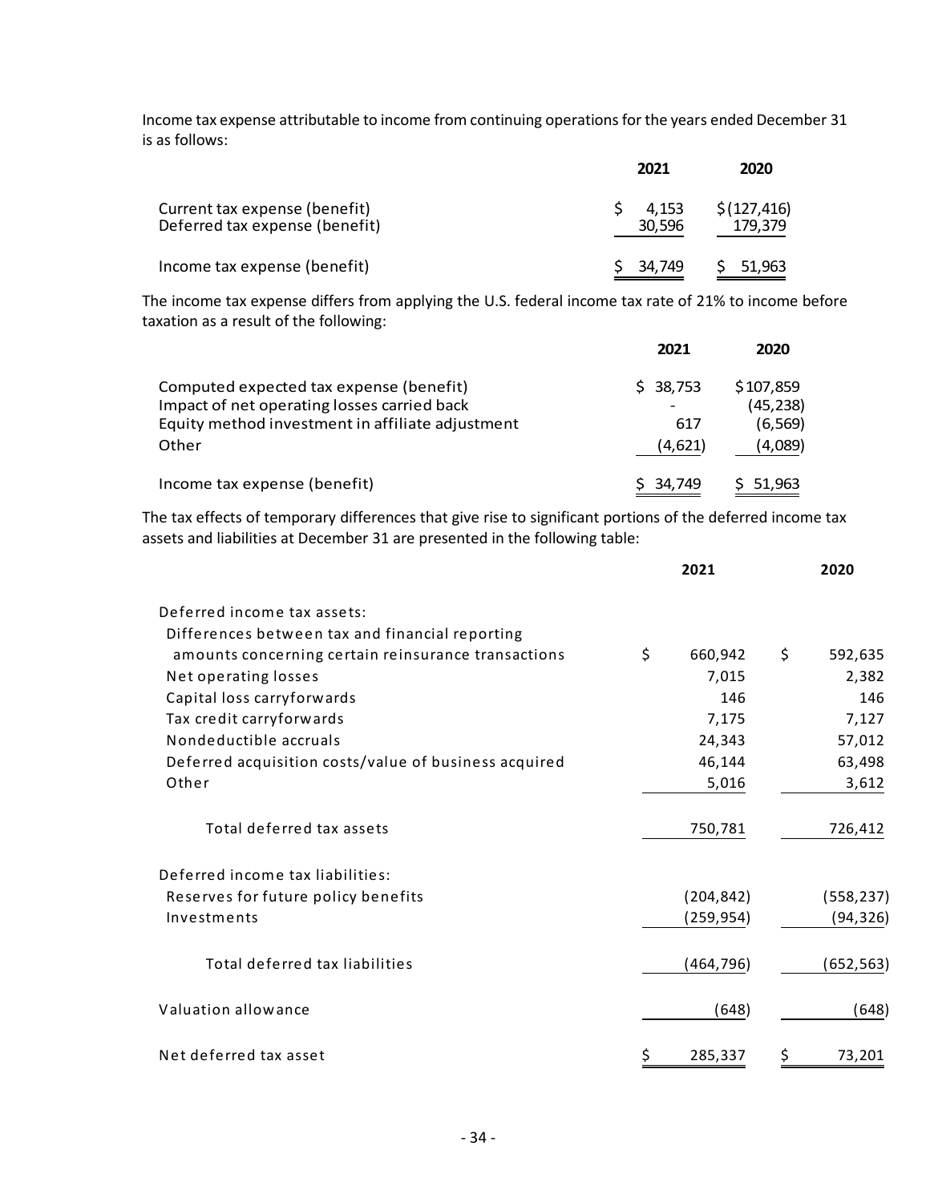Income tax expense attributable to income from continuing operations for the years ended December 31 is as follows:

| | 2021 | 2020 |
|---|---|---|
| Current tax expense (benefit) | $ 4,153 | $ (127,416) |
| Deferred tax expense (benefit) | 30,596 | 179,379 |
| Income tax expense (benefit) | $ 34,749 | $ 51,963 |

The income tax expense differs from applying the U.S. federal income tax rate of 21% to income before taxation as a result of the following:

| | 2021 | 2020 |
|---|---|---|
| Computed expected tax expense (benefit) | $ 38,753 | $ 107,859 |
| Impact of net operating losses carried back | - | (45,238) |
| Equity method investment in affiliate adjustment | 617 | (6,569) |
| Other | (4,621) | (4,089) |
| Income tax expense (benefit) | $ 34,749 | $ 51,963 |

The tax effects of temporary differences that give rise to significant portions of the deferred income tax assets and liabilities at December 31 are presented in the following table:

| | 2021 | 2020 |
|---|---|---|
| Deferred income tax assets: | | |
| Differences between tax and financial reporting amounts concerning certain reinsurance transactions | $ 660,942 | $ 592,635 |
| Net operating losses | 7,015 | 2,382 |
| Capital loss carryforwards | 146 | 146 |
| Tax credit carryforwards | 7,175 | 7,127 |
| Nondeductible accruals | 24,343 | 57,012 |
| Deferred acquisition costs/value of business acquired | 46,144 | 63,498 |
| Other | 5,016 | 3,612 |
| Total deferred tax assets | 750,781 | 726,412 |
| Deferred income tax liabilities: | | |
| Reserves for future policy benefits | (204,842) | (558,237) |
| Investments | (259,954) | (94,326) |
| Total deferred tax liabilities | (464,796) | (652,563) |
| Valuation allowance | (648) | (648) |
| Net deferred tax asset | $ 285,337 | $ 73,201 |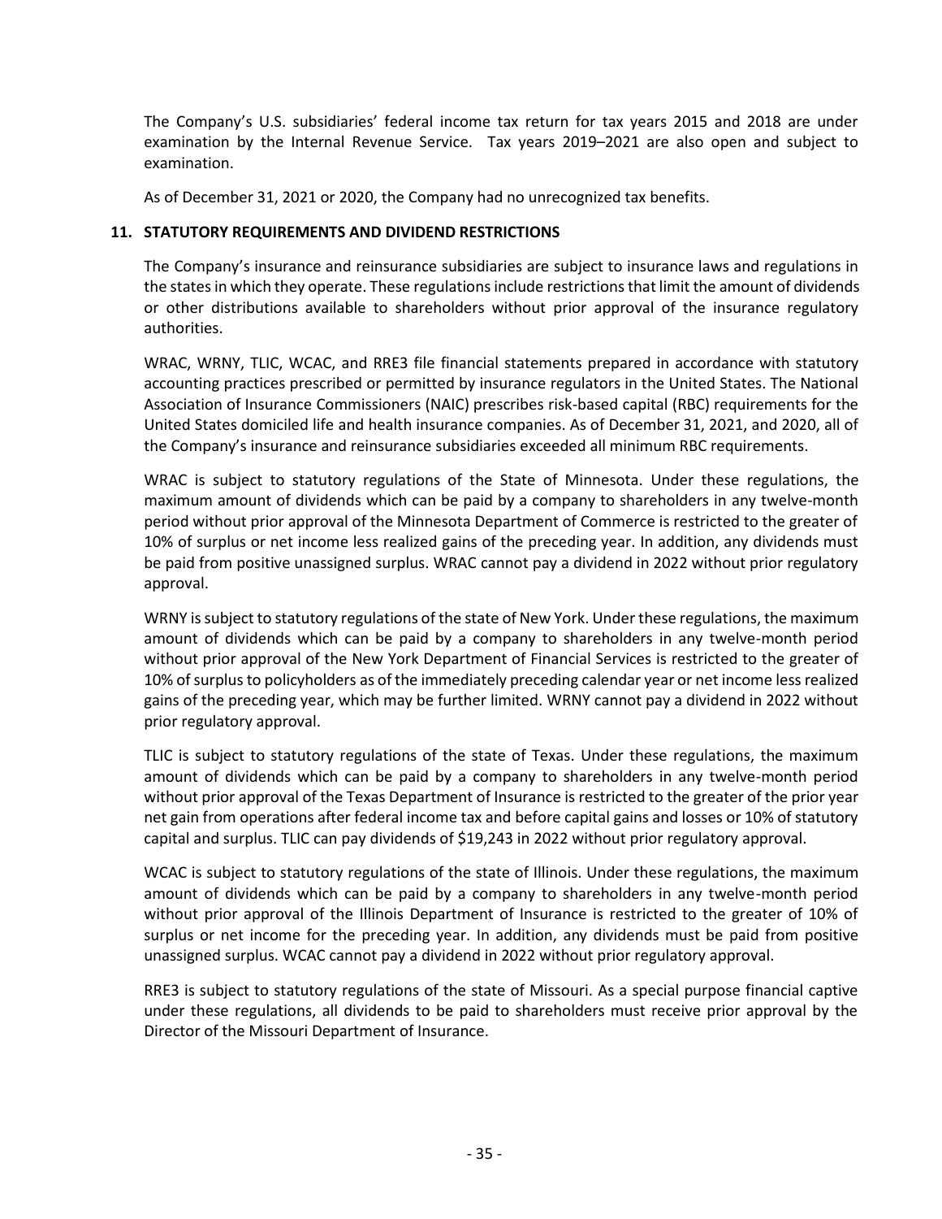The Company's U.S. subsidiaries' federal income tax return for tax years 2015 and 2018 are under examination by the Internal Revenue Service. Tax years 2019–2021 are also open and subject to examination.

As of December 31, 2021 or 2020, the Company had no unrecognized tax benefits.

## 11. STATUTORY REQUIREMENTS AND DIVIDEND RESTRICTIONS

The Company's insurance and reinsurance subsidiaries are subject to insurance laws and regulations in the states in which they operate. These regulations include restrictions that limit the amount of dividends or other distributions available to shareholders without prior approval of the insurance regulatory authorities.

WRAC, WRNY, TLIC, WCAC, and RRE3 file financial statements prepared in accordance with statutory accounting practices prescribed or permitted by insurance regulators in the United States. The National Association of Insurance Commissioners (NAIC) prescribes risk-based capital (RBC) requirements for the United States domiciled life and health insurance companies. As of December 31, 2021, and 2020, all of the Company's insurance and reinsurance subsidiaries exceeded all minimum RBC requirements.

WRAC is subject to statutory regulations of the State of Minnesota. Under these regulations, the maximum amount of dividends which can be paid by a company to shareholders in any twelve-month period without prior approval of the Minnesota Department of Commerce is restricted to the greater of 10% of surplus or net income less realized gains of the preceding year. In addition, any dividends must be paid from positive unassigned surplus. WRAC cannot pay a dividend in 2022 without prior regulatory approval.

WRNY is subject to statutory regulations of the state of New York. Under these regulations, the maximum amount of dividends which can be paid by a company to shareholders in any twelve-month period without prior approval of the New York Department of Financial Services is restricted to the greater of 10% of surplus to policyholders as of the immediately preceding calendar year or net income less realized gains of the preceding year, which may be further limited. WRNY cannot pay a dividend in 2022 without prior regulatory approval.

TLIC is subject to statutory regulations of the state of Texas. Under these regulations, the maximum amount of dividends which can be paid by a company to shareholders in any twelve-month period without prior approval of the Texas Department of Insurance is restricted to the greater of the prior year net gain from operations after federal income tax and before capital gains and losses or 10% of statutory capital and surplus. TLIC can pay dividends of $19,243 in 2022 without prior regulatory approval.

WCAC is subject to statutory regulations of the state of Illinois. Under these regulations, the maximum amount of dividends which can be paid by a company to shareholders in any twelve-month period without prior approval of the Illinois Department of Insurance is restricted to the greater of 10% of surplus or net income for the preceding year. In addition, any dividends must be paid from positive unassigned surplus. WCAC cannot pay a dividend in 2022 without prior regulatory approval.

RRE3 is subject to statutory regulations of the state of Missouri. As a special purpose financial captive under these regulations, all dividends to be paid to shareholders must receive prior approval by the Director of the Missouri Department of Insurance.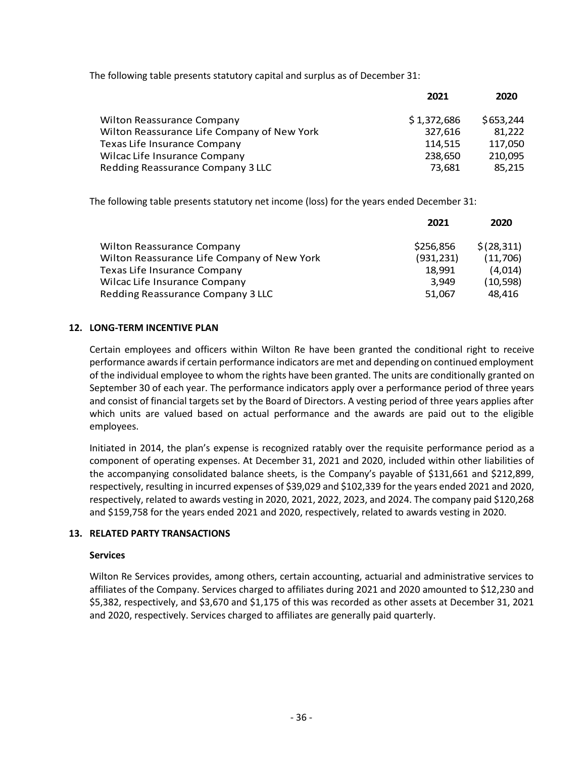The following table presents statutory capital and surplus as of December 31:

| | 2021 | 2020 |
|---|---|---|
| Wilton Reassurance Company | $ 1,372,686 | $ 653,244 |
| Wilton Reassurance Life Company of New York | 327,616 | 81,222 |
| Texas Life Insurance Company | 114,515 | 117,050 |
| Wilcac Life Insurance Company | 238,650 | 210,095 |
| Redding Reassurance Company 3 LLC | 73,681 | 85,215 |

The following table presents statutory net income (loss) for the years ended December 31:

| | 2021 | 2020 |
|---|---|---|
| Wilton Reassurance Company | $256,856 | $ (28,311) |
| Wilton Reassurance Life Company of New York | (931,231) | (11,706) |
| Texas Life Insurance Company | 18,991 | (4,014) |
| Wilcac Life Insurance Company | 3,949 | (10,598) |
| Redding Reassurance Company 3 LLC | 51,067 | 48,416 |

## 12. LONG-TERM INCENTIVE PLAN

Certain employees and officers within Wilton Re have been granted the conditional right to receive performance awards if certain performance indicators are met and depending on continued employment of the individual employee to whom the rights have been granted. The units are conditionally granted on September 30 of each year. The performance indicators apply over a performance period of three years and consist of financial targets set by the Board of Directors. A vesting period of three years applies after which units are valued based on actual performance and the awards are paid out to the eligible employees.

Initiated in 2014, the plan's expense is recognized ratably over the requisite performance period as a component of operating expenses. At December 31, 2021 and 2020, included within other liabilities of the accompanying consolidated balance sheets, is the Company's payable of $131,661 and $212,899, respectively, resulting in incurred expenses of $39,029 and $102,339 for the years ended 2021 and 2020, respectively, related to awards vesting in 2020, 2021, 2022, 2023, and 2024. The company paid $120,268 and $159,758 for the years ended 2021 and 2020, respectively, related to awards vesting in 2020.

## 13. RELATED PARTY TRANSACTIONS

### Services

Wilton Re Services provides, among others, certain accounting, actuarial and administrative services to affiliates of the Company. Services charged to affiliates during 2021 and 2020 amounted to $12,230 and $5,382, respectively, and $3,670 and $1,175 of this was recorded as other assets at December 31, 2021 and 2020, respectively. Services charged to affiliates are generally paid quarterly.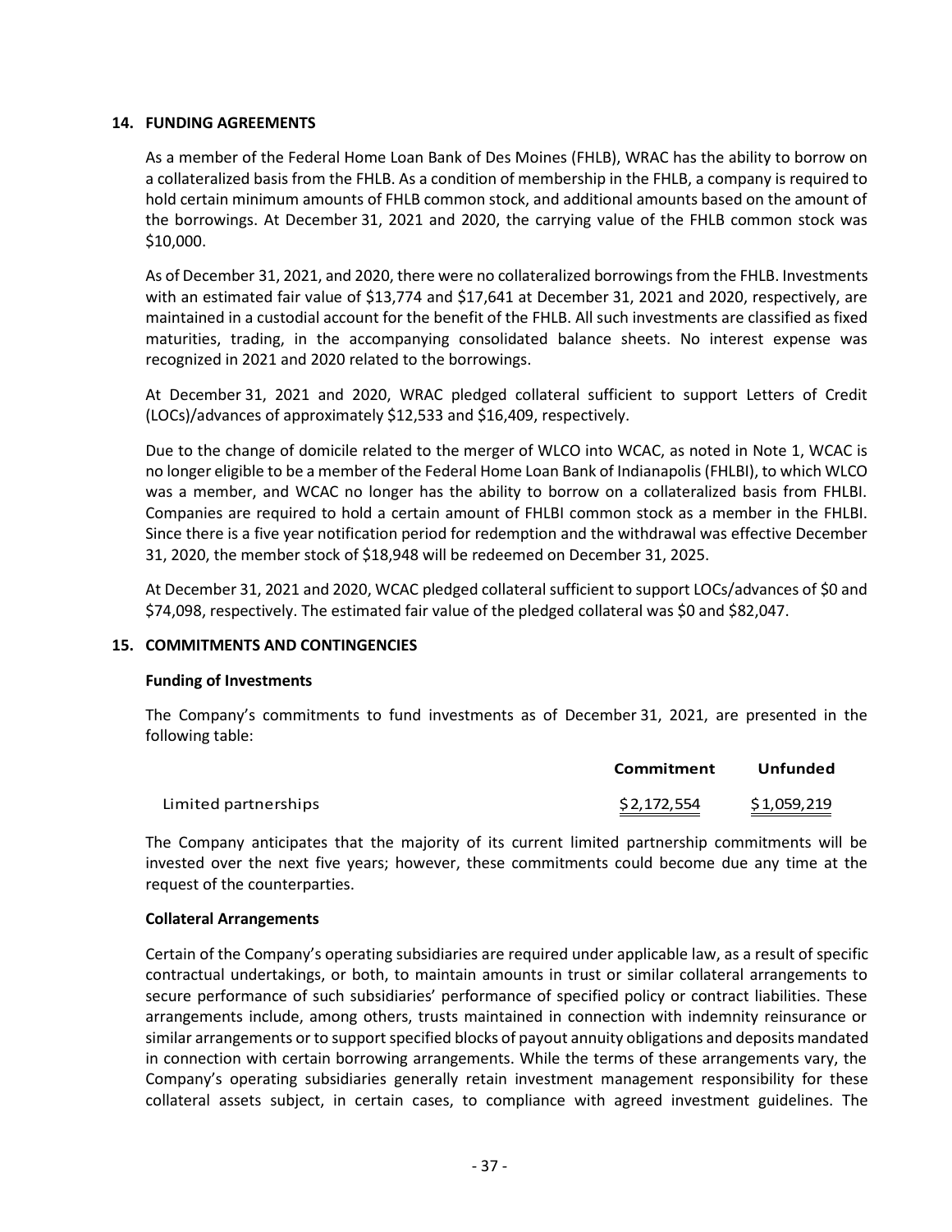## 14. FUNDING AGREEMENTS

As a member of the Federal Home Loan Bank of Des Moines (FHLB), WRAC has the ability to borrow on a collateralized basis from the FHLB. As a condition of membership in the FHLB, a company is required to hold certain minimum amounts of FHLB common stock, and additional amounts based on the amount of the borrowings. At December 31, 2021 and 2020, the carrying value of the FHLB common stock was $10,000.

As of December 31, 2021, and 2020, there were no collateralized borrowings from the FHLB. Investments with an estimated fair value of $13,774 and $17,641 at December 31, 2021 and 2020, respectively, are maintained in a custodial account for the benefit of the FHLB. All such investments are classified as fixed maturities, trading, in the accompanying consolidated balance sheets. No interest expense was recognized in 2021 and 2020 related to the borrowings.

At December 31, 2021 and 2020, WRAC pledged collateral sufficient to support Letters of Credit (LOCs)/advances of approximately $12,533 and $16,409, respectively.

Due to the change of domicile related to the merger of WLCO into WCAC, as noted in Note 1, WCAC is no longer eligible to be a member of the Federal Home Loan Bank of Indianapolis (FHLBI), to which WLCO was a member, and WCAC no longer has the ability to borrow on a collateralized basis from FHLBI. Companies are required to hold a certain amount of FHLBI common stock as a member in the FHLBI. Since there is a five year notification period for redemption and the withdrawal was effective December 31, 2020, the member stock of $18,948 will be redeemed on December 31, 2025.

At December 31, 2021 and 2020, WCAC pledged collateral sufficient to support LOCs/advances of $0 and $74,098, respectively. The estimated fair value of the pledged collateral was $0 and $82,047.

## 15. COMMITMENTS AND CONTINGENCIES

### Funding of Investments

The Company's commitments to fund investments as of December 31, 2021, are presented in the following table:

| | Commitment | Unfunded |
|---|---|---|
| Limited partnerships | $2,172,554 | $1,059,219 |

The Company anticipates that the majority of its current limited partnership commitments will be invested over the next five years; however, these commitments could become due any time at the request of the counterparties.

### Collateral Arrangements

Certain of the Company's operating subsidiaries are required under applicable law, as a result of specific contractual undertakings, or both, to maintain amounts in trust or similar collateral arrangements to secure performance of such subsidiaries' performance of specified policy or contract liabilities. These arrangements include, among others, trusts maintained in connection with indemnity reinsurance or similar arrangements or to support specified blocks of payout annuity obligations and deposits mandated in connection with certain borrowing arrangements. While the terms of these arrangements vary, the Company's operating subsidiaries generally retain investment management responsibility for these collateral assets subject, in certain cases, to compliance with agreed investment guidelines. The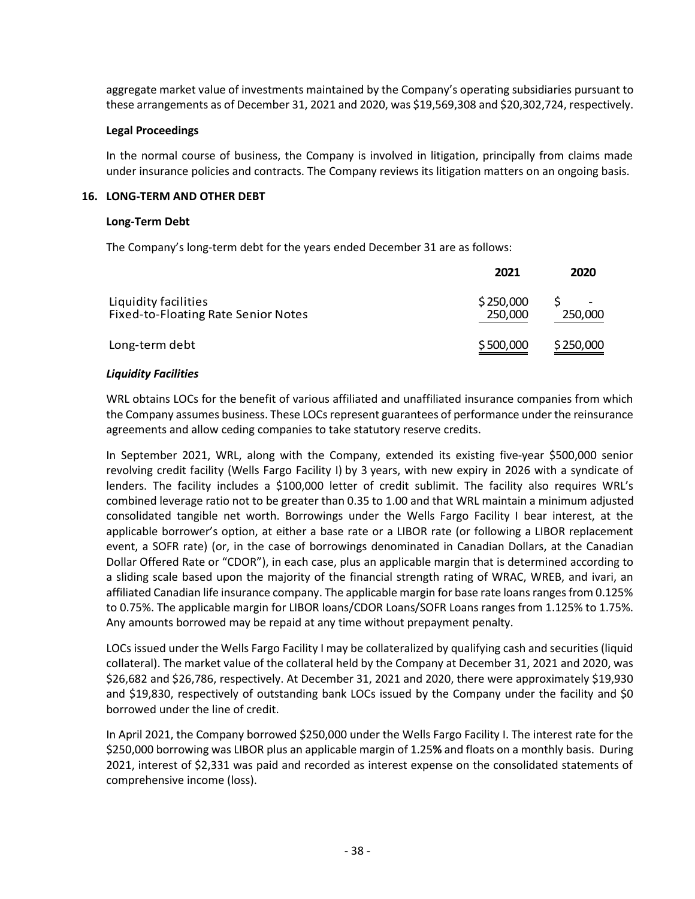aggregate market value of investments maintained by the Company's operating subsidiaries pursuant to these arrangements as of December 31, 2021 and 2020, was $19,569,308 and $20,302,724, respectively.

**Legal Proceedings**

In the normal course of business, the Company is involved in litigation, principally from claims made under insurance policies and contracts. The Company reviews its litigation matters on an ongoing basis.

## 16. LONG-TERM AND OTHER DEBT

**Long-Term Debt**

The Company's long-term debt for the years ended December 31 are as follows:

| | 2021 | 2020 |
|---|---|---|
| Liquidity facilities | $ 250,000 | $ - |
| Fixed-to-Floating Rate Senior Notes | 250,000 | 250,000 |
| Long-term debt | $ 500,000 | $ 250,000 |

***Liquidity Facilities***

WRL obtains LOCs for the benefit of various affiliated and unaffiliated insurance companies from which the Company assumes business. These LOCs represent guarantees of performance under the reinsurance agreements and allow ceding companies to take statutory reserve credits.

In September 2021, WRL, along with the Company, extended its existing five-year $500,000 senior revolving credit facility (Wells Fargo Facility I) by 3 years, with new expiry in 2026 with a syndicate of lenders. The facility includes a $100,000 letter of credit sublimit. The facility also requires WRL's combined leverage ratio not to be greater than 0.35 to 1.00 and that WRL maintain a minimum adjusted consolidated tangible net worth. Borrowings under the Wells Fargo Facility I bear interest, at the applicable borrower's option, at either a base rate or a LIBOR rate (or following a LIBOR replacement event, a SOFR rate) (or, in the case of borrowings denominated in Canadian Dollars, at the Canadian Dollar Offered Rate or "CDOR"), in each case, plus an applicable margin that is determined according to a sliding scale based upon the majority of the financial strength rating of WRAC, WREB, and ivari, an affiliated Canadian life insurance company. The applicable margin for base rate loans ranges from 0.125% to 0.75%. The applicable margin for LIBOR loans/CDOR Loans/SOFR Loans ranges from 1.125% to 1.75%. Any amounts borrowed may be repaid at any time without prepayment penalty.

LOCs issued under the Wells Fargo Facility I may be collateralized by qualifying cash and securities (liquid collateral). The market value of the collateral held by the Company at December 31, 2021 and 2020, was $26,682 and $26,786, respectively. At December 31, 2021 and 2020, there were approximately $19,930 and $19,830, respectively of outstanding bank LOCs issued by the Company under the facility and $0 borrowed under the line of credit.

In April 2021, the Company borrowed $250,000 under the Wells Fargo Facility I. The interest rate for the $250,000 borrowing was LIBOR plus an applicable margin of 1.25% and floats on a monthly basis. During 2021, interest of $2,331 was paid and recorded as interest expense on the consolidated statements of comprehensive income (loss).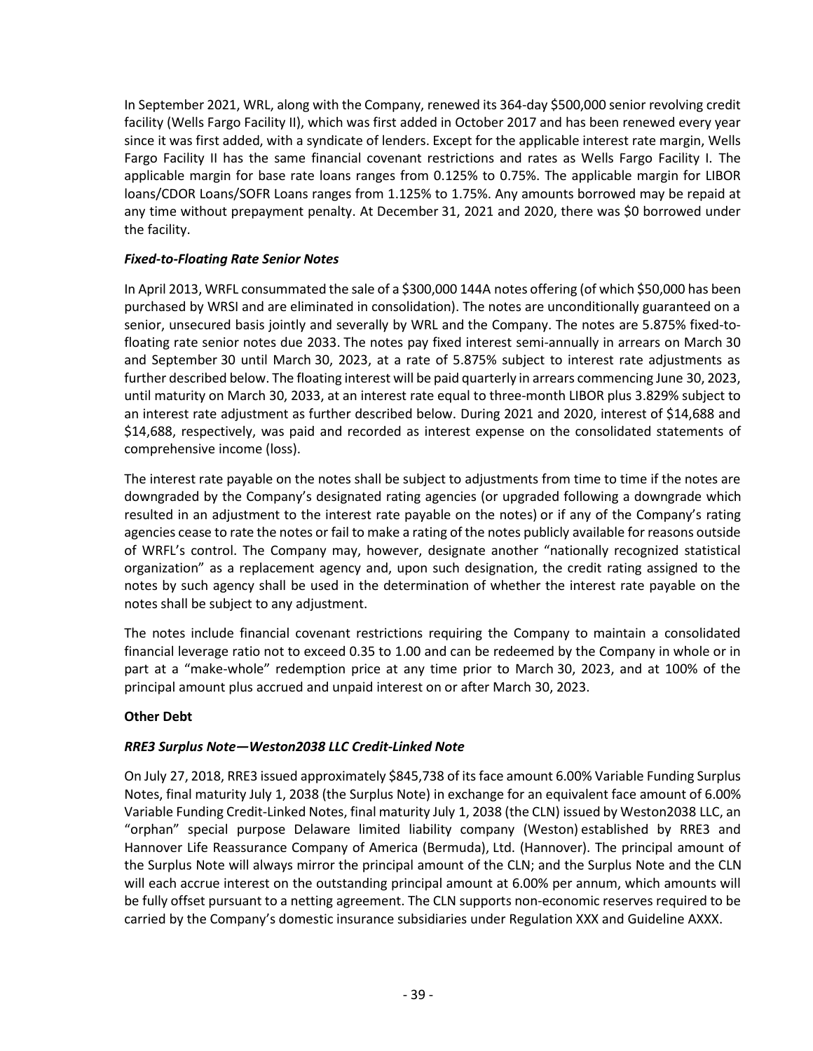In September 2021, WRL, along with the Company, renewed its 364-day $500,000 senior revolving credit facility (Wells Fargo Facility II), which was first added in October 2017 and has been renewed every year since it was first added, with a syndicate of lenders. Except for the applicable interest rate margin, Wells Fargo Facility II has the same financial covenant restrictions and rates as Wells Fargo Facility I. The applicable margin for base rate loans ranges from 0.125% to 0.75%. The applicable margin for LIBOR loans/CDOR Loans/SOFR Loans ranges from 1.125% to 1.75%. Any amounts borrowed may be repaid at any time without prepayment penalty. At December 31, 2021 and 2020, there was $0 borrowed under the facility.

***Fixed-to-Floating Rate Senior Notes***

In April 2013, WRFL consummated the sale of a $300,000 144A notes offering (of which $50,000 has been purchased by WRSI and are eliminated in consolidation). The notes are unconditionally guaranteed on a senior, unsecured basis jointly and severally by WRL and the Company. The notes are 5.875% fixed-to-floating rate senior notes due 2033. The notes pay fixed interest semi-annually in arrears on March 30 and September 30 until March 30, 2023, at a rate of 5.875% subject to interest rate adjustments as further described below. The floating interest will be paid quarterly in arrears commencing June 30, 2023, until maturity on March 30, 2033, at an interest rate equal to three-month LIBOR plus 3.829% subject to an interest rate adjustment as further described below. During 2021 and 2020, interest of $14,688 and $14,688, respectively, was paid and recorded as interest expense on the consolidated statements of comprehensive income (loss).

The interest rate payable on the notes shall be subject to adjustments from time to time if the notes are downgraded by the Company's designated rating agencies (or upgraded following a downgrade which resulted in an adjustment to the interest rate payable on the notes) or if any of the Company's rating agencies cease to rate the notes or fail to make a rating of the notes publicly available for reasons outside of WRFL's control. The Company may, however, designate another "nationally recognized statistical organization" as a replacement agency and, upon such designation, the credit rating assigned to the notes by such agency shall be used in the determination of whether the interest rate payable on the notes shall be subject to any adjustment.

The notes include financial covenant restrictions requiring the Company to maintain a consolidated financial leverage ratio not to exceed 0.35 to 1.00 and can be redeemed by the Company in whole or in part at a "make-whole" redemption price at any time prior to March 30, 2023, and at 100% of the principal amount plus accrued and unpaid interest on or after March 30, 2023.

**Other Debt**

***RRE3 Surplus Note—Weston2038 LLC Credit-Linked Note***

On July 27, 2018, RRE3 issued approximately $845,738 of its face amount 6.00% Variable Funding Surplus Notes, final maturity July 1, 2038 (the Surplus Note) in exchange for an equivalent face amount of 6.00% Variable Funding Credit-Linked Notes, final maturity July 1, 2038 (the CLN) issued by Weston2038 LLC, an "orphan" special purpose Delaware limited liability company (Weston) established by RRE3 and Hannover Life Reassurance Company of America (Bermuda), Ltd. (Hannover). The principal amount of the Surplus Note will always mirror the principal amount of the CLN; and the Surplus Note and the CLN will each accrue interest on the outstanding principal amount at 6.00% per annum, which amounts will be fully offset pursuant to a netting agreement. The CLN supports non-economic reserves required to be carried by the Company's domestic insurance subsidiaries under Regulation XXX and Guideline AXXX.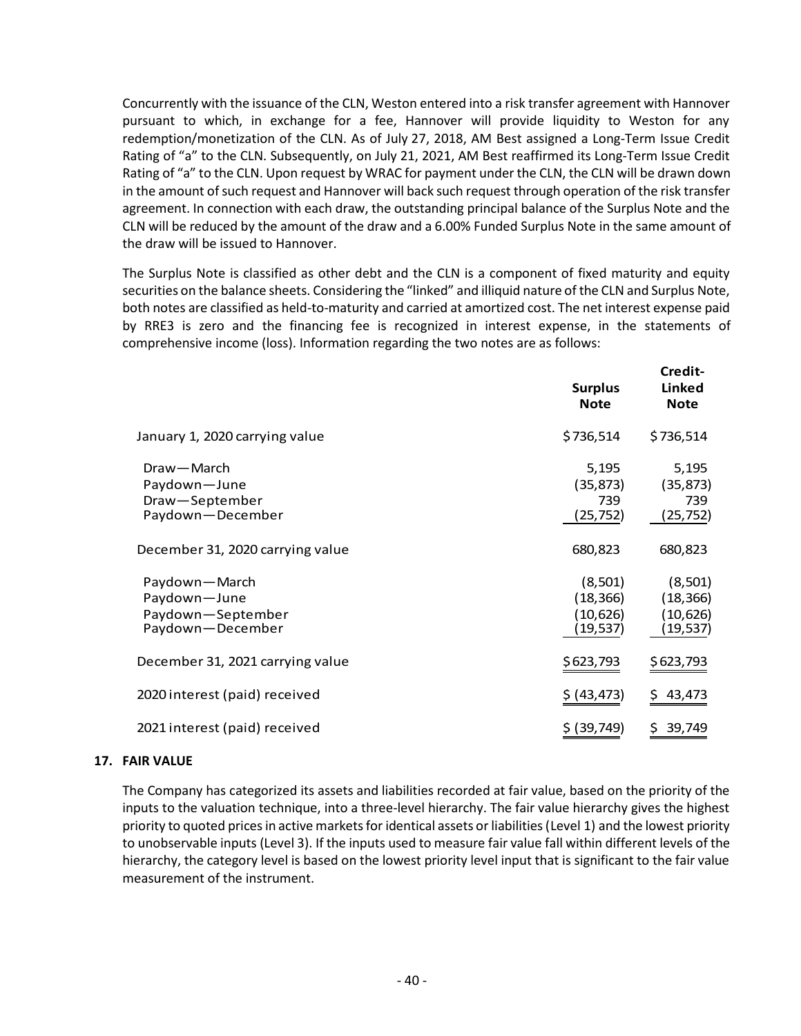Concurrently with the issuance of the CLN, Weston entered into a risk transfer agreement with Hannover pursuant to which, in exchange for a fee, Hannover will provide liquidity to Weston for any redemption/monetization of the CLN. As of July 27, 2018, AM Best assigned a Long-Term Issue Credit Rating of "a" to the CLN. Subsequently, on July 21, 2021, AM Best reaffirmed its Long-Term Issue Credit Rating of "a" to the CLN. Upon request by WRAC for payment under the CLN, the CLN will be drawn down in the amount of such request and Hannover will back such request through operation of the risk transfer agreement. In connection with each draw, the outstanding principal balance of the Surplus Note and the CLN will be reduced by the amount of the draw and a 6.00% Funded Surplus Note in the same amount of the draw will be issued to Hannover.

The Surplus Note is classified as other debt and the CLN is a component of fixed maturity and equity securities on the balance sheets. Considering the "linked" and illiquid nature of the CLN and Surplus Note, both notes are classified as held-to-maturity and carried at amortized cost. The net interest expense paid by RRE3 is zero and the financing fee is recognized in interest expense, in the statements of comprehensive income (loss). Information regarding the two notes are as follows:

| | Surplus Note | Credit-Linked Note |
|---|---|---|
| January 1, 2020 carrying value | $736,514 | $736,514 |
| Draw—March | 5,195 | 5,195 |
| Paydown—June | (35,873) | (35,873) |
| Draw—September | 739 | 739 |
| Paydown—December | (25,752) | (25,752) |
| December 31, 2020 carrying value | 680,823 | 680,823 |
| Paydown—March | (8,501) | (8,501) |
| Paydown—June | (18,366) | (18,366) |
| Paydown—September | (10,626) | (10,626) |
| Paydown—December | (19,537) | (19,537) |
| December 31, 2021 carrying value | $623,793 | $623,793 |
| 2020 interest (paid) received | $ (43,473) | $ 43,473 |
| 2021 interest (paid) received | $ (39,749) | $ 39,749 |

## 17. FAIR VALUE

The Company has categorized its assets and liabilities recorded at fair value, based on the priority of the inputs to the valuation technique, into a three-level hierarchy. The fair value hierarchy gives the highest priority to quoted prices in active markets for identical assets or liabilities (Level 1) and the lowest priority to unobservable inputs (Level 3). If the inputs used to measure fair value fall within different levels of the hierarchy, the category level is based on the lowest priority level input that is significant to the fair value measurement of the instrument.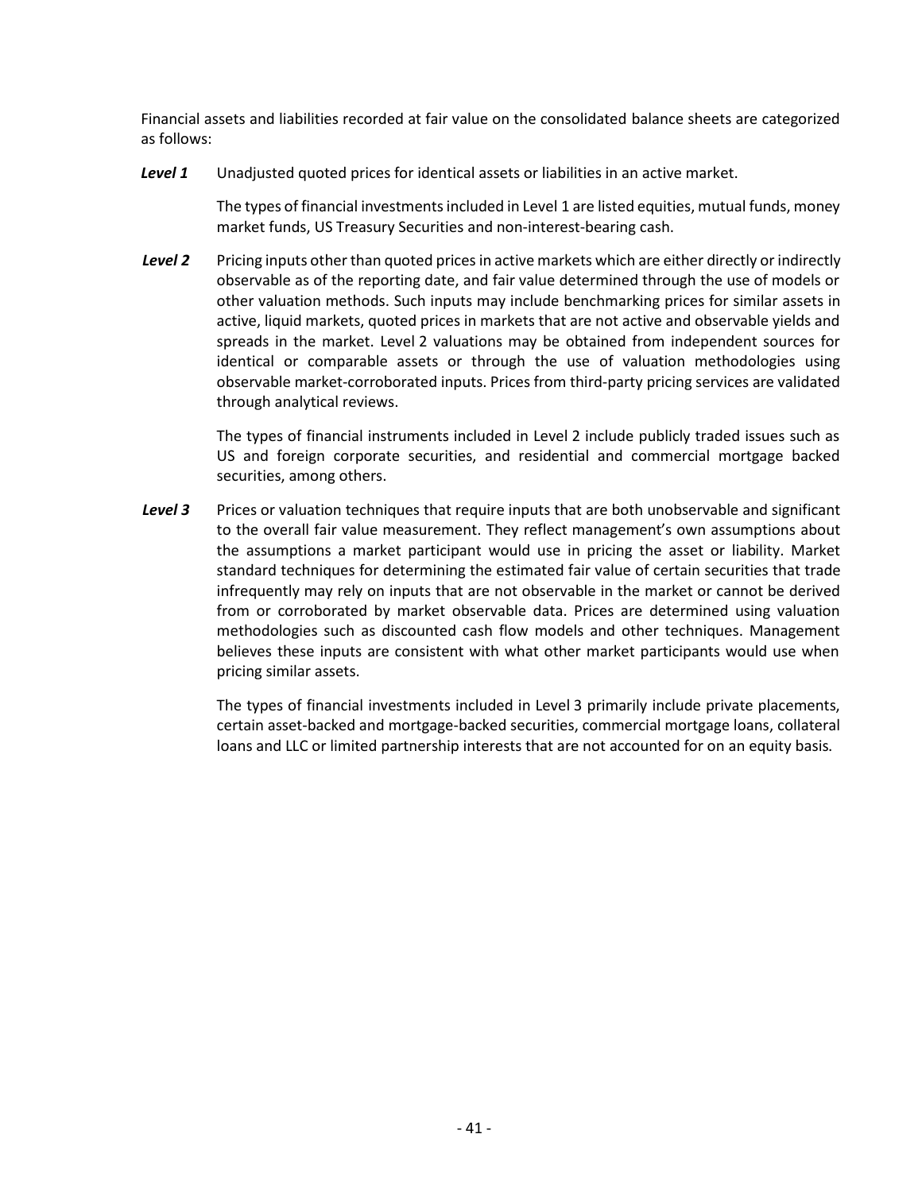Financial assets and liabilities recorded at fair value on the consolidated balance sheets are categorized as follows:

***Level 1*** Unadjusted quoted prices for identical assets or liabilities in an active market.

The types of financial investments included in Level 1 are listed equities, mutual funds, money market funds, US Treasury Securities and non-interest-bearing cash.

***Level 2*** Pricing inputs other than quoted prices in active markets which are either directly or indirectly observable as of the reporting date, and fair value determined through the use of models or other valuation methods. Such inputs may include benchmarking prices for similar assets in active, liquid markets, quoted prices in markets that are not active and observable yields and spreads in the market. Level 2 valuations may be obtained from independent sources for identical or comparable assets or through the use of valuation methodologies using observable market-corroborated inputs. Prices from third-party pricing services are validated through analytical reviews.

The types of financial instruments included in Level 2 include publicly traded issues such as US and foreign corporate securities, and residential and commercial mortgage backed securities, among others.

***Level 3*** Prices or valuation techniques that require inputs that are both unobservable and significant to the overall fair value measurement. They reflect management's own assumptions about the assumptions a market participant would use in pricing the asset or liability. Market standard techniques for determining the estimated fair value of certain securities that trade infrequently may rely on inputs that are not observable in the market or cannot be derived from or corroborated by market observable data. Prices are determined using valuation methodologies such as discounted cash flow models and other techniques. Management believes these inputs are consistent with what other market participants would use when pricing similar assets.

The types of financial investments included in Level 3 primarily include private placements, certain asset-backed and mortgage-backed securities, commercial mortgage loans, collateral loans and LLC or limited partnership interests that are not accounted for on an equity basis.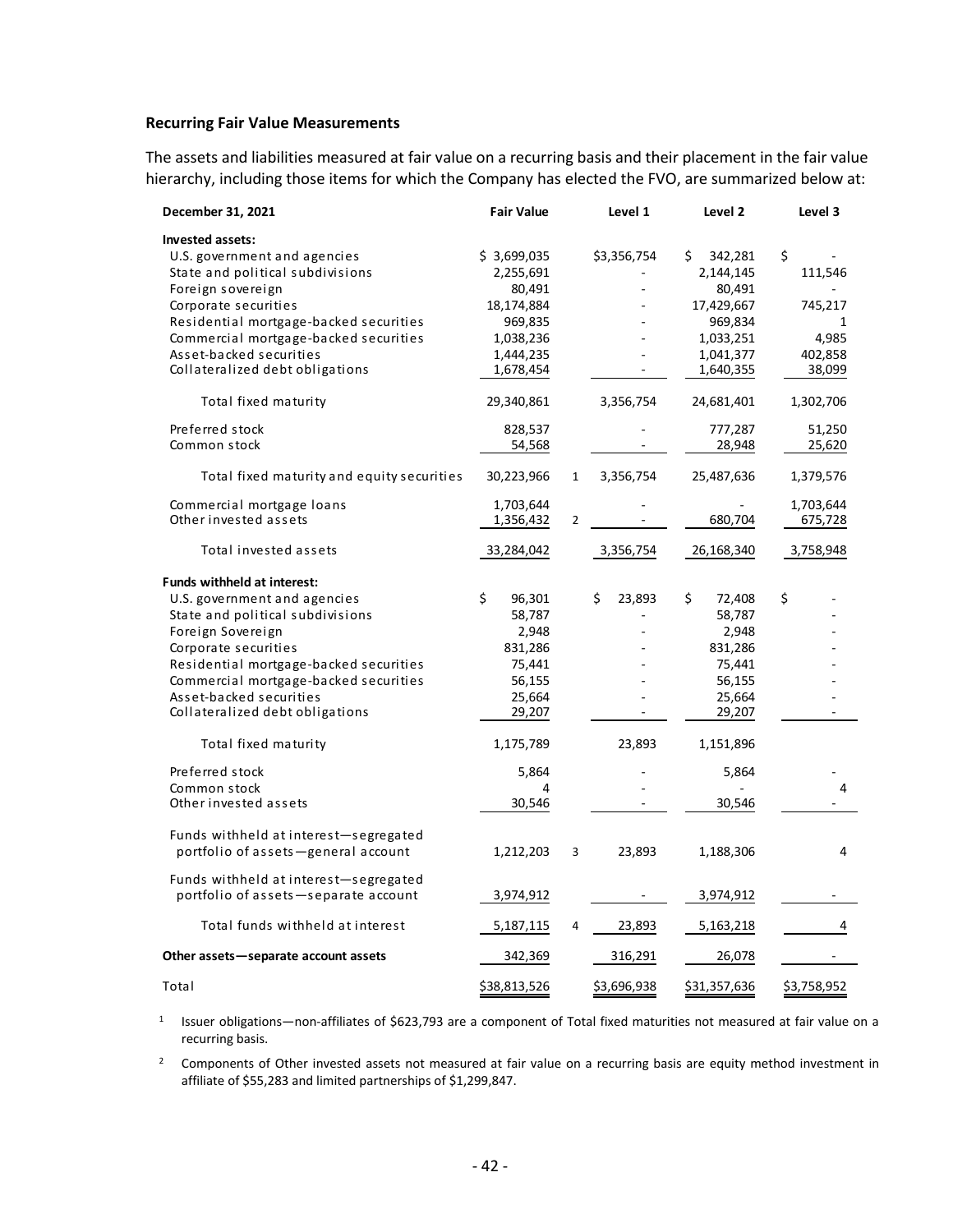### Recurring Fair Value Measurements

The assets and liabilities measured at fair value on a recurring basis and their placement in the fair value hierarchy, including those items for which the Company has elected the FVO, are summarized below at:

| December 31, 2021 | Fair Value | | Level 1 | Level 2 | Level 3 |
|---|---|---|---|---|---|
| **Invested assets:** | | | | | |
| U.S. government and agencies | $ 3,699,035 | | $3,356,754 | $ 342,281 | $ - |
| State and political subdivisions | 2,255,691 | | - | 2,144,145 | 111,546 |
| Foreign sovereign | 80,491 | | - | 80,491 | - |
| Corporate securities | 18,174,884 | | - | 17,429,667 | 745,217 |
| Residential mortgage-backed securities | 969,835 | | - | 969,834 | 1 |
| Commercial mortgage-backed securities | 1,038,236 | | - | 1,033,251 | 4,985 |
| Asset-backed securities | 1,444,235 | | - | 1,041,377 | 402,858 |
| Collateralized debt obligations | 1,678,454 | | - | 1,640,355 | 38,099 |
| Total fixed maturity | 29,340,861 | | 3,356,754 | 24,681,401 | 1,302,706 |
| Preferred stock | 828,537 | | - | 777,287 | 51,250 |
| Common stock | 54,568 | | - | 28,948 | 25,620 |
| Total fixed maturity and equity securities | 30,223,966 | 1 | 3,356,754 | 25,487,636 | 1,379,576 |
| Commercial mortgage loans | 1,703,644 | | - | - | 1,703,644 |
| Other invested assets | 1,356,432 | 2 | - | 680,704 | 675,728 |
| Total invested assets | 33,284,042 | | 3,356,754 | 26,168,340 | 3,758,948 |
| **Funds withheld at interest:** | | | | | |
| U.S. government and agencies | $ 96,301 | | $ 23,893 | $ 72,408 | $ - |
| State and political subdivisions | 58,787 | | - | 58,787 | - |
| Foreign Sovereign | 2,948 | | - | 2,948 | - |
| Corporate securities | 831,286 | | - | 831,286 | - |
| Residential mortgage-backed securities | 75,441 | | - | 75,441 | - |
| Commercial mortgage-backed securities | 56,155 | | - | 56,155 | - |
| Asset-backed securities | 25,664 | | - | 25,664 | - |
| Collateralized debt obligations | 29,207 | | - | 29,207 | - |
| Total fixed maturity | 1,175,789 | | 23,893 | 1,151,896 | |
| Preferred stock | 5,864 | | - | 5,864 | - |
| Common stock | 4 | | - | - | 4 |
| Other invested assets | 30,546 | | - | 30,546 | - |
| Funds withheld at interest—segregated portfolio of assets—general account | 1,212,203 | 3 | 23,893 | 1,188,306 | 4 |
| Funds withheld at interest—segregated portfolio of assets—separate account | 3,974,912 | | - | 3,974,912 | - |
| Total funds withheld at interest | 5,187,115 | 4 | 23,893 | 5,163,218 | 4 |
| **Other assets—separate account assets** | 342,369 | | 316,291 | 26,078 | - |
| Total | $38,813,526 | | $3,696,938 | $31,357,636 | $3,758,952 |

[1] Issuer obligations—non-affiliates of $623,793 are a component of Total fixed maturities not measured at fair value on a recurring basis.

[2] Components of Other invested assets not measured at fair value on a recurring basis are equity method investment in affiliate of $55,283 and limited partnerships of $1,299,847.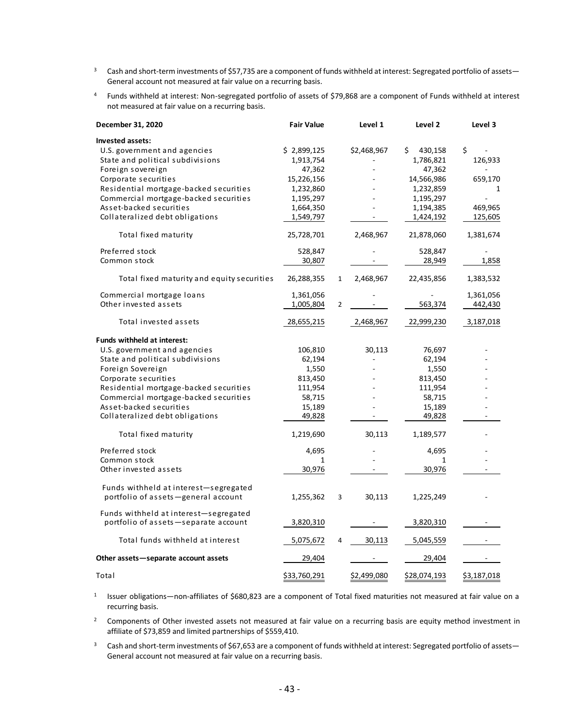[3] Cash and short-term investments of $57,735 are a component of funds withheld at interest: Segregated portfolio of assets—General account not measured at fair value on a recurring basis.

[4] Funds withheld at interest: Non-segregated portfolio of assets of $79,868 are a component of Funds withheld at interest not measured at fair value on a recurring basis.

| December 31, 2020 | Fair Value | | Level 1 | Level 2 | Level 3 |
|---|---|---|---|---|---|
| **Invested assets:** | | | | | |
| U.S. government and agencies | $ 2,899,125 | | $2,468,967 | $ 430,158 | $ - |
| State and political subdivisions | 1,913,754 | | - | 1,786,821 | 126,933 |
| Foreign sovereign | 47,362 | | - | 47,362 | - |
| Corporate securities | 15,226,156 | | - | 14,566,986 | 659,170 |
| Residential mortgage-backed securities | 1,232,860 | | - | 1,232,859 | 1 |
| Commercial mortgage-backed securities | 1,195,297 | | - | 1,195,297 | - |
| Asset-backed securities | 1,664,350 | | - | 1,194,385 | 469,965 |
| Collateralized debt obligations | 1,549,797 | | - | 1,424,192 | 125,605 |
| Total fixed maturity | 25,728,701 | | 2,468,967 | 21,878,060 | 1,381,674 |
| Preferred stock | 528,847 | | - | 528,847 | - |
| Common stock | 30,807 | | - | 28,949 | 1,858 |
| Total fixed maturity and equity securities | 26,288,355 | 1 | 2,468,967 | 22,435,856 | 1,383,532 |
| Commercial mortgage loans | 1,361,056 | | - | - | 1,361,056 |
| Other invested assets | 1,005,804 | 2 | - | 563,374 | 442,430 |
| Total invested assets | 28,655,215 | | 2,468,967 | 22,999,230 | 3,187,018 |
| **Funds withheld at interest:** | | | | | |
| U.S. government and agencies | 106,810 | | 30,113 | 76,697 | - |
| State and political subdivisions | 62,194 | | - | 62,194 | - |
| Foreign Sovereign | 1,550 | | - | 1,550 | - |
| Corporate securities | 813,450 | | - | 813,450 | - |
| Residential mortgage-backed securities | 111,954 | | - | 111,954 | - |
| Commercial mortgage-backed securities | 58,715 | | - | 58,715 | - |
| Asset-backed securities | 15,189 | | - | 15,189 | - |
| Collateralized debt obligations | 49,828 | | - | 49,828 | - |
| Total fixed maturity | 1,219,690 | | 30,113 | 1,189,577 | - |
| Preferred stock | 4,695 | | - | 4,695 | - |
| Common stock | 1 | | - | 1 | - |
| Other invested assets | 30,976 | | - | 30,976 | - |
| Funds withheld at interest—segregated portfolio of assets—general account | 1,255,362 | 3 | 30,113 | 1,225,249 | - |
| Funds withheld at interest—segregated portfolio of assets—separate account | 3,820,310 | | - | 3,820,310 | - |
| Total funds withheld at interest | 5,075,672 | 4 | 30,113 | 5,045,559 | - |
| **Other assets—separate account assets** | 29,404 | | - | 29,404 | - |
| Total | $33,760,291 | | $2,499,080 | $28,074,193 | $3,187,018 |

[1] Issuer obligations—non-affiliates of $680,823 are a component of Total fixed maturities not measured at fair value on a recurring basis.

[2] Components of Other invested assets not measured at fair value on a recurring basis are equity method investment in affiliate of $73,859 and limited partnerships of $559,410.

[3] Cash and short-term investments of $67,653 are a component of funds withheld at interest: Segregated portfolio of assets—General account not measured at fair value on a recurring basis.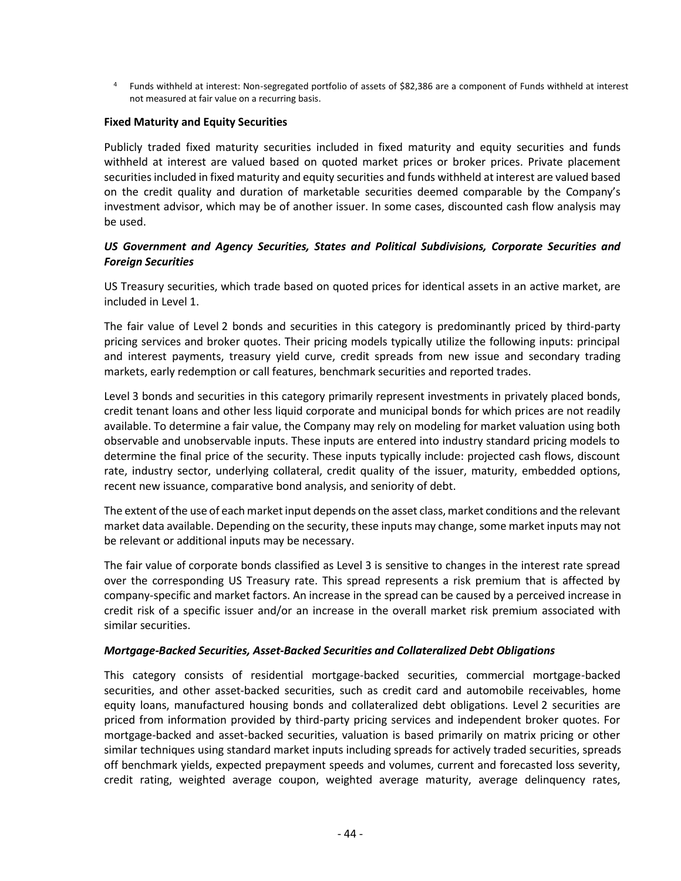[4] Funds withheld at interest: Non-segregated portfolio of assets of $82,386 are a component of Funds withheld at interest not measured at fair value on a recurring basis.

**Fixed Maturity and Equity Securities**

Publicly traded fixed maturity securities included in fixed maturity and equity securities and funds withheld at interest are valued based on quoted market prices or broker prices. Private placement securities included in fixed maturity and equity securities and funds withheld at interest are valued based on the credit quality and duration of marketable securities deemed comparable by the Company's investment advisor, which may be of another issuer. In some cases, discounted cash flow analysis may be used.

***US Government and Agency Securities, States and Political Subdivisions, Corporate Securities and Foreign Securities***

US Treasury securities, which trade based on quoted prices for identical assets in an active market, are included in Level 1.

The fair value of Level 2 bonds and securities in this category is predominantly priced by third-party pricing services and broker quotes. Their pricing models typically utilize the following inputs: principal and interest payments, treasury yield curve, credit spreads from new issue and secondary trading markets, early redemption or call features, benchmark securities and reported trades.

Level 3 bonds and securities in this category primarily represent investments in privately placed bonds, credit tenant loans and other less liquid corporate and municipal bonds for which prices are not readily available. To determine a fair value, the Company may rely on modeling for market valuation using both observable and unobservable inputs. These inputs are entered into industry standard pricing models to determine the final price of the security. These inputs typically include: projected cash flows, discount rate, industry sector, underlying collateral, credit quality of the issuer, maturity, embedded options, recent new issuance, comparative bond analysis, and seniority of debt.

The extent of the use of each market input depends on the asset class, market conditions and the relevant market data available. Depending on the security, these inputs may change, some market inputs may not be relevant or additional inputs may be necessary.

The fair value of corporate bonds classified as Level 3 is sensitive to changes in the interest rate spread over the corresponding US Treasury rate. This spread represents a risk premium that is affected by company-specific and market factors. An increase in the spread can be caused by a perceived increase in credit risk of a specific issuer and/or an increase in the overall market risk premium associated with similar securities.

***Mortgage-Backed Securities, Asset-Backed Securities and Collateralized Debt Obligations***

This category consists of residential mortgage-backed securities, commercial mortgage-backed securities, and other asset-backed securities, such as credit card and automobile receivables, home equity loans, manufactured housing bonds and collateralized debt obligations. Level 2 securities are priced from information provided by third-party pricing services and independent broker quotes. For mortgage-backed and asset-backed securities, valuation is based primarily on matrix pricing or other similar techniques using standard market inputs including spreads for actively traded securities, spreads off benchmark yields, expected prepayment speeds and volumes, current and forecasted loss severity, credit rating, weighted average coupon, weighted average maturity, average delinquency rates,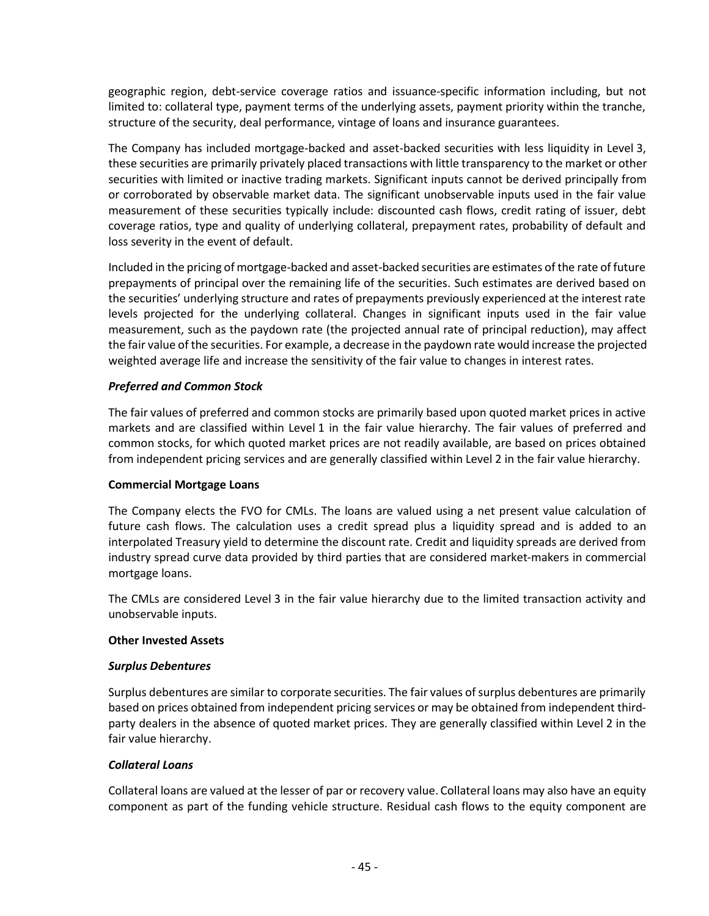geographic region, debt-service coverage ratios and issuance-specific information including, but not limited to: collateral type, payment terms of the underlying assets, payment priority within the tranche, structure of the security, deal performance, vintage of loans and insurance guarantees.

The Company has included mortgage-backed and asset-backed securities with less liquidity in Level 3, these securities are primarily privately placed transactions with little transparency to the market or other securities with limited or inactive trading markets. Significant inputs cannot be derived principally from or corroborated by observable market data. The significant unobservable inputs used in the fair value measurement of these securities typically include: discounted cash flows, credit rating of issuer, debt coverage ratios, type and quality of underlying collateral, prepayment rates, probability of default and loss severity in the event of default.

Included in the pricing of mortgage-backed and asset-backed securities are estimates of the rate of future prepayments of principal over the remaining life of the securities. Such estimates are derived based on the securities' underlying structure and rates of prepayments previously experienced at the interest rate levels projected for the underlying collateral. Changes in significant inputs used in the fair value measurement, such as the paydown rate (the projected annual rate of principal reduction), may affect the fair value of the securities. For example, a decrease in the paydown rate would increase the projected weighted average life and increase the sensitivity of the fair value to changes in interest rates.

***Preferred and Common Stock***

The fair values of preferred and common stocks are primarily based upon quoted market prices in active markets and are classified within Level 1 in the fair value hierarchy. The fair values of preferred and common stocks, for which quoted market prices are not readily available, are based on prices obtained from independent pricing services and are generally classified within Level 2 in the fair value hierarchy.

**Commercial Mortgage Loans**

The Company elects the FVO for CMLs. The loans are valued using a net present value calculation of future cash flows. The calculation uses a credit spread plus a liquidity spread and is added to an interpolated Treasury yield to determine the discount rate. Credit and liquidity spreads are derived from industry spread curve data provided by third parties that are considered market-makers in commercial mortgage loans.

The CMLs are considered Level 3 in the fair value hierarchy due to the limited transaction activity and unobservable inputs.

**Other Invested Assets**

***Surplus Debentures***

Surplus debentures are similar to corporate securities. The fair values of surplus debentures are primarily based on prices obtained from independent pricing services or may be obtained from independent third-party dealers in the absence of quoted market prices. They are generally classified within Level 2 in the fair value hierarchy.

***Collateral Loans***

Collateral loans are valued at the lesser of par or recovery value. Collateral loans may also have an equity component as part of the funding vehicle structure. Residual cash flows to the equity component are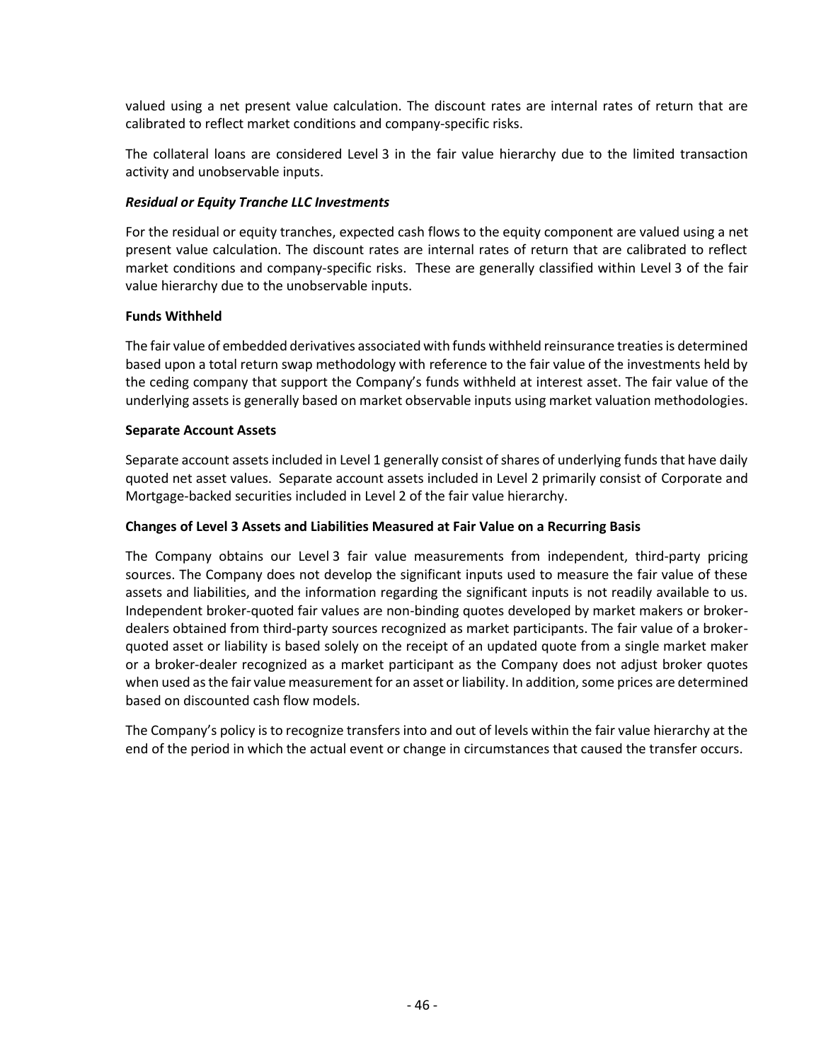valued using a net present value calculation. The discount rates are internal rates of return that are calibrated to reflect market conditions and company-specific risks.

The collateral loans are considered Level 3 in the fair value hierarchy due to the limited transaction activity and unobservable inputs.

***Residual or Equity Tranche LLC Investments***

For the residual or equity tranches, expected cash flows to the equity component are valued using a net present value calculation. The discount rates are internal rates of return that are calibrated to reflect market conditions and company-specific risks. These are generally classified within Level 3 of the fair value hierarchy due to the unobservable inputs.

**Funds Withheld**

The fair value of embedded derivatives associated with funds withheld reinsurance treaties is determined based upon a total return swap methodology with reference to the fair value of the investments held by the ceding company that support the Company's funds withheld at interest asset. The fair value of the underlying assets is generally based on market observable inputs using market valuation methodologies.

**Separate Account Assets**

Separate account assets included in Level 1 generally consist of shares of underlying funds that have daily quoted net asset values. Separate account assets included in Level 2 primarily consist of Corporate and Mortgage-backed securities included in Level 2 of the fair value hierarchy.

**Changes of Level 3 Assets and Liabilities Measured at Fair Value on a Recurring Basis**

The Company obtains our Level 3 fair value measurements from independent, third-party pricing sources. The Company does not develop the significant inputs used to measure the fair value of these assets and liabilities, and the information regarding the significant inputs is not readily available to us. Independent broker-quoted fair values are non-binding quotes developed by market makers or broker-dealers obtained from third-party sources recognized as market participants. The fair value of a broker-quoted asset or liability is based solely on the receipt of an updated quote from a single market maker or a broker-dealer recognized as a market participant as the Company does not adjust broker quotes when used as the fair value measurement for an asset or liability. In addition, some prices are determined based on discounted cash flow models.

The Company's policy is to recognize transfers into and out of levels within the fair value hierarchy at the end of the period in which the actual event or change in circumstances that caused the transfer occurs.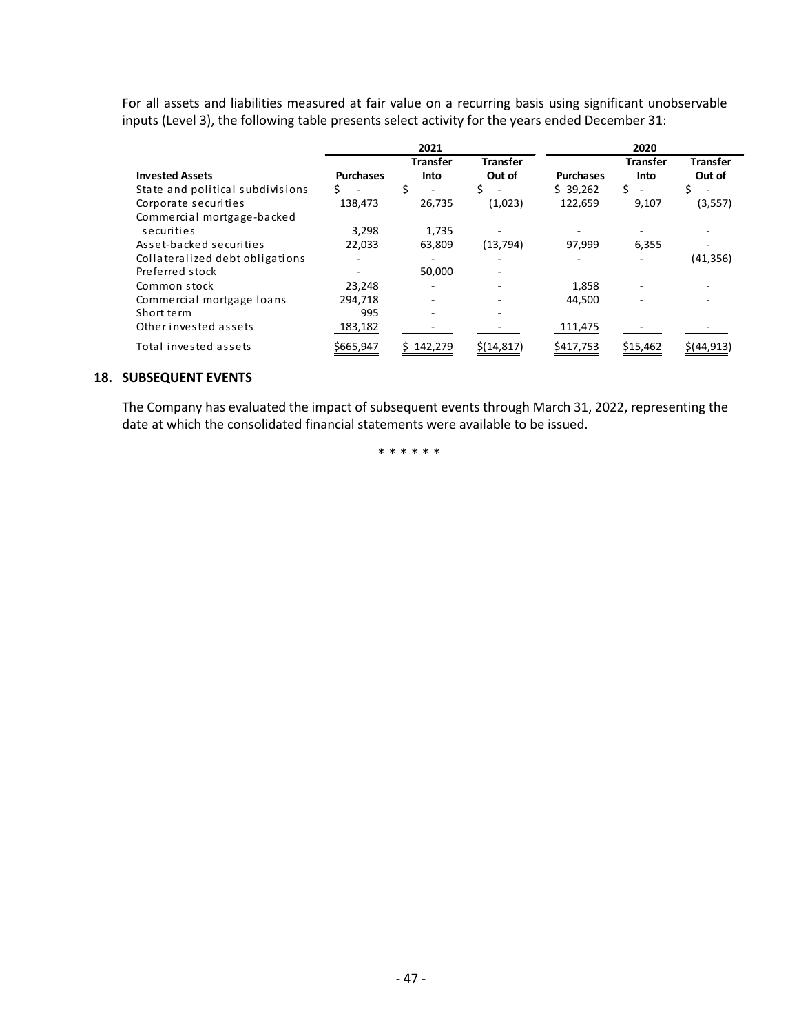For all assets and liabilities measured at fair value on a recurring basis using significant unobservable inputs (Level 3), the following table presents select activity for the years ended December 31:

| | 2021 | | | 2020 | | |
|---|---|---|---|---|---|---|
| **Invested Assets** | **Purchases** | **Transfer Into** | **Transfer Out of** | **Purchases** | **Transfer Into** | **Transfer Out of** |
| State and political subdivisions | $ - | $ - | $ - | $ 39,262 | $ - | $ - |
| Corporate securities | 138,473 | 26,735 | (1,023) | 122,659 | 9,107 | (3,557) |
| Commercial mortgage-backed securities | 3,298 | 1,735 | - | - | - | - |
| Asset-backed securities | 22,033 | 63,809 | (13,794) | 97,999 | 6,355 | - |
| Collateralized debt obligations | - | - | - | - | - | (41,356) |
| Preferred stock | - | 50,000 | - | | | |
| Common stock | 23,248 | - | - | 1,858 | - | - |
| Commercial mortgage loans | 294,718 | - | - | 44,500 | - | - |
| Short term | 995 | - | - | | | |
| Other invested assets | 183,182 | - | - | 111,475 | - | - |
| Total invested assets | $665,947 | $ 142,279 | $(14,817) | $417,753 | $15,462 | $(44,913) |

## 18. SUBSEQUENT EVENTS

The Company has evaluated the impact of subsequent events through March 31, 2022, representing the date at which the consolidated financial statements were available to be issued.

\* \* \* \* \* \*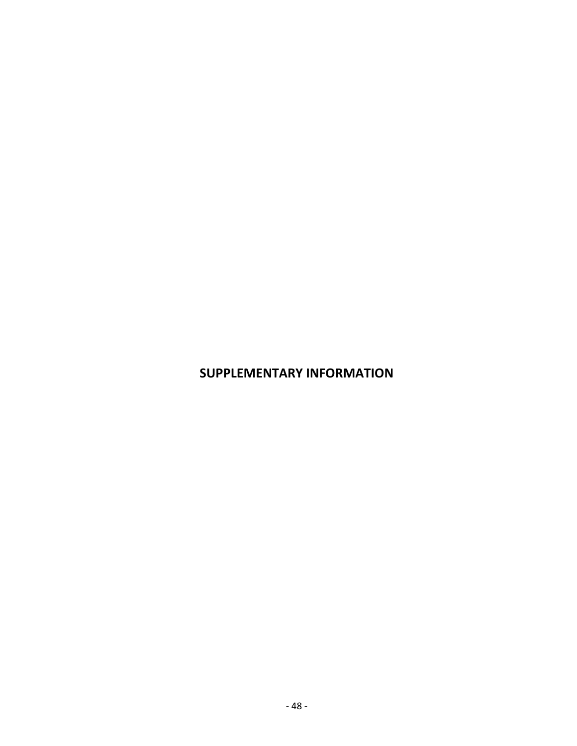# SUPPLEMENTARY INFORMATION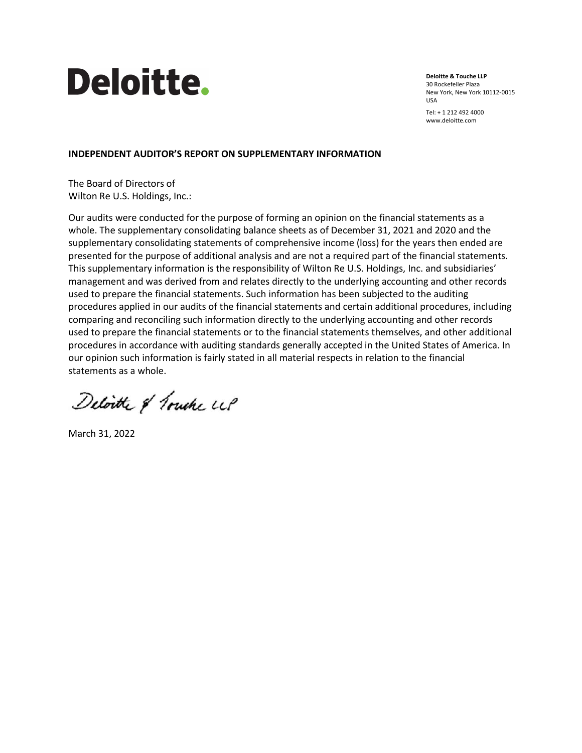**Deloitte.**

**Deloitte & Touche LLP**
30 Rockefeller Plaza
New York, New York 10112-0015
USA

Tel: + 1 212 492 4000
www.deloitte.com

**INDEPENDENT AUDITOR'S REPORT ON SUPPLEMENTARY INFORMATION**

The Board of Directors of
Wilton Re U.S. Holdings, Inc.:

Our audits were conducted for the purpose of forming an opinion on the financial statements as a whole. The supplementary consolidating balance sheets as of December 31, 2021 and 2020 and the supplementary consolidating statements of comprehensive income (loss) for the years then ended are presented for the purpose of additional analysis and are not a required part of the financial statements. This supplementary information is the responsibility of Wilton Re U.S. Holdings, Inc. and subsidiaries' management and was derived from and relates directly to the underlying accounting and other records used to prepare the financial statements. Such information has been subjected to the auditing procedures applied in our audits of the financial statements and certain additional procedures, including comparing and reconciling such information directly to the underlying accounting and other records used to prepare the financial statements or to the financial statements themselves, and other additional procedures in accordance with auditing standards generally accepted in the United States of America. In our opinion such information is fairly stated in all material respects in relation to the financial statements as a whole.

Deloitte & Touche LLP

March 31, 2022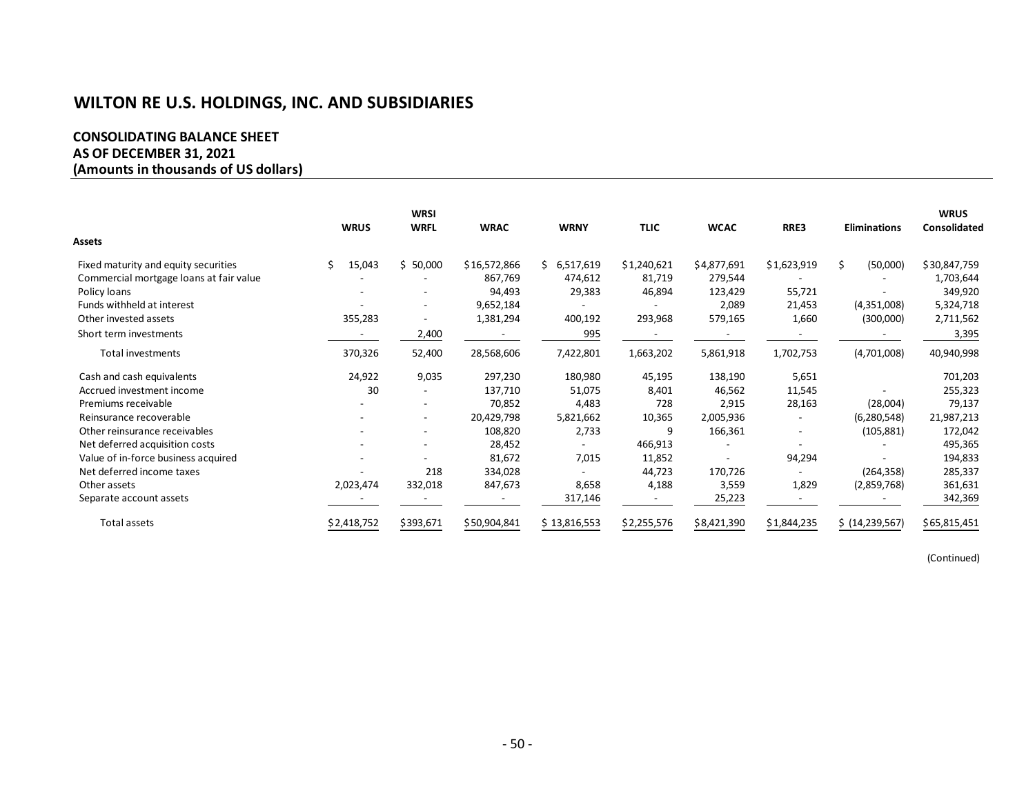# WILTON RE U.S. HOLDINGS, INC. AND SUBSIDIARIES

## CONSOLIDATING BALANCE SHEET
## AS OF DECEMBER 31, 2021
## (Amounts in thousands of US dollars)

| | WRUS | WRSI WRFL | WRAC | WRNY | TLIC | WCAC | RRE3 | Eliminations | WRUS Consolidated |
|---|---|---|---|---|---|---|---|---|---|
| **Assets** | | | | | | | | | |
| Fixed maturity and equity securities | $ 15,043 | $ 50,000 | $16,572,866 | $ 6,517,619 | $1,240,621 | $4,877,691 | $1,623,919 | $ (50,000) | $30,847,759 |
| Commercial mortgage loans at fair value | - | - | 867,769 | 474,612 | 81,719 | 279,544 | - | - | 1,703,644 |
| Policy loans | - | - | 94,493 | 29,383 | 46,894 | 123,429 | 55,721 | - | 349,920 |
| Funds withheld at interest | - | - | 9,652,184 | - | - | 2,089 | 21,453 | (4,351,008) | 5,324,718 |
| Other invested assets | 355,283 | - | 1,381,294 | 400,192 | 293,968 | 579,165 | 1,660 | (300,000) | 2,711,562 |
| Short term investments | - | 2,400 | - | 995 | - | - | - | - | 3,395 |
| Total investments | 370,326 | 52,400 | 28,568,606 | 7,422,801 | 1,663,202 | 5,861,918 | 1,702,753 | (4,701,008) | 40,940,998 |
| Cash and cash equivalents | 24,922 | 9,035 | 297,230 | 180,980 | 45,195 | 138,190 | 5,651 | | 701,203 |
| Accrued investment income | 30 | - | 137,710 | 51,075 | 8,401 | 46,562 | 11,545 | - | 255,323 |
| Premiums receivable | - | - | 70,852 | 4,483 | 728 | 2,915 | 28,163 | (28,004) | 79,137 |
| Reinsurance recoverable | - | - | 20,429,798 | 5,821,662 | 10,365 | 2,005,936 | - | (6,280,548) | 21,987,213 |
| Other reinsurance receivables | - | - | 108,820 | 2,733 | 9 | 166,361 | - | (105,881) | 172,042 |
| Net deferred acquisition costs | - | - | 28,452 | - | 466,913 | - | - | - | 495,365 |
| Value of in-force business acquired | - | - | 81,672 | 7,015 | 11,852 | - | 94,294 | - | 194,833 |
| Net deferred income taxes | - | 218 | 334,028 | - | 44,723 | 170,726 | - | (264,358) | 285,337 |
| Other assets | 2,023,474 | 332,018 | 847,673 | 8,658 | 4,188 | 3,559 | 1,829 | (2,859,768) | 361,631 |
| Separate account assets | - | - | - | 317,146 | - | 25,223 | - | - | 342,369 |
| Total assets | $2,418,752 | $393,671 | $50,904,841 | $ 13,816,553 | $2,255,576 | $8,421,390 | $1,844,235 | $ (14,239,567) | $65,815,451 |

(Continued)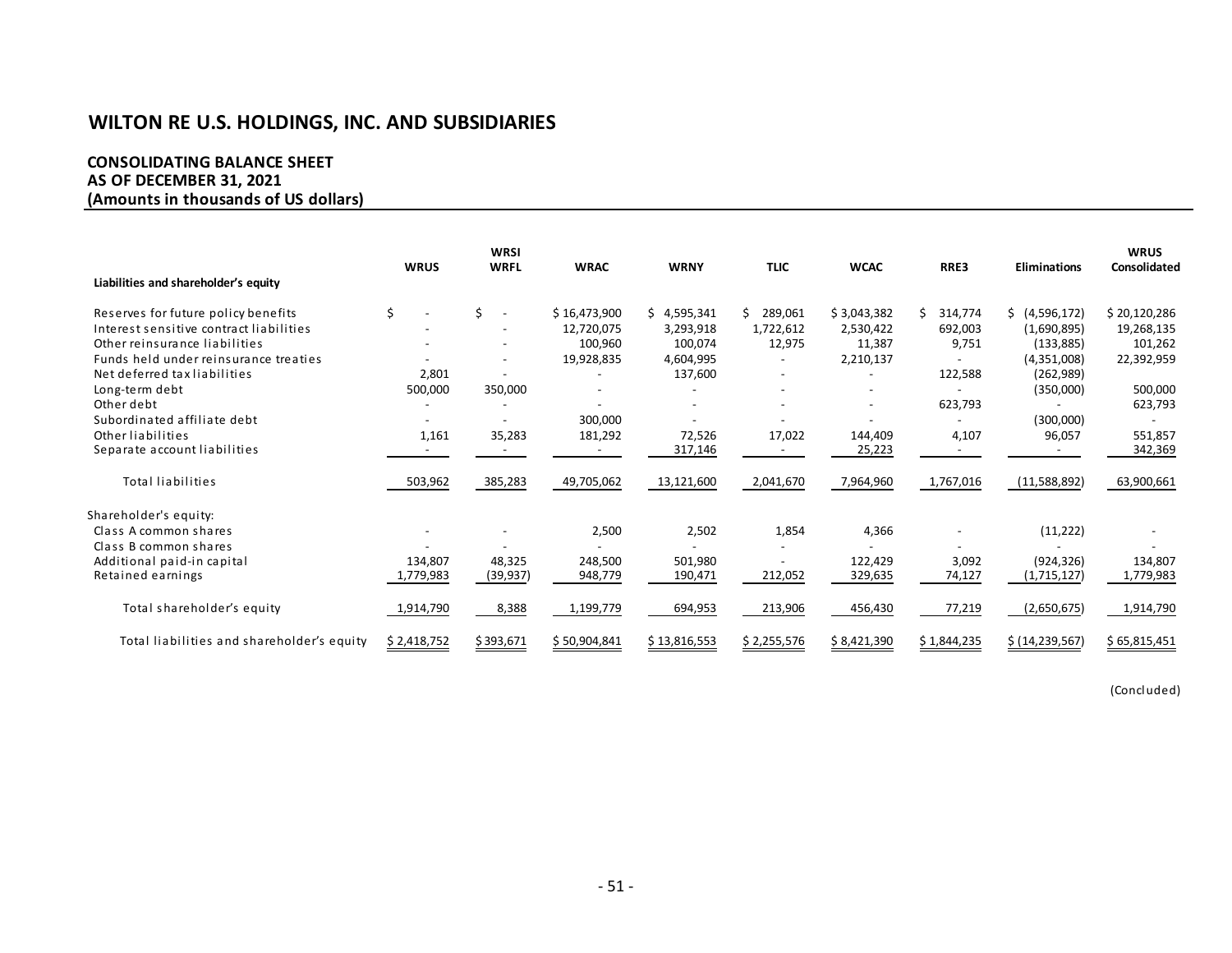# WILTON RE U.S. HOLDINGS, INC. AND SUBSIDIARIES

## CONSOLIDATING BALANCE SHEET
## AS OF DECEMBER 31, 2021
## (Amounts in thousands of US dollars)

| Liabilities and shareholder's equity | WRUS | WRSI WRFL | WRAC | WRNY | TLIC | WCAC | RRE3 | Eliminations | WRUS Consolidated |
|---|---|---|---|---|---|---|---|---|---|
| Reserves for future policy benefits | $ - | $ - | $ 16,473,900 | $ 4,595,341 | $ 289,061 | $ 3,043,382 | $ 314,774 | $ (4,596,172) | $ 20,120,286 |
| Interest sensitive contract liabilities | - | - | 12,720,075 | 3,293,918 | 1,722,612 | 2,530,422 | 692,003 | (1,690,895) | 19,268,135 |
| Other reinsurance liabilities | - | - | 100,960 | 100,074 | 12,975 | 11,387 | 9,751 | (133,885) | 101,262 |
| Funds held under reinsurance treaties | - | - | 19,928,835 | 4,604,995 | - | 2,210,137 | - | (4,351,008) | 22,392,959 |
| Net deferred tax liabilities | 2,801 | - | - | 137,600 | - | - | 122,588 | (262,989) | |
| Long-term debt | 500,000 | 350,000 | - | - | - | - | - | (350,000) | 500,000 |
| Other debt | - | - | - | - | - | - | 623,793 | - | 623,793 |
| Subordinated affiliate debt | - | - | 300,000 | - | - | - | - | (300,000) | - |
| Other liabilities | 1,161 | 35,283 | 181,292 | 72,526 | 17,022 | 144,409 | 4,107 | 96,057 | 551,857 |
| Separate account liabilities | - | - | - | 317,146 | - | 25,223 | - | - | 342,369 |
| Total liabilities | 503,962 | 385,283 | 49,705,062 | 13,121,600 | 2,041,670 | 7,964,960 | 1,767,016 | (11,588,892) | 63,900,661 |
| Shareholder's equity: | | | | | | | | | |
| Class A common shares | - | - | 2,500 | 2,502 | 1,854 | 4,366 | - | (11,222) | - |
| Class B common shares | - | - | - | - | - | - | - | - | - |
| Additional paid-in capital | 134,807 | 48,325 | 248,500 | 501,980 | - | 122,429 | 3,092 | (924,326) | 134,807 |
| Retained earnings | 1,779,983 | (39,937) | 948,779 | 190,471 | 212,052 | 329,635 | 74,127 | (1,715,127) | 1,779,983 |
| Total shareholder's equity | 1,914,790 | 8,388 | 1,199,779 | 694,953 | 213,906 | 456,430 | 77,219 | (2,650,675) | 1,914,790 |
| Total liabilities and shareholder's equity | $ 2,418,752 | $ 393,671 | $ 50,904,841 | $ 13,816,553 | $ 2,255,576 | $ 8,421,390 | $ 1,844,235 | $ (14,239,567) | $ 65,815,451 |

(Concluded)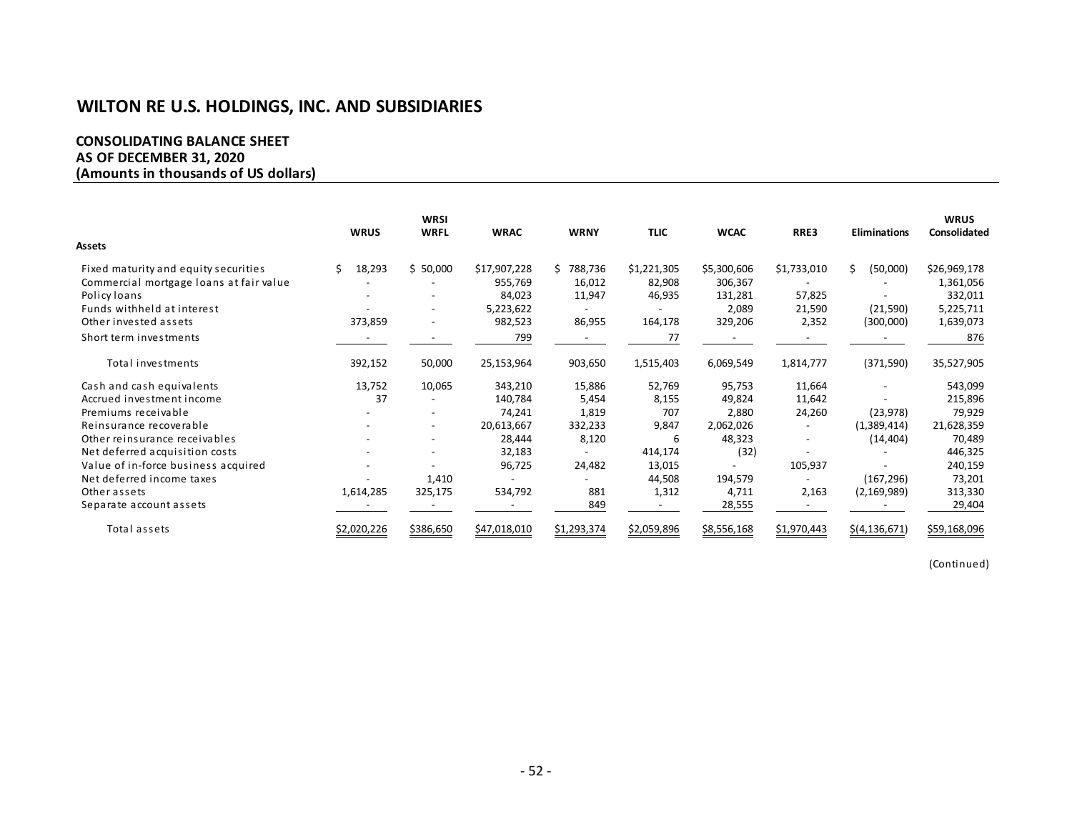# WILTON RE U.S. HOLDINGS, INC. AND SUBSIDIARIES

## CONSOLIDATING BALANCE SHEET
## AS OF DECEMBER 31, 2020
## (Amounts in thousands of US dollars)

| Assets | WRUS | WRSI WRFL | WRAC | WRNY | TLIC | WCAC | RRE3 | Eliminations | WRUS Consolidated |
|---|---|---|---|---|---|---|---|---|---|
| Fixed maturity and equity securities | $ 18,293 | $ 50,000 | $17,907,228 | $ 788,736 | $1,221,305 | $5,300,606 | $1,733,010 | $ (50,000) | $26,969,178 |
| Commercial mortgage loans at fair value | - | - | 955,769 | 16,012 | 82,908 | 306,367 | - | - | 1,361,056 |
| Policy loans | - | - | 84,023 | 11,947 | 46,935 | 131,281 | 57,825 | - | 332,011 |
| Funds withheld at interest | - | - | 5,223,622 | - | - | 2,089 | 21,590 | (21,590) | 5,225,711 |
| Other invested assets | 373,859 | - | 982,523 | 86,955 | 164,178 | 329,206 | 2,352 | (300,000) | 1,639,073 |
| Short term investments | - | - | 799 | - | 77 | - | - | - | 876 |
| Total investments | 392,152 | 50,000 | 25,153,964 | 903,650 | 1,515,403 | 6,069,549 | 1,814,777 | (371,590) | 35,527,905 |
| Cash and cash equivalents | 13,752 | 10,065 | 343,210 | 15,886 | 52,769 | 95,753 | 11,664 | - | 543,099 |
| Accrued investment income | 37 | - | 140,784 | 5,454 | 8,155 | 49,824 | 11,642 | - | 215,896 |
| Premiums receivable | - | - | 74,241 | 1,819 | 707 | 2,880 | 24,260 | (23,978) | 79,929 |
| Reinsurance recoverable | - | - | 20,613,667 | 332,233 | 9,847 | 2,062,026 | - | (1,389,414) | 21,628,359 |
| Other reinsurance receivables | - | - | 28,444 | 8,120 | 6 | 48,323 | - | (14,404) | 70,489 |
| Net deferred acquisition costs | - | - | 32,183 | - | 414,174 | (32) | - | - | 446,325 |
| Value of in-force business acquired | - | - | 96,725 | 24,482 | 13,015 | - | 105,937 | - | 240,159 |
| Net deferred income taxes | - | 1,410 | - | - | 44,508 | 194,579 | - | (167,296) | 73,201 |
| Other assets | 1,614,285 | 325,175 | 534,792 | 881 | 1,312 | 4,711 | 2,163 | (2,169,989) | 313,330 |
| Separate account assets | - | - | - | 849 | - | 28,555 | - | - | 29,404 |
| Total assets | $2,020,226 | $386,650 | $47,018,010 | $1,293,374 | $2,059,896 | $8,556,168 | $1,970,443 | $(4,136,671) | $59,168,096 |

(Continued)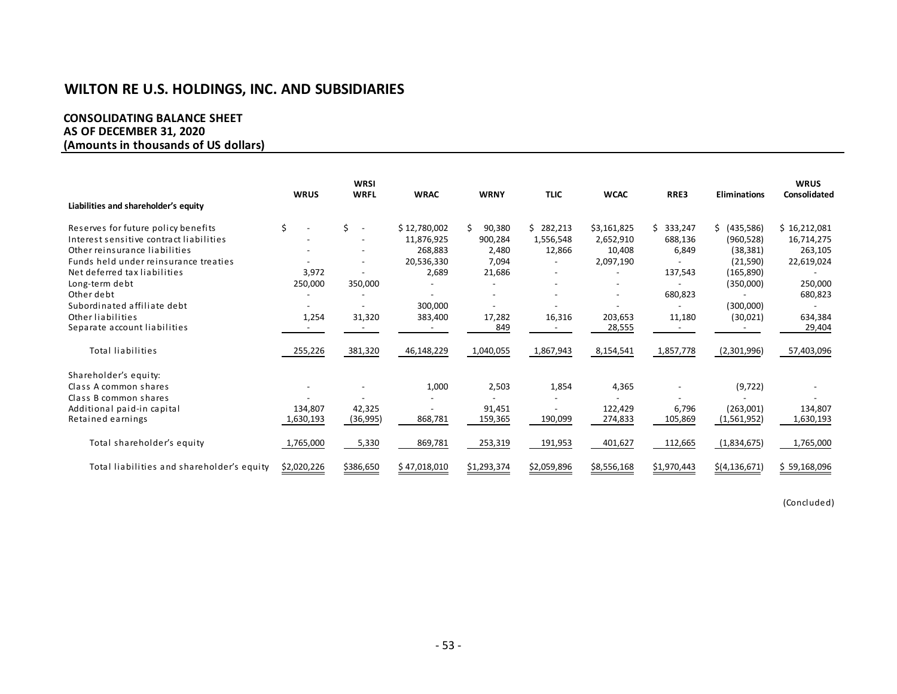# WILTON RE U.S. HOLDINGS, INC. AND SUBSIDIARIES

**CONSOLIDATING BALANCE SHEET**
**AS OF DECEMBER 31, 2020**
**(Amounts in thousands of US dollars)**

| | WRUS | WRSI WRFL | WRAC | WRNY | TLIC | WCAC | RRE3 | Eliminations | WRUS Consolidated |
|---|---|---|---|---|---|---|---|---|---|
| **Liabilities and shareholder's equity** | | | | | | | | | |
| Reserves for future policy benefits | $ - | $ - | $ 12,780,002 | $ 90,380 | $ 282,213 | $3,161,825 | $ 333,247 | $ (435,586) | $ 16,212,081 |
| Interest sensitive contract liabilities | - | - | 11,876,925 | 900,284 | 1,556,548 | 2,652,910 | 688,136 | (960,528) | 16,714,275 |
| Other reinsurance liabilities | - | - | 268,883 | 2,480 | 12,866 | 10,408 | 6,849 | (38,381) | 263,105 |
| Funds held under reinsurance treaties | - | - | 20,536,330 | 7,094 | - | 2,097,190 | - | (21,590) | 22,619,024 |
| Net deferred tax liabilities | 3,972 | - | 2,689 | 21,686 | - | - | 137,543 | (165,890) | - |
| Long-term debt | 250,000 | 350,000 | - | - | - | - | - | (350,000) | 250,000 |
| Other debt | - | - | - | - | - | - | 680,823 | - | 680,823 |
| Subordinated affiliate debt | - | - | 300,000 | - | - | - | - | (300,000) | - |
| Other liabilities | 1,254 | 31,320 | 383,400 | 17,282 | 16,316 | 203,653 | 11,180 | (30,021) | 634,384 |
| Separate account liabilities | - | - | - | 849 | - | 28,555 | - | - | 29,404 |
| Total liabilities | 255,226 | 381,320 | 46,148,229 | 1,040,055 | 1,867,943 | 8,154,541 | 1,857,778 | (2,301,996) | 57,403,096 |
| Shareholder's equity: | | | | | | | | | |
| Class A common shares | - | - | 1,000 | 2,503 | 1,854 | 4,365 | - | (9,722) | - |
| Class B common shares | - | - | - | - | - | - | - | - | - |
| Additional paid-in capital | 134,807 | 42,325 | - | 91,451 | - | 122,429 | 6,796 | (263,001) | 134,807 |
| Retained earnings | 1,630,193 | (36,995) | 868,781 | 159,365 | 190,099 | 274,833 | 105,869 | (1,561,952) | 1,630,193 |
| Total shareholder's equity | 1,765,000 | 5,330 | 869,781 | 253,319 | 191,953 | 401,627 | 112,665 | (1,834,675) | 1,765,000 |
| Total liabilities and shareholder's equity | $2,020,226 | $386,650 | $ 47,018,010 | $1,293,374 | $2,059,896 | $8,556,168 | $1,970,443 | $(4,136,671) | $ 59,168,096 |

(Concluded)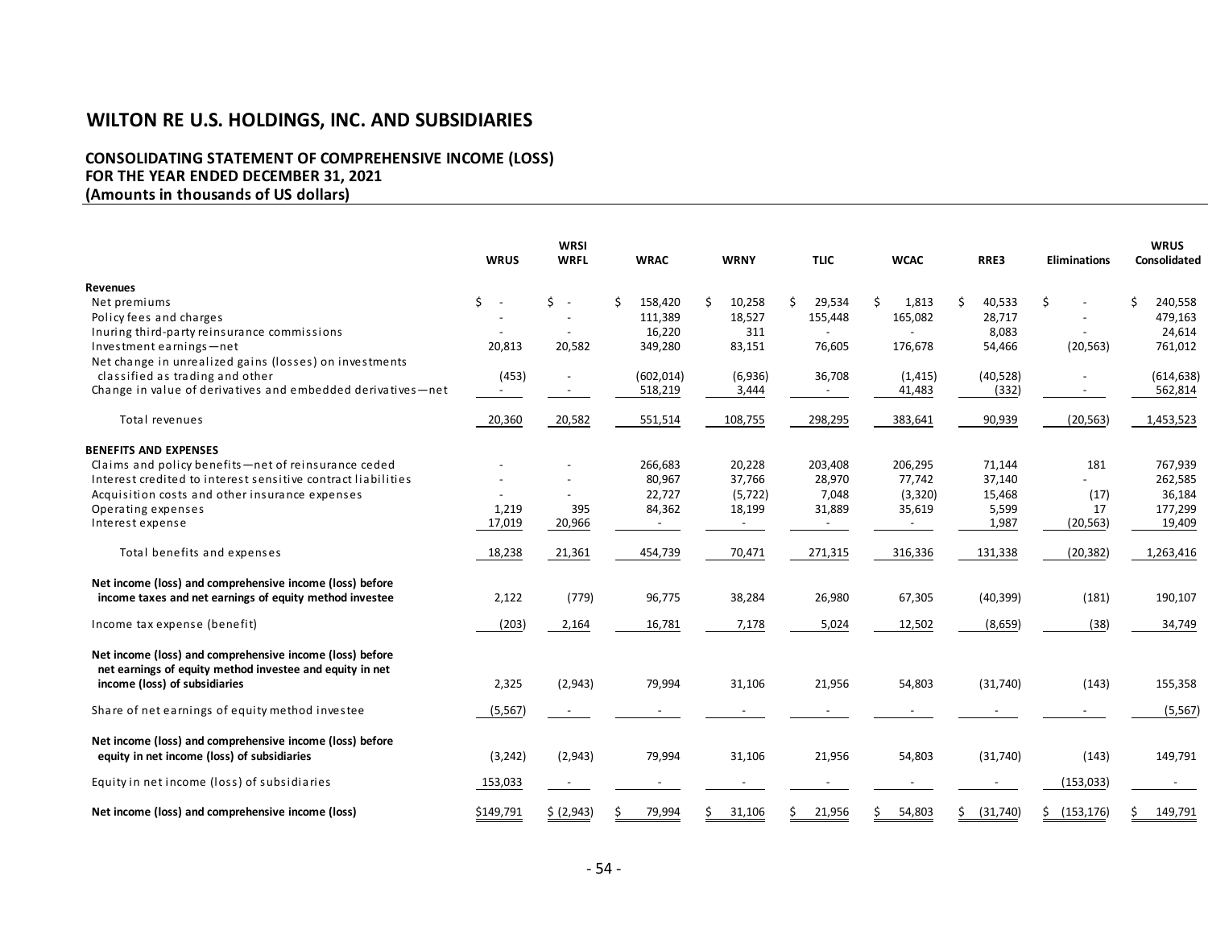# WILTON RE U.S. HOLDINGS, INC. AND SUBSIDIARIES

## CONSOLIDATING STATEMENT OF COMPREHENSIVE INCOME (LOSS)
## FOR THE YEAR ENDED DECEMBER 31, 2021
## (Amounts in thousands of US dollars)

| | WRUS | WRSI WRFL | WRAC | WRNY | TLIC | WCAC | RRE3 | Eliminations | WRUS Consolidated |
|---|---|---|---|---|---|---|---|---|---|
| **Revenues** | | | | | | | | | |
| Net premiums | $ - | $ - | $ 158,420 | $ 10,258 | $ 29,534 | $ 1,813 | $ 40,533 | $ - | $ 240,558 |
| Policy fees and charges | - | - | 111,389 | 18,527 | 155,448 | 165,082 | 28,717 | - | 479,163 |
| Inuring third-party reinsurance commissions | - | - | 16,220 | 311 | - | - | 8,083 | - | 24,614 |
| Investment earnings—net | 20,813 | 20,582 | 349,280 | 83,151 | 76,605 | 176,678 | 54,466 | (20,563) | 761,012 |
| Net change in unrealized gains (losses) on investments classified as trading and other | (453) | - | (602,014) | (6,936) | 36,708 | (1,415) | (40,528) | - | (614,638) |
| Change in value of derivatives and embedded derivatives—net | - | - | 518,219 | 3,444 | - | 41,483 | (332) | - | 562,814 |
| Total revenues | 20,360 | 20,582 | 551,514 | 108,755 | 298,295 | 383,641 | 90,939 | (20,563) | 1,453,523 |
| **BENEFITS AND EXPENSES** | | | | | | | | | |
| Claims and policy benefits—net of reinsurance ceded | - | - | 266,683 | 20,228 | 203,408 | 206,295 | 71,144 | 181 | 767,939 |
| Interest credited to interest sensitive contract liabilities | - | - | 80,967 | 37,766 | 28,970 | 77,742 | 37,140 | - | 262,585 |
| Acquisition costs and other insurance expenses | - | - | 22,727 | (5,722) | 7,048 | (3,320) | 15,468 | (17) | 36,184 |
| Operating expenses | 1,219 | 395 | 84,362 | 18,199 | 31,889 | 35,619 | 5,599 | 17 | 177,299 |
| Interest expense | 17,019 | 20,966 | - | - | - | - | 1,987 | (20,563) | 19,409 |
| Total benefits and expenses | 18,238 | 21,361 | 454,739 | 70,471 | 271,315 | 316,336 | 131,338 | (20,382) | 1,263,416 |
| **Net income (loss) and comprehensive income (loss) before income taxes and net earnings of equity method investee** | 2,122 | (779) | 96,775 | 38,284 | 26,980 | 67,305 | (40,399) | (181) | 190,107 |
| Income tax expense (benefit) | (203) | 2,164 | 16,781 | 7,178 | 5,024 | 12,502 | (8,659) | (38) | 34,749 |
| **Net income (loss) and comprehensive income (loss) before net earnings of equity method investee and equity in net income (loss) of subsidiaries** | 2,325 | (2,943) | 79,994 | 31,106 | 21,956 | 54,803 | (31,740) | (143) | 155,358 |
| Share of net earnings of equity method investee | (5,567) | - | - | - | - | - | - | - | (5,567) |
| **Net income (loss) and comprehensive income (loss) before equity in net income (loss) of subsidiaries** | (3,242) | (2,943) | 79,994 | 31,106 | 21,956 | 54,803 | (31,740) | (143) | 149,791 |
| Equity in net income (loss) of subsidiaries | 153,033 | - | - | - | - | - | - | (153,033) | - |
| **Net income (loss) and comprehensive income (loss)** | $149,791 | $ (2,943) | $ 79,994 | $ 31,106 | $ 21,956 | $ 54,803 | $ (31,740) | $ (153,176) | $ 149,791 |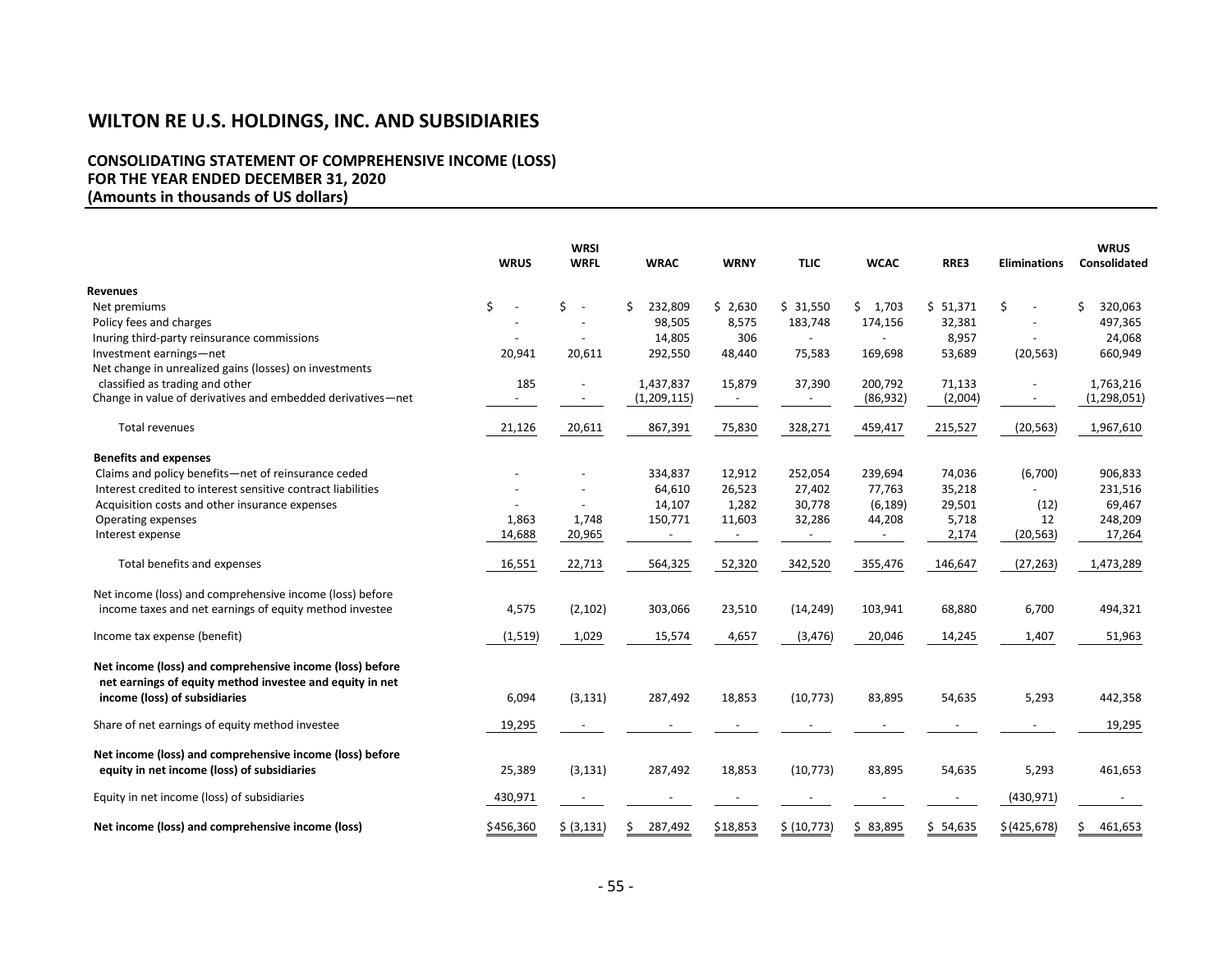# WILTON RE U.S. HOLDINGS, INC. AND SUBSIDIARIES

## CONSOLIDATING STATEMENT OF COMPREHENSIVE INCOME (LOSS)
## FOR THE YEAR ENDED DECEMBER 31, 2020
## (Amounts in thousands of US dollars)

| | WRUS | WRSI WRFL | WRAC | WRNY | TLIC | WCAC | RRE3 | Eliminations | WRUS Consolidated |
|---|---|---|---|---|---|---|---|---|---|
| **Revenues** | | | | | | | | | |
| Net premiums | $ - | $ - | $ 232,809 | $ 2,630 | $ 31,550 | $ 1,703 | $ 51,371 | $ - | $ 320,063 |
| Policy fees and charges | - | - | 98,505 | 8,575 | 183,748 | 174,156 | 32,381 | - | 497,365 |
| Inuring third-party reinsurance commissions | - | - | 14,805 | 306 | - | - | 8,957 | - | 24,068 |
| Investment earnings—net | 20,941 | 20,611 | 292,550 | 48,440 | 75,583 | 169,698 | 53,689 | (20,563) | 660,949 |
| Net change in unrealized gains (losses) on investments classified as trading and other | 185 | - | 1,437,837 | 15,879 | 37,390 | 200,792 | 71,133 | - | 1,763,216 |
| Change in value of derivatives and embedded derivatives—net | - | - | (1,209,115) | - | - | (86,932) | (2,004) | - | (1,298,051) |
| Total revenues | 21,126 | 20,611 | 867,391 | 75,830 | 328,271 | 459,417 | 215,527 | (20,563) | 1,967,610 |
| **Benefits and expenses** | | | | | | | | | |
| Claims and policy benefits—net of reinsurance ceded | - | - | 334,837 | 12,912 | 252,054 | 239,694 | 74,036 | (6,700) | 906,833 |
| Interest credited to interest sensitive contract liabilities | - | - | 64,610 | 26,523 | 27,402 | 77,763 | 35,218 | - | 231,516 |
| Acquisition costs and other insurance expenses | - | - | 14,107 | 1,282 | 30,778 | (6,189) | 29,501 | (12) | 69,467 |
| Operating expenses | 1,863 | 1,748 | 150,771 | 11,603 | 32,286 | 44,208 | 5,718 | 12 | 248,209 |
| Interest expense | 14,688 | 20,965 | - | - | - | - | 2,174 | (20,563) | 17,264 |
| Total benefits and expenses | 16,551 | 22,713 | 564,325 | 52,320 | 342,520 | 355,476 | 146,647 | (27,263) | 1,473,289 |
| Net income (loss) and comprehensive income (loss) before income taxes and net earnings of equity method investee | 4,575 | (2,102) | 303,066 | 23,510 | (14,249) | 103,941 | 68,880 | 6,700 | 494,321 |
| Income tax expense (benefit) | (1,519) | 1,029 | 15,574 | 4,657 | (3,476) | 20,046 | 14,245 | 1,407 | 51,963 |
| **Net income (loss) and comprehensive income (loss) before net earnings of equity method investee and equity in net income (loss) of subsidiaries** | 6,094 | (3,131) | 287,492 | 18,853 | (10,773) | 83,895 | 54,635 | 5,293 | 442,358 |
| Share of net earnings of equity method investee | 19,295 | - | - | - | - | - | - | - | 19,295 |
| **Net income (loss) and comprehensive income (loss) before equity in net income (loss) of subsidiaries** | 25,389 | (3,131) | 287,492 | 18,853 | (10,773) | 83,895 | 54,635 | 5,293 | 461,653 |
| Equity in net income (loss) of subsidiaries | 430,971 | - | - | - | - | - | - | (430,971) | - |
| **Net income (loss) and comprehensive income (loss)** | $456,360 | $ (3,131) | $ 287,492 | $18,853 | $ (10,773) | $ 83,895 | $ 54,635 | $ (425,678) | $ 461,653 |